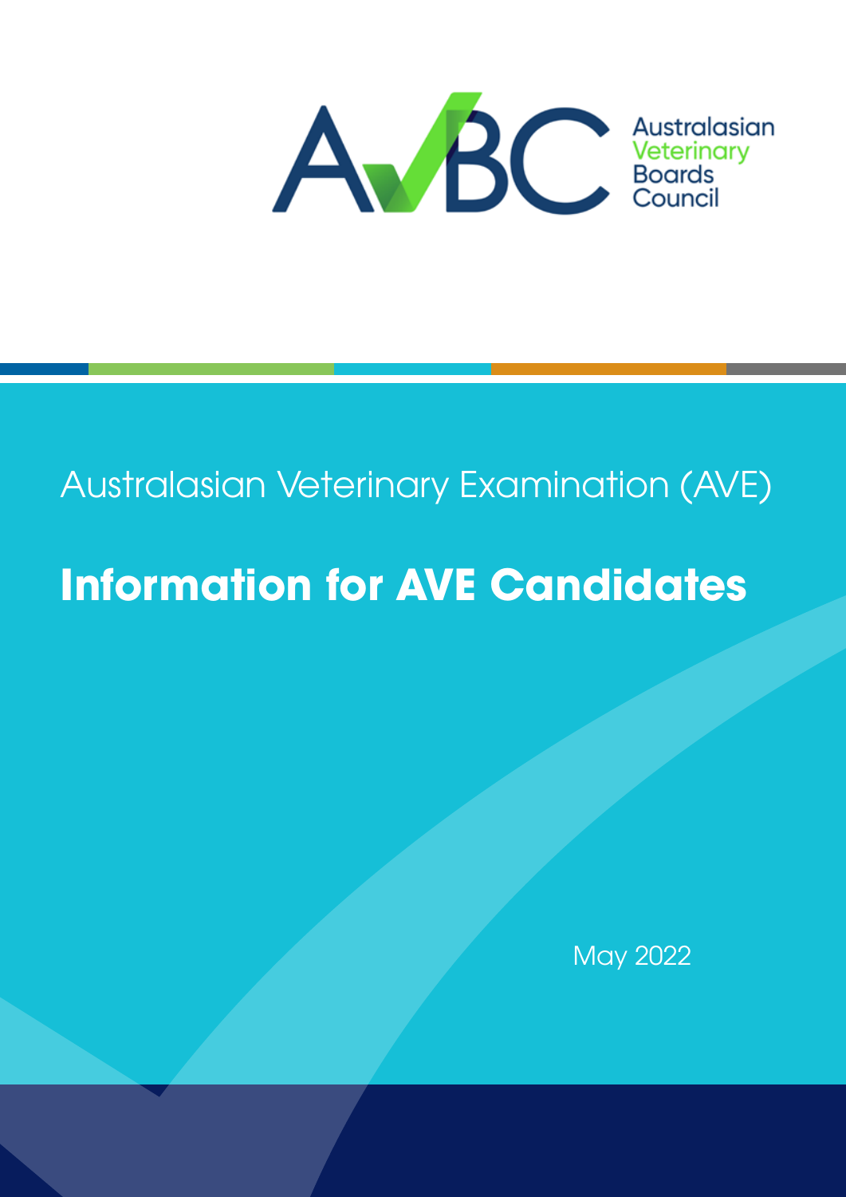AVBC Australasian Veterinary Boards Council

Australasian Veterinary Examination (AVE)

# Information for AVE Candidates

May 2022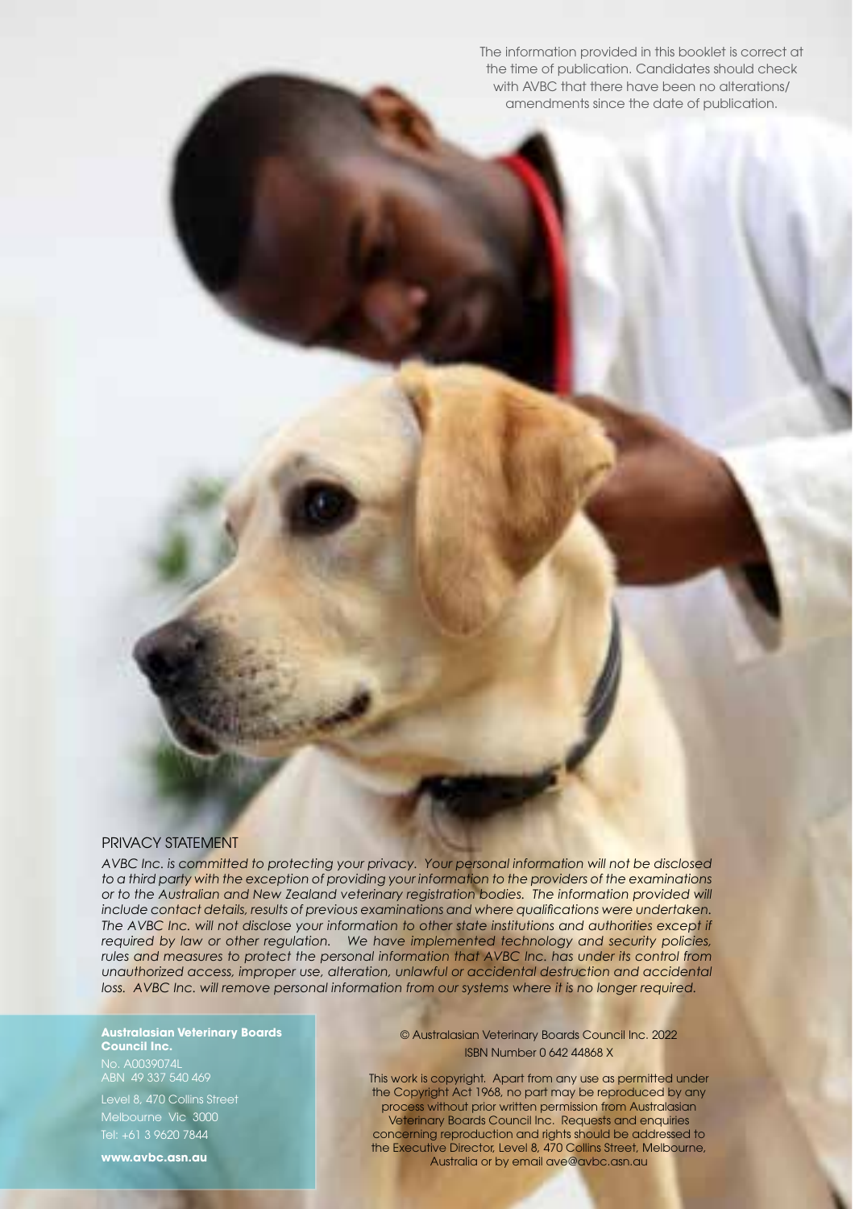The information provided in this booklet is correct at the time of publication. Candidates should check with AVBC that there have been no alterations/ amendments since the date of publication.

## PRIVACY STATEMENT

*AVBC Inc. is committed to protecting your privacy. Your personal information will not be disclosed to a third party with the exception of providing your information to the providers of the examinations or to the Australian and New Zealand veterinary registration bodies. The information provided will include contact details, results of previous examinations and where qualifications were undertaken. The AVBC Inc. will not disclose your information to other state institutions and authorities except if required by law or other regulation. We have implemented technology and security policies, rules and measures to protect the personal information that AVBC Inc. has under its control from unauthorized access, improper use, alteration, unlawful or accidental destruction and accidental loss. AVBC Inc. will remove personal information from our systems where it is no longer required.*

**Australasian Veterinary Boards Council Inc.**
No. A0039074L
ABN 49 337 540 469

Level 8, 470 Collins Street
Melbourne Vic 3000
Tel: +61 3 9620 7844

**www.avbc.asn.au**

© Australasian Veterinary Boards Council Inc. 2022
ISBN Number 0 642 44868 X

This work is copyright. Apart from any use as permitted under the Copyright Act 1968, no part may be reproduced by any process without prior written permission from Australasian Veterinary Boards Council Inc. Requests and enquiries concerning reproduction and rights should be addressed to the Executive Director, Level 8, 470 Collins Street, Melbourne, Australia or by email ave@avbc.asn.au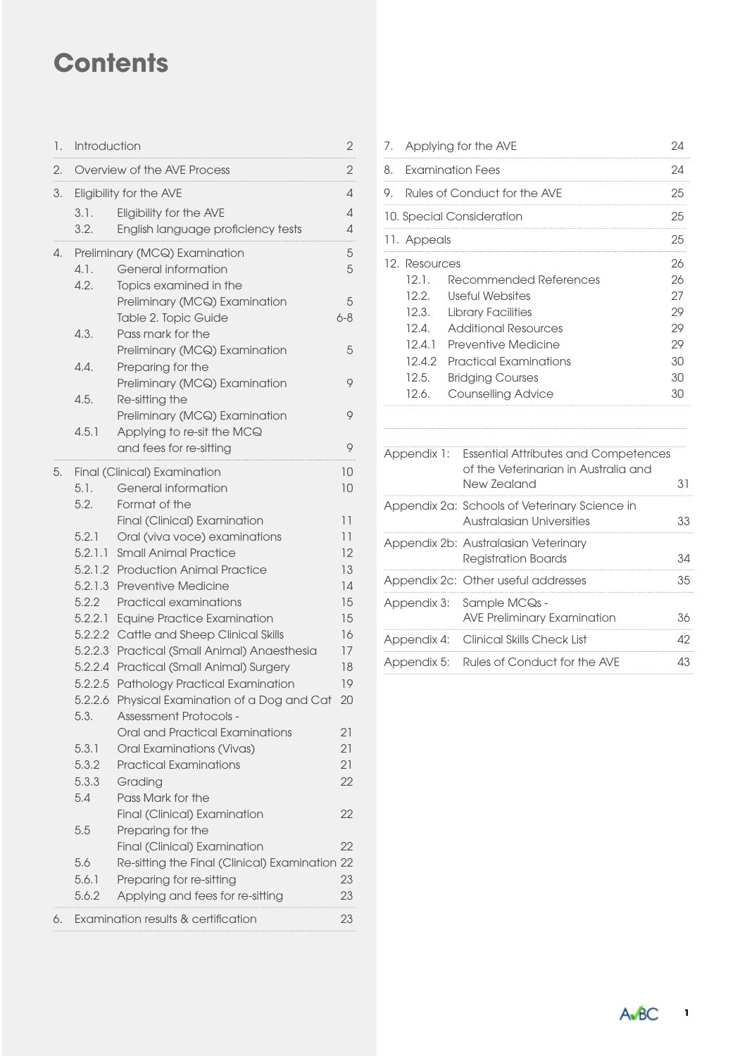# Contents

| | | |
|---|---|---|
| 1. | Introduction | 2 |
| 2. | Overview of the AVE Process | 2 |
| 3. | Eligibility for the AVE | 4 |
| 3.1. | Eligibility for the AVE | 4 |
| 3.2. | English language proficiency tests | 4 |
| 4. | Preliminary (MCQ) Examination | 5 |
| 4.1. | General information | 5 |
| 4.2. | Topics examined in the Preliminary (MCQ) Examination | 5 |
| | Table 2. Topic Guide | 6-8 |
| 4.3. | Pass mark for the Preliminary (MCQ) Examination | 5 |
| 4.4. | Preparing for the Preliminary (MCQ) Examination | 9 |
| 4.5. | Re-sitting the Preliminary (MCQ) Examination | 9 |
| 4.5.1 | Applying to re-sit the MCQ and fees for re-sitting | 9 |
| 5. | Final (Clinical) Examination | 10 |
| 5.1. | General information | 10 |
| 5.2. | Format of the Final (Clinical) Examination | 11 |
| 5.2.1 | Oral (viva voce) examinations | 11 |
| 5.2.1.1 | Small Animal Practice | 12 |
| 5.2.1.2 | Production Animal Practice | 13 |
| 5.2.1.3 | Preventive Medicine | 14 |
| 5.2.2 | Practical examinations | 15 |
| 5.2.2.1 | Equine Practice Examination | 15 |
| 5.2.2.2 | Cattle and Sheep Clinical Skills | 16 |
| 5.2.2.3 | Practical (Small Animal) Anaesthesia | 17 |
| 5.2.2.4 | Practical (Small Animal) Surgery | 18 |
| 5.2.2.5 | Pathology Practical Examination | 19 |
| 5.2.2.6 | Physical Examination of a Dog and Cat | 20 |
| 5.3. | Assessment Protocols - Oral and Practical Examinations | 21 |
| 5.3.1 | Oral Examinations (Vivas) | 21 |
| 5.3.2 | Practical Examinations | 21 |
| 5.3.3 | Grading | 22 |
| 5.4 | Pass Mark for the Final (Clinical) Examination | 22 |
| 5.5 | Preparing for the Final (Clinical) Examination | 22 |
| 5.6 | Re-sitting the Final (Clinical) Examination | 22 |
| 5.6.1 | Preparing for re-sitting | 23 |
| 5.6.2 | Applying and fees for re-sitting | 23 |
| 6. | Examination results & certification | 23 |
| 7. | Applying for the AVE | 24 |
| 8. | Examination Fees | 24 |
| 9. | Rules of Conduct for the AVE | 25 |
| 10. | Special Consideration | 25 |
| 11. | Appeals | 25 |
| 12. | Resources | 26 |
| 12.1. | Recommended References | 26 |
| 12.2. | Useful Websites | 27 |
| 12.3. | Library Facilities | 29 |
| 12.4. | Additional Resources | 29 |
| 12.4.1 | Preventive Medicine | 29 |
| 12.4.2 | Practical Examinations | 30 |
| 12.5. | Bridging Courses | 30 |
| 12.6. | Counselling Advice | 30 |

| | | |
|---|---|---|
| Appendix 1: | Essential Attributes and Competences of the Veterinarian in Australia and New Zealand | 31 |
| Appendix 2a: | Schools of Veterinary Science in Australasian Universities | 33 |
| Appendix 2b: | Australasian Veterinary Registration Boards | 34 |
| Appendix 2c: | Other useful addresses | 35 |
| Appendix 3: | Sample MCQs - AVE Preliminary Examination | 36 |
| Appendix 4: | Clinical Skills Check List | 42 |
| Appendix 5: | Rules of Conduct for the AVE | 43 |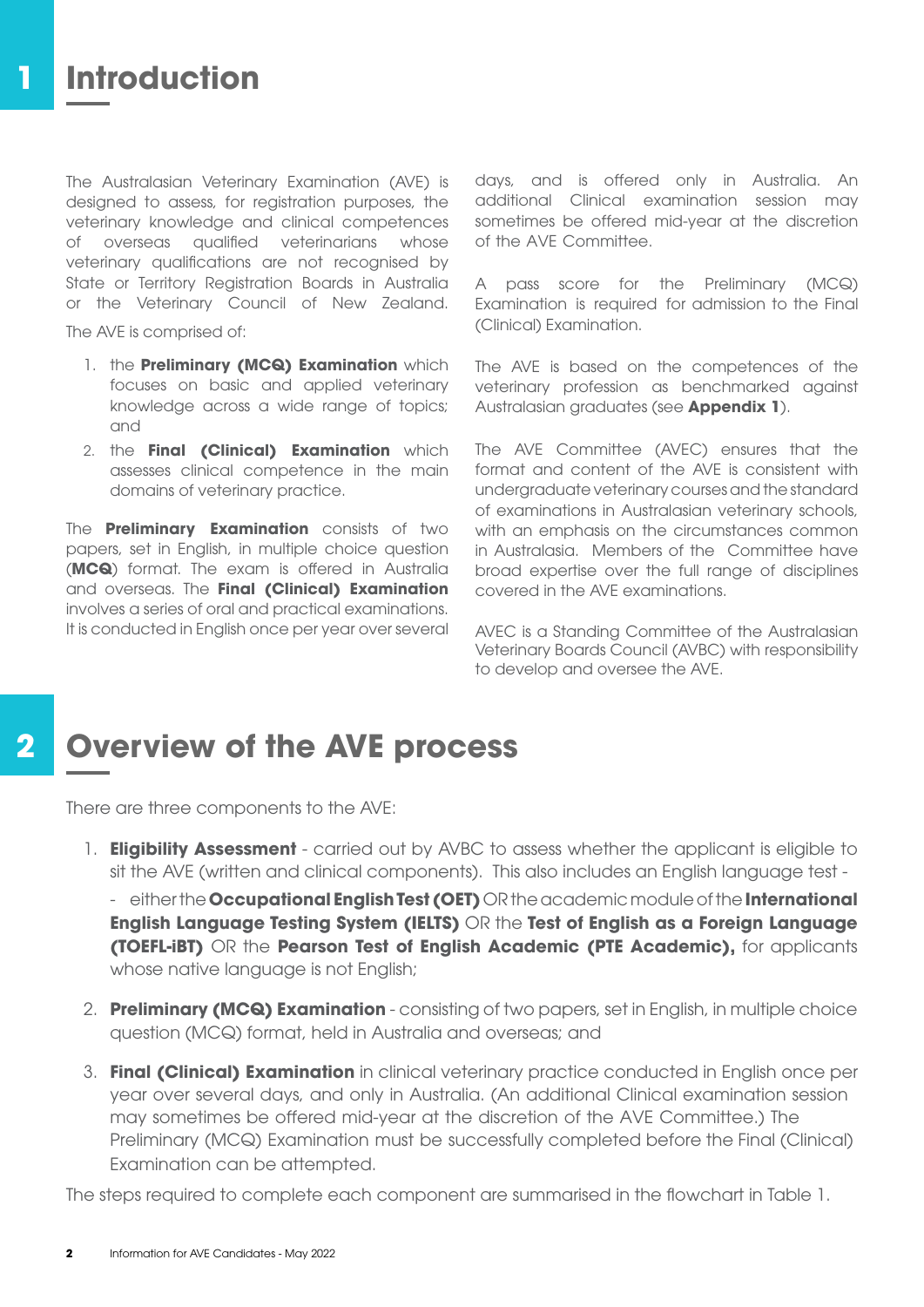# 1 Introduction

The Australasian Veterinary Examination (AVE) is designed to assess, for registration purposes, the veterinary knowledge and clinical competences of overseas qualified veterinarians whose veterinary qualifications are not recognised by State or Territory Registration Boards in Australia or the Veterinary Council of New Zealand.

The AVE is comprised of:

1. the **Preliminary (MCQ) Examination** which focuses on basic and applied veterinary knowledge across a wide range of topics; and
2. the **Final (Clinical) Examination** which assesses clinical competence in the main domains of veterinary practice.

The **Preliminary Examination** consists of two papers, set in English, in multiple choice question (**MCQ**) format. The exam is offered in Australia and overseas. The **Final (Clinical) Examination** involves a series of oral and practical examinations. It is conducted in English once per year over several days, and is offered only in Australia. An additional Clinical examination session may sometimes be offered mid-year at the discretion of the AVE Committee.

A pass score for the Preliminary (MCQ) Examination is required for admission to the Final (Clinical) Examination.

The AVE is based on the competences of the veterinary profession as benchmarked against Australasian graduates (see **Appendix 1**).

The AVE Committee (AVEC) ensures that the format and content of the AVE is consistent with undergraduate veterinary courses and the standard of examinations in Australasian veterinary schools, with an emphasis on the circumstances common in Australasia. Members of the Committee have broad expertise over the full range of disciplines covered in the AVE examinations.

AVEC is a Standing Committee of the Australasian Veterinary Boards Council (AVBC) with responsibility to develop and oversee the AVE.

# 2 Overview of the AVE process

There are three components to the AVE:

1. **Eligibility Assessment** - carried out by AVBC to assess whether the applicant is eligible to sit the AVE (written and clinical components). This also includes an English language test -
   - either the **Occupational English Test (OET)** OR the academic module of the **International English Language Testing System (IELTS)** OR the **Test of English as a Foreign Language (TOEFL-iBT)** OR the **Pearson Test of English Academic (PTE Academic),** for applicants whose native language is not English;
2. **Preliminary (MCQ) Examination** - consisting of two papers, set in English, in multiple choice question (MCQ) format, held in Australia and overseas; and
3. **Final (Clinical) Examination** in clinical veterinary practice conducted in English once per year over several days, and only in Australia. (An additional Clinical examination session may sometimes be offered mid-year at the discretion of the AVE Committee.) The Preliminary (MCQ) Examination must be successfully completed before the Final (Clinical) Examination can be attempted.

The steps required to complete each component are summarised in the flowchart in Table 1.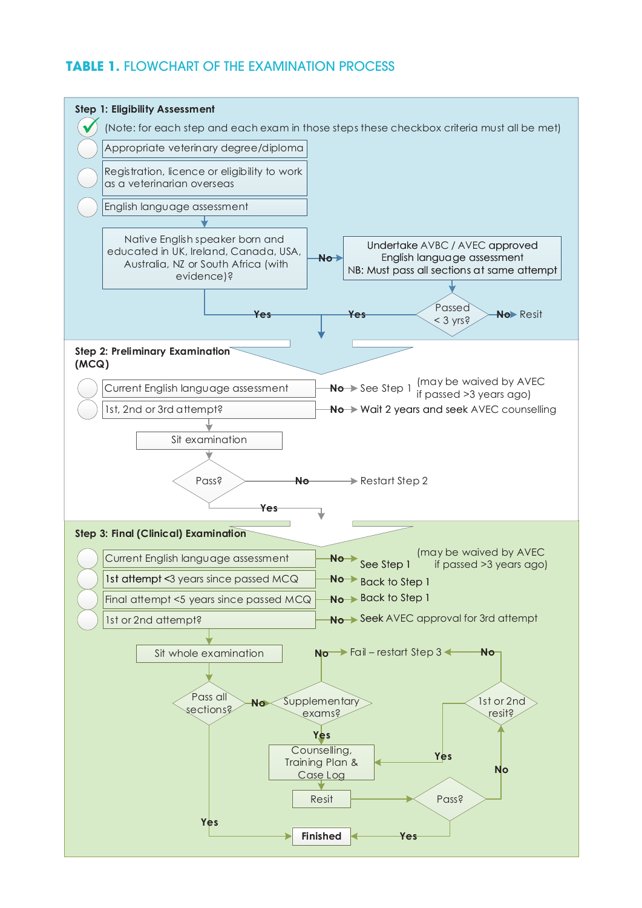## TABLE 1. FLOWCHART OF THE EXAMINATION PROCESS

### Step 1: Eligibility Assessment

✓ (Note: for each step and each exam in those steps these checkbox criteria must all be met)

- ○ Appropriate veterinary degree/diploma
- ○ Registration, licence or eligibility to work as a veterinarian overseas
- ○ English language assessment

Native English speaker born and educated in UK, Ireland, Canada, USA, Australia, NZ or South Africa (with evidence)?

- **No** → Undertake AVBC / AVEC approved English language assessment. NB: Must pass all sections at same attempt → Passed < 3 yrs?
  - **No** → Resit
  - **Yes** → Step 2
- **Yes** → Step 2

### Step 2: Preliminary Examination (MCQ)

- ○ Current English language assessment — **No** → See Step 1 (may be waived by AVEC if passed >3 years ago)
- ○ 1st, 2nd or 3rd attempt? — **No** → Wait 2 years and seek AVEC counselling

Sit examination → Pass?

- **No** → Restart Step 2
- **Yes** → Step 3

### Step 3: Final (Clinical) Examination

- ○ Current English language assessment — **No** → See Step 1 (may be waived by AVEC if passed >3 years ago)
- ○ 1st attempt <3 years since passed MCQ — **No** → Back to Step 1
- ○ Final attempt <5 years since passed MCQ — **No** → Back to Step 1
- ○ 1st or 2nd attempt? — **No** → Seek AVEC approval for 3rd attempt

Sit whole examination → Pass all sections?

- **Yes** → **Finished**
- **No** → Supplementary exams?
  - **No** → Fail – restart Step 3
  - **Yes** → Counselling, Training Plan & Case Log → Resit → Pass?
    - **Yes** → **Finished**
    - **No** → 1st or 2nd resit?
      - **Yes** → Counselling, Training Plan & Case Log
      - **No** → Fail – restart Step 3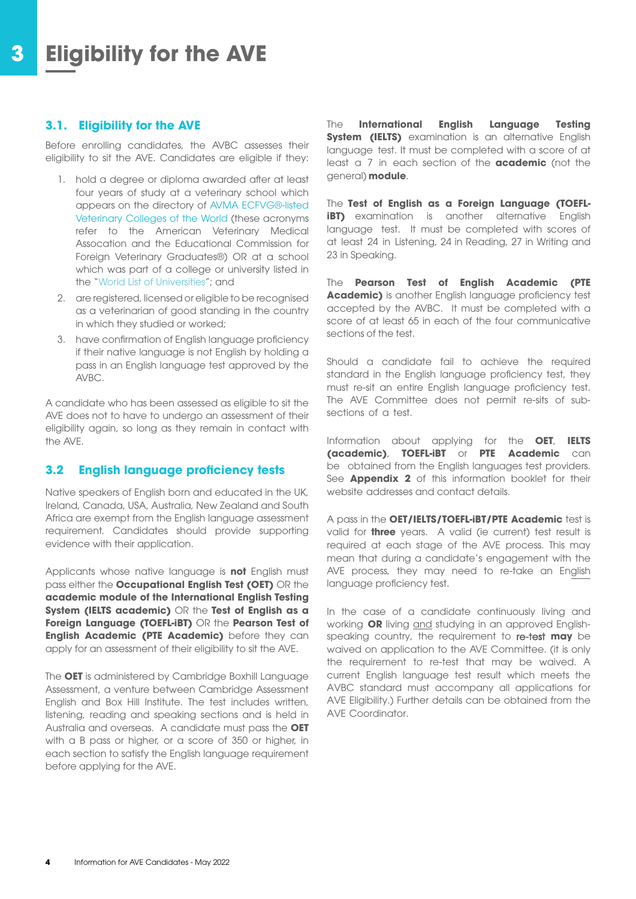# 3 Eligibility for the AVE

## 3.1. Eligibility for the AVE

Before enrolling candidates, the AVBC assesses their eligibility to sit the AVE. Candidates are eligible if they:

1. hold a degree or diploma awarded after at least four years of study at a veterinary school which appears on the directory of AVMA ECFVG®-listed Veterinary Colleges of the World (these acronyms refer to the American Veterinary Medical Assocation and the Educational Commission for Foreign Veterinary Graduates®) OR at a school which was part of a college or university listed in the "World List of Universities"; and
2. are registered, licensed or eligible to be recognised as a veterinarian of good standing in the country in which they studied or worked;
3. have confirmation of English language proficiency if their native language is not English by holding a pass in an English language test approved by the AVBC.

A candidate who has been assessed as eligible to sit the AVE does not have to undergo an assessment of their eligibility again, so long as they remain in contact with the AVE.

## 3.2 English language proficiency tests

Native speakers of English born and educated in the UK, Ireland, Canada, USA, Australia, New Zealand and South Africa are exempt from the English language assessment requirement. Candidates should provide supporting evidence with their application.

Applicants whose native language is **not** English must pass either the **Occupational English Test (OET)** OR the **academic module of the International English Testing System (IELTS academic)** OR the **Test of English as a Foreign Language (TOEFL-iBT)** OR the **Pearson Test of English Academic (PTE Academic)** before they can apply for an assessment of their eligibility to sit the AVE.

The **OET** is administered by Cambridge Boxhill Language Assessment, a venture between Cambridge Assessment English and Box Hill Institute. The test includes written, listening, reading and speaking sections and is held in Australia and overseas. A candidate must pass the **OET** with a B pass or higher, or a score of 350 or higher, in each section to satisfy the English language requirement before applying for the AVE.

The **International English Language Testing System (IELTS)** examination is an alternative English language test. It must be completed with a score of at least a 7 in each section of the **academic** (not the general) **module**.

The **Test of English as a Foreign Language (TOEFL-iBT)** examination is another alternative English language test. It must be completed with scores of at least 24 in Listening, 24 in Reading, 27 in Writing and 23 in Speaking.

The **Pearson Test of English Academic (PTE Academic)** is another English language proficiency test accepted by the AVBC. It must be completed with a score of at least 65 in each of the four communicative sections of the test.

Should a candidate fail to achieve the required standard in the English language proficiency test, they must re-sit an entire English language proficiency test. The AVE Committee does not permit re-sits of sub-sections of a test.

Information about applying for the **OET**, **IELTS (academic)**, **TOEFL-iBT** or **PTE Academic** can be obtained from the English languages test providers. See **Appendix 2** of this information booklet for their website addresses and contact details.

A pass in the **OET/IELTS/TOEFL-iBT/PTE Academic** test is valid for **three** years. A valid (ie current) test result is required at each stage of the AVE process. This may mean that during a candidate's engagement with the AVE process, they may need to re-take an English language proficiency test.

In the case of a candidate continuously living and working **OR** living and studying in an approved English-speaking country, the requirement to re-test **may** be waived on application to the AVE Committee. (it is only the requirement to re-test that may be waived. A current English language test result which meets the AVBC standard must accompany all applications for AVE Eligibility.) Further details can be obtained from the AVE Coordinator.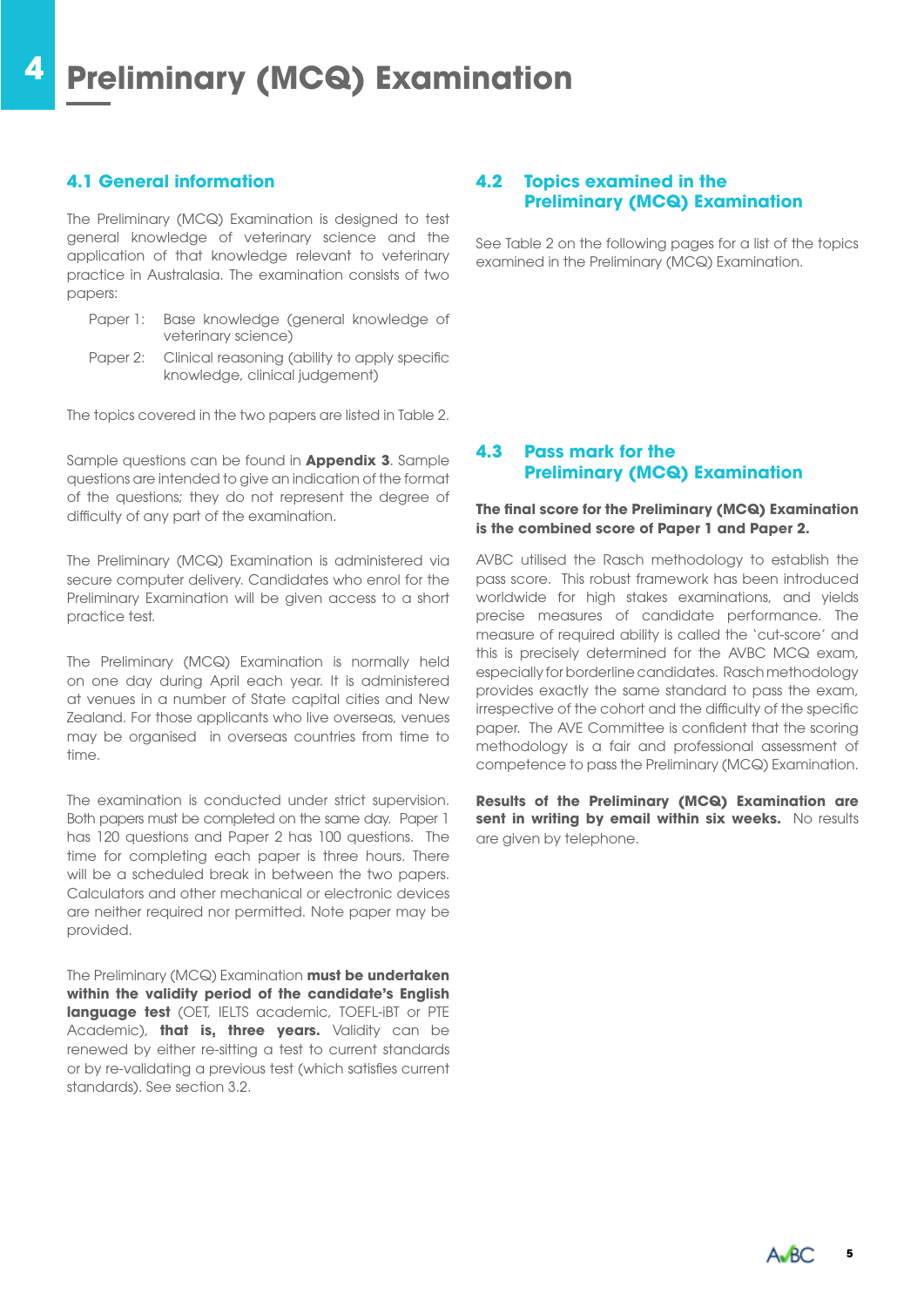# 4 Preliminary (MCQ) Examination

## 4.1 General information

The Preliminary (MCQ) Examination is designed to test general knowledge of veterinary science and the application of that knowledge relevant to veterinary practice in Australasia. The examination consists of two papers:

- Paper 1: Base knowledge (general knowledge of veterinary science)
- Paper 2: Clinical reasoning (ability to apply specific knowledge, clinical judgement)

The topics covered in the two papers are listed in Table 2.

Sample questions can be found in **Appendix 3**. Sample questions are intended to give an indication of the format of the questions; they do not represent the degree of difficulty of any part of the examination.

The Preliminary (MCQ) Examination is administered via secure computer delivery. Candidates who enrol for the Preliminary Examination will be given access to a short practice test.

The Preliminary (MCQ) Examination is normally held on one day during April each year. It is administered at venues in a number of State capital cities and New Zealand. For those applicants who live overseas, venues may be organised in overseas countries from time to time.

The examination is conducted under strict supervision. Both papers must be completed on the same day. Paper 1 has 120 questions and Paper 2 has 100 questions. The time for completing each paper is three hours. There will be a scheduled break in between the two papers. Calculators and other mechanical or electronic devices are neither required nor permitted. Note paper may be provided.

The Preliminary (MCQ) Examination **must be undertaken within the validity period of the candidate's English language test** (OET, IELTS academic, TOEFL-iBT or PTE Academic), **that is, three years.** Validity can be renewed by either re-sitting a test to current standards or by re-validating a previous test (which satisfies current standards). See section 3.2.

## 4.2 Topics examined in the Preliminary (MCQ) Examination

See Table 2 on the following pages for a list of the topics examined in the Preliminary (MCQ) Examination.

## 4.3 Pass mark for the Preliminary (MCQ) Examination

**The final score for the Preliminary (MCQ) Examination is the combined score of Paper 1 and Paper 2.**

AVBC utilised the Rasch methodology to establish the pass score. This robust framework has been introduced worldwide for high stakes examinations, and yields precise measures of candidate performance. The measure of required ability is called the 'cut-score' and this is precisely determined for the AVBC MCQ exam, especially for borderline candidates. Rasch methodology provides exactly the same standard to pass the exam, irrespective of the cohort and the difficulty of the specific paper. The AVE Committee is confident that the scoring methodology is a fair and professional assessment of competence to pass the Preliminary (MCQ) Examination.

**Results of the Preliminary (MCQ) Examination are sent in writing by email within six weeks.** No results are given by telephone.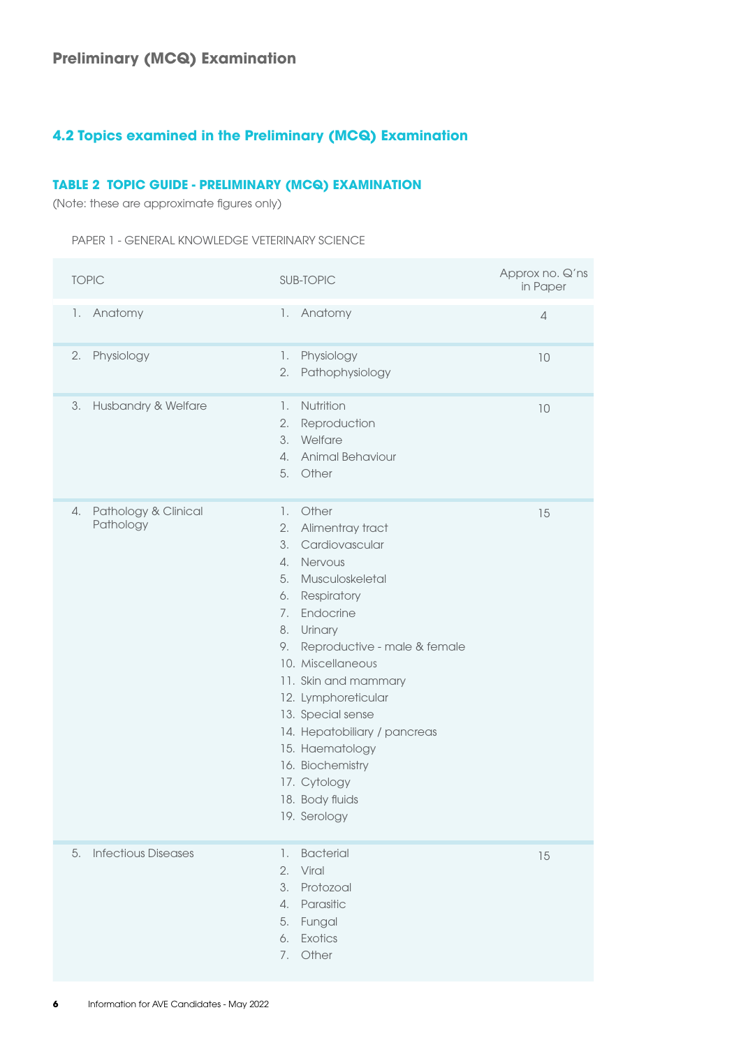## Preliminary (MCQ) Examination

### 4.2 Topics examined in the Preliminary (MCQ) Examination

#### TABLE 2 TOPIC GUIDE - PRELIMINARY (MCQ) EXAMINATION

(Note: these are approximate figures only)

PAPER 1 - GENERAL KNOWLEDGE VETERINARY SCIENCE

| TOPIC | SUB-TOPIC | Approx no. Q'ns in Paper |
|---|---|---|
| 1. Anatomy | 1. Anatomy | 4 |
| 2. Physiology | 1. Physiology<br>2. Pathophysiology | 10 |
| 3. Husbandry & Welfare | 1. Nutrition<br>2. Reproduction<br>3. Welfare<br>4. Animal Behaviour<br>5. Other | 10 |
| 4. Pathology & Clinical Pathology | 1. Other<br>2. Alimentray tract<br>3. Cardiovascular<br>4. Nervous<br>5. Musculoskeletal<br>6. Respiratory<br>7. Endocrine<br>8. Urinary<br>9. Reproductive - male & female<br>10. Miscellaneous<br>11. Skin and mammary<br>12. Lymphoreticular<br>13. Special sense<br>14. Hepatobiliary / pancreas<br>15. Haematology<br>16. Biochemistry<br>17. Cytology<br>18. Body fluids<br>19. Serology | 15 |
| 5. Infectious Diseases | 1. Bacterial<br>2. Viral<br>3. Protozoal<br>4. Parasitic<br>5. Fungal<br>6. Exotics<br>7. Other | 15 |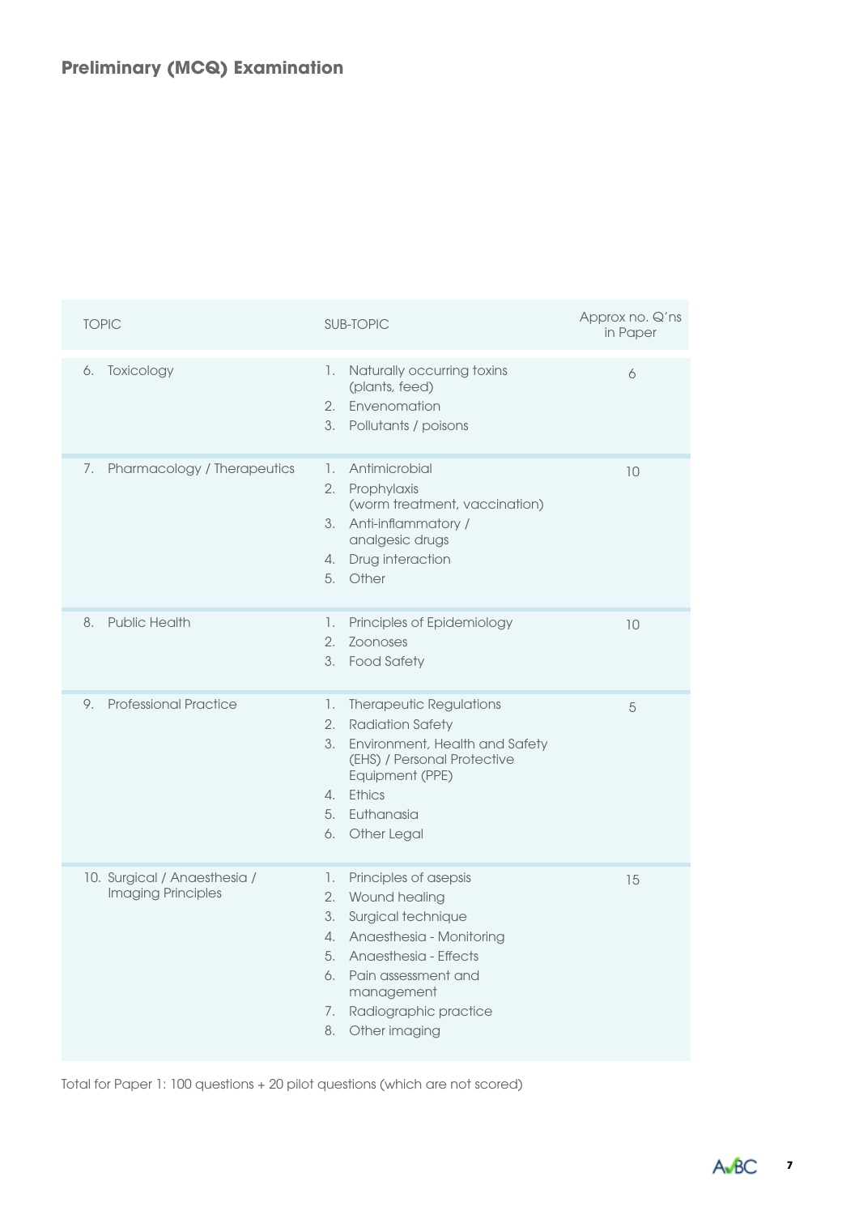## Preliminary (MCQ) Examination

| TOPIC | SUB-TOPIC | Approx no. Q'ns in Paper |
|---|---|---|
| 6. Toxicology | 1. Naturally occurring toxins (plants, feed)<br>2. Envenomation<br>3. Pollutants / poisons | 6 |
| 7. Pharmacology / Therapeutics | 1. Antimicrobial<br>2. Prophylaxis (worm treatment, vaccination)<br>3. Anti-inflammatory / analgesic drugs<br>4. Drug interaction<br>5. Other | 10 |
| 8. Public Health | 1. Principles of Epidemiology<br>2. Zoonoses<br>3. Food Safety | 10 |
| 9. Professional Practice | 1. Therapeutic Regulations<br>2. Radiation Safety<br>3. Environment, Health and Safety (EHS) / Personal Protective Equipment (PPE)<br>4. Ethics<br>5. Euthanasia<br>6. Other Legal | 5 |
| 10. Surgical / Anaesthesia / Imaging Principles | 1. Principles of asepsis<br>2. Wound healing<br>3. Surgical technique<br>4. Anaesthesia - Monitoring<br>5. Anaesthesia - Effects<br>6. Pain assessment and management<br>7. Radiographic practice<br>8. Other imaging | 15 |

Total for Paper 1: 100 questions + 20 pilot questions (which are not scored)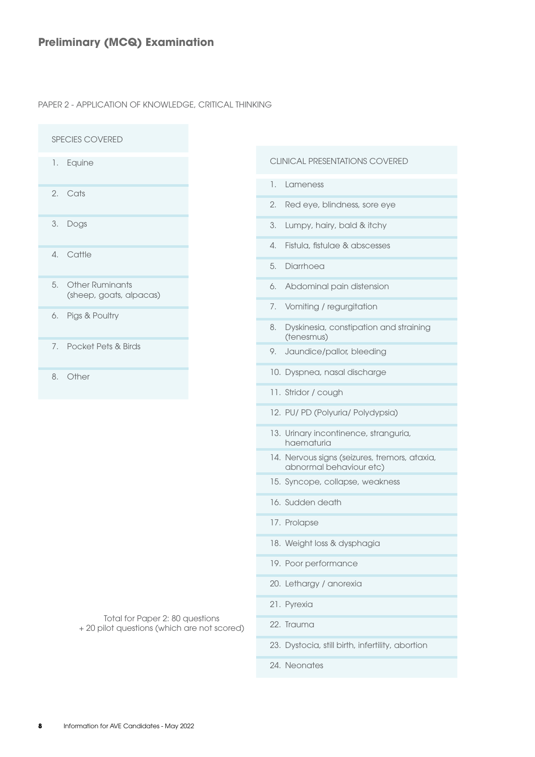## Preliminary (MCQ) Examination

PAPER 2 - APPLICATION OF KNOWLEDGE, CRITICAL THINKING

SPECIES COVERED

1. Equine
2. Cats
3. Dogs
4. Cattle
5. Other Ruminants (sheep, goats, alpacas)
6. Pigs & Poultry
7. Pocket Pets & Birds
8. Other

CLINICAL PRESENTATIONS COVERED

1. Lameness
2. Red eye, blindness, sore eye
3. Lumpy, hairy, bald & itchy
4. Fistula, fistulae & abscesses
5. Diarrhoea
6. Abdominal pain distension
7. Vomiting / regurgitation
8. Dyskinesia, constipation and straining (tenesmus)
9. Jaundice/pallor, bleeding
10. Dyspnea, nasal discharge
11. Stridor / cough
12. PU/ PD (Polyuria/ Polydypsia)
13. Urinary incontinence, stranguria, haematuria
14. Nervous signs (seizures, tremors, ataxia, abnormal behaviour etc)
15. Syncope, collapse, weakness
16. Sudden death
17. Prolapse
18. Weight loss & dysphagia
19. Poor performance
20. Lethargy / anorexia
21. Pyrexia
22. Trauma
23. Dystocia, still birth, infertility, abortion
24. Neonates

Total for Paper 2: 80 questions
+ 20 pilot questions (which are not scored)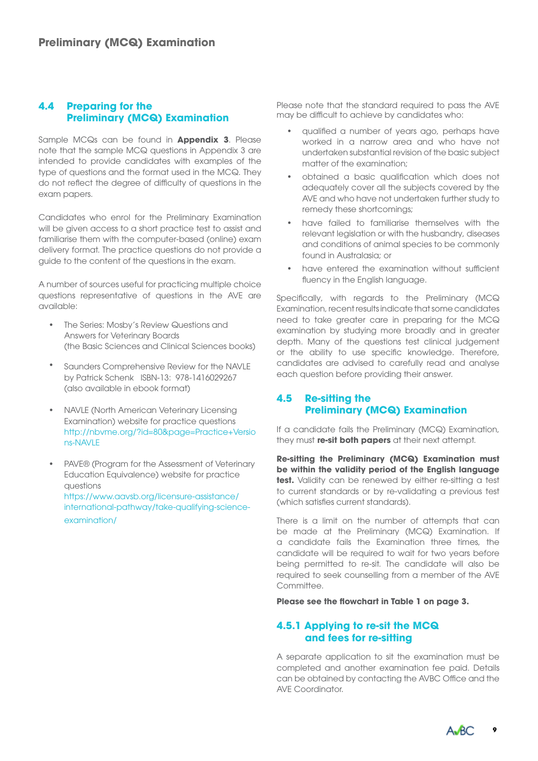## 4.4 Preparing for the Preliminary (MCQ) Examination

Sample MCQs can be found in **Appendix 3**. Please note that the sample MCQ questions in Appendix 3 are intended to provide candidates with examples of the type of questions and the format used in the MCQ. They do not reflect the degree of difficulty of questions in the exam papers.

Candidates who enrol for the Preliminary Examination will be given access to a short practice test to assist and familiarise them with the computer-based (online) exam delivery format. The practice questions do not provide a guide to the content of the questions in the exam.

A number of sources useful for practicing multiple choice questions representative of questions in the AVE are available:

- The Series: Mosby's Review Questions and Answers for Veterinary Boards (the Basic Sciences and Clinical Sciences books)
- Saunders Comprehensive Review for the NAVLE by Patrick Schenk ISBN-13: 978-1416029267 (also available in ebook format)
- NAVLE (North American Veterinary Licensing Examination) website for practice questions http://nbvme.org/?id=80&page=Practice+Versions-NAVLE
- PAVE® (Program for the Assessment of Veterinary Education Equivalence) website for practice questions https://www.aavsb.org/licensure-assistance/international-pathway/take-qualifying-science-examination/

Please note that the standard required to pass the AVE may be difficult to achieve by candidates who:

- qualified a number of years ago, perhaps have worked in a narrow area and who have not undertaken substantial revision of the basic subject matter of the examination;
- obtained a basic qualification which does not adequately cover all the subjects covered by the AVE and who have not undertaken further study to remedy these shortcomings;
- have failed to familiarise themselves with the relevant legislation or with the husbandry, diseases and conditions of animal species to be commonly found in Australasia; or
- have entered the examination without sufficient fluency in the English language.

Specifically, with regards to the Preliminary (MCQ Examination, recent results indicate that some candidates need to take greater care in preparing for the MCQ examination by studying more broadly and in greater depth. Many of the questions test clinical judgement or the ability to use specific knowledge. Therefore, candidates are advised to carefully read and analyse each question before providing their answer.

## 4.5 Re-sitting the Preliminary (MCQ) Examination

If a candidate fails the Preliminary (MCQ) Examination, they must **re-sit both papers** at their next attempt.

**Re-sitting the Preliminary (MCQ) Examination must be within the validity period of the English language test.** Validity can be renewed by either re-sitting a test to current standards or by re-validating a previous test (which satisfies current standards).

There is a limit on the number of attempts that can be made at the Preliminary (MCQ) Examination. If a candidate fails the Examination three times, the candidate will be required to wait for two years before being permitted to re-sit. The candidate will also be required to seek counselling from a member of the AVE Committee.

**Please see the flowchart in Table 1 on page 3.**

### 4.5.1 Applying to re-sit the MCQ and fees for re-sitting

A separate application to sit the examination must be completed and another examination fee paid. Details can be obtained by contacting the AVBC Office and the AVE Coordinator.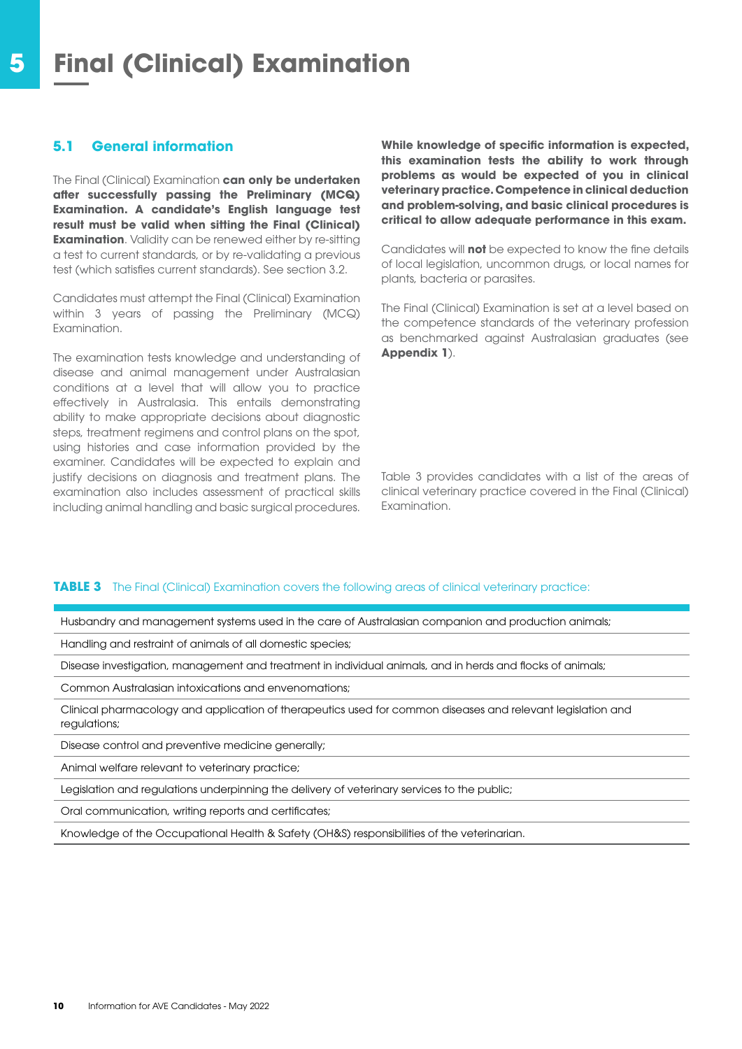# 5 Final (Clinical) Examination

## 5.1 General information

The Final (Clinical) Examination **can only be undertaken after successfully passing the Preliminary (MCQ) Examination. A candidate's English language test result must be valid when sitting the Final (Clinical) Examination**. Validity can be renewed either by re-sitting a test to current standards, or by re-validating a previous test (which satisfies current standards). See section 3.2.

Candidates must attempt the Final (Clinical) Examination within 3 years of passing the Preliminary (MCQ) Examination.

The examination tests knowledge and understanding of disease and animal management under Australasian conditions at a level that will allow you to practice effectively in Australasia. This entails demonstrating ability to make appropriate decisions about diagnostic steps, treatment regimens and control plans on the spot, using histories and case information provided by the examiner. Candidates will be expected to explain and justify decisions on diagnosis and treatment plans. The examination also includes assessment of practical skills including animal handling and basic surgical procedures.

**While knowledge of specific information is expected, this examination tests the ability to work through problems as would be expected of you in clinical veterinary practice. Competence in clinical deduction and problem-solving, and basic clinical procedures is critical to allow adequate performance in this exam.**

Candidates will **not** be expected to know the fine details of local legislation, uncommon drugs, or local names for plants, bacteria or parasites.

The Final (Clinical) Examination is set at a level based on the competence standards of the veterinary profession as benchmarked against Australasian graduates (see **Appendix 1**).

Table 3 provides candidates with a list of the areas of clinical veterinary practice covered in the Final (Clinical) Examination.

**TABLE 3** The Final (Clinical) Examination covers the following areas of clinical veterinary practice:

| |
|---|
| Husbandry and management systems used in the care of Australasian companion and production animals; |
| Handling and restraint of animals of all domestic species; |
| Disease investigation, management and treatment in individual animals, and in herds and flocks of animals; |
| Common Australasian intoxications and envenomations; |
| Clinical pharmacology and application of therapeutics used for common diseases and relevant legislation and regulations; |
| Disease control and preventive medicine generally; |
| Animal welfare relevant to veterinary practice; |
| Legislation and regulations underpinning the delivery of veterinary services to the public; |
| Oral communication, writing reports and certificates; |
| Knowledge of the Occupational Health & Safety (OH&S) responsibilities of the veterinarian. |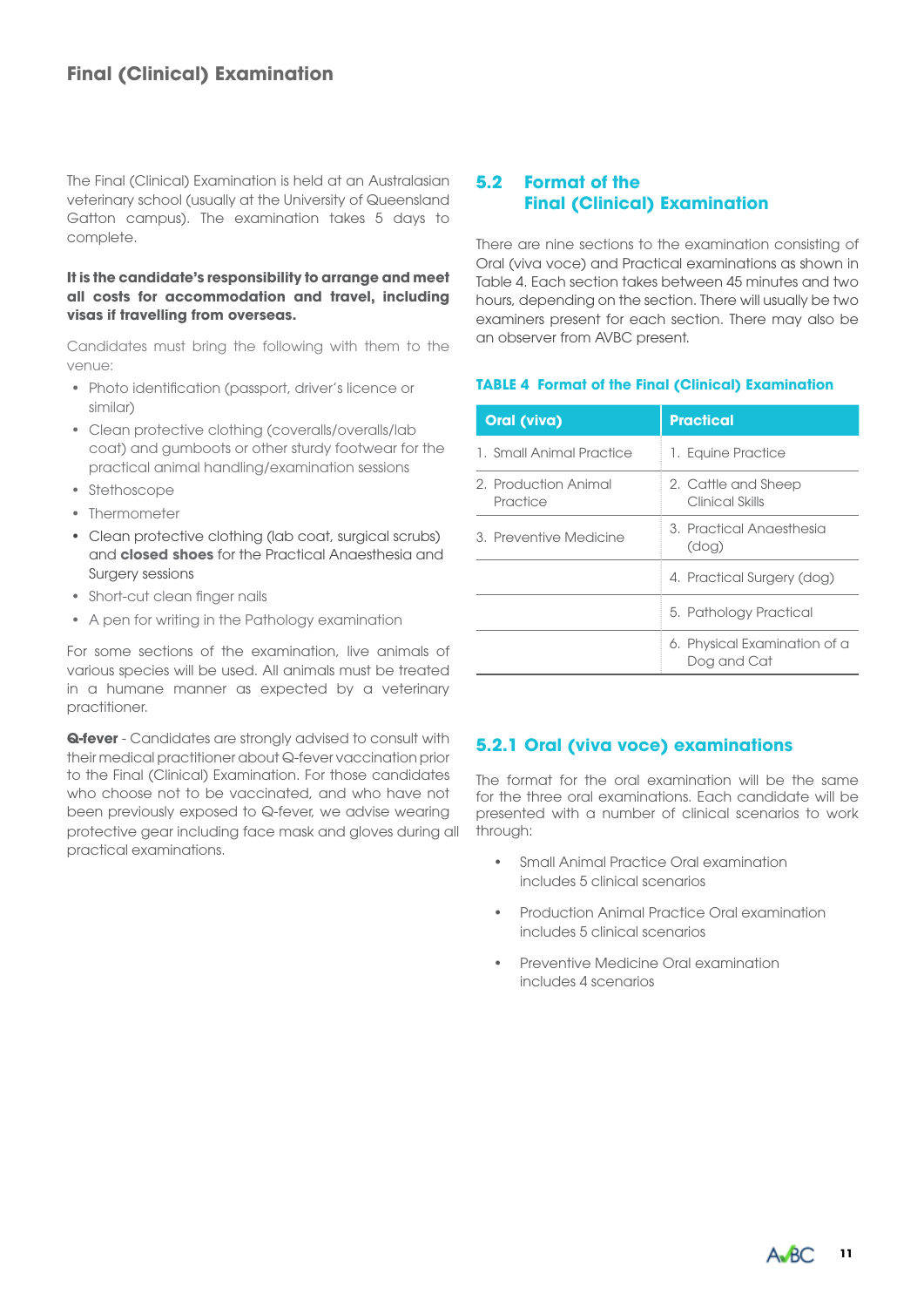## Final (Clinical) Examination

The Final (Clinical) Examination is held at an Australasian veterinary school (usually at the University of Queensland Gatton campus). The examination takes 5 days to complete.

**It is the candidate's responsibility to arrange and meet all costs for accommodation and travel, including visas if travelling from overseas.**

Candidates must bring the following with them to the venue:

- Photo identification (passport, driver's licence or similar)
- Clean protective clothing (coveralls/overalls/lab coat) and gumboots or other sturdy footwear for the practical animal handling/examination sessions
- Stethoscope
- Thermometer
- Clean protective clothing (lab coat, surgical scrubs) and **closed shoes** for the Practical Anaesthesia and Surgery sessions
- Short-cut clean finger nails
- A pen for writing in the Pathology examination

For some sections of the examination, live animals of various species will be used. All animals must be treated in a humane manner as expected by a veterinary practitioner.

**Q-fever** - Candidates are strongly advised to consult with their medical practitioner about Q-fever vaccination prior to the Final (Clinical) Examination. For those candidates who choose not to be vaccinated, and who have not been previously exposed to Q-fever, we advise wearing protective gear including face mask and gloves during all practical examinations.

### 5.2 Format of the Final (Clinical) Examination

There are nine sections to the examination consisting of Oral (viva voce) and Practical examinations as shown in Table 4. Each section takes between 45 minutes and two hours, depending on the section. There will usually be two examiners present for each section. There may also be an observer from AVBC present.

**TABLE 4 Format of the Final (Clinical) Examination**

| Oral (viva) | Practical |
|---|---|
| 1. Small Animal Practice | 1. Equine Practice |
| 2. Production Animal Practice | 2. Cattle and Sheep Clinical Skills |
| 3. Preventive Medicine | 3. Practical Anaesthesia (dog) |
| | 4. Practical Surgery (dog) |
| | 5. Pathology Practical |
| | 6. Physical Examination of a Dog and Cat |

### 5.2.1 Oral (viva voce) examinations

The format for the oral examination will be the same for the three oral examinations. Each candidate will be presented with a number of clinical scenarios to work through:

- Small Animal Practice Oral examination includes 5 clinical scenarios
- Production Animal Practice Oral examination includes 5 clinical scenarios
- Preventive Medicine Oral examination includes 4 scenarios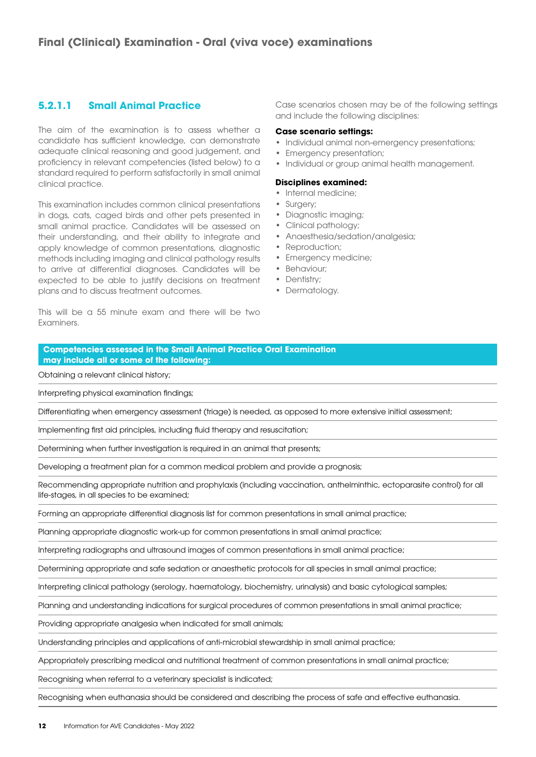# Final (Clinical) Examination - Oral (viva voce) examinations

### 5.2.1.1 Small Animal Practice

The aim of the examination is to assess whether a candidate has sufficient knowledge, can demonstrate adequate clinical reasoning and good judgement, and proficiency in relevant competencies (listed below) to a standard required to perform satisfactorily in small animal clinical practice.

This examination includes common clinical presentations in dogs, cats, caged birds and other pets presented in small animal practice. Candidates will be assessed on their understanding, and their ability to integrate and apply knowledge of common presentations, diagnostic methods including imaging and clinical pathology results to arrive at differential diagnoses. Candidates will be expected to be able to justify decisions on treatment plans and to discuss treatment outcomes.

This will be a 55 minute exam and there will be two Examiners.

Case scenarios chosen may be of the following settings and include the following disciplines:

**Case scenario settings:**

- Individual animal non-emergency presentations;
- Emergency presentation;
- Individual or group animal health management.

**Disciplines examined:**

- Internal medicine;
- Surgery;
- Diagnostic imaging;
- Clinical pathology;
- Anaesthesia/sedation/analgesia;
- Reproduction;
- Emergency medicine;
- Behaviour;
- Dentistry;
- Dermatology.

| Competencies assessed in the Small Animal Practice Oral Examination may include all or some of the following: |
|---|
| Obtaining a relevant clinical history; |
| Interpreting physical examination findings; |
| Differentiating when emergency assessment (triage) is needed, as opposed to more extensive initial assessment; |
| Implementing first aid principles, including fluid therapy and resuscitation; |
| Determining when further investigation is required in an animal that presents; |
| Developing a treatment plan for a common medical problem and provide a prognosis; |
| Recommending appropriate nutrition and prophylaxis (including vaccination, anthelminthic, ectoparasite control) for all life-stages, in all species to be examined; |
| Forming an appropriate differential diagnosis list for common presentations in small animal practice; |
| Planning appropriate diagnostic work-up for common presentations in small animal practice; |
| Interpreting radiographs and ultrasound images of common presentations in small animal practice; |
| Determining appropriate and safe sedation or anaesthetic protocols for all species in small animal practice; |
| Interpreting clinical pathology (serology, haematology, biochemistry, urinalysis) and basic cytological samples; |
| Planning and understanding indications for surgical procedures of common presentations in small animal practice; |
| Providing appropriate analgesia when indicated for small animals; |
| Understanding principles and applications of anti-microbial stewardship in small animal practice; |
| Appropriately prescribing medical and nutritional treatment of common presentations in small animal practice; |
| Recognising when referral to a veterinary specialist is indicated; |
| Recognising when euthanasia should be considered and describing the process of safe and effective euthanasia. |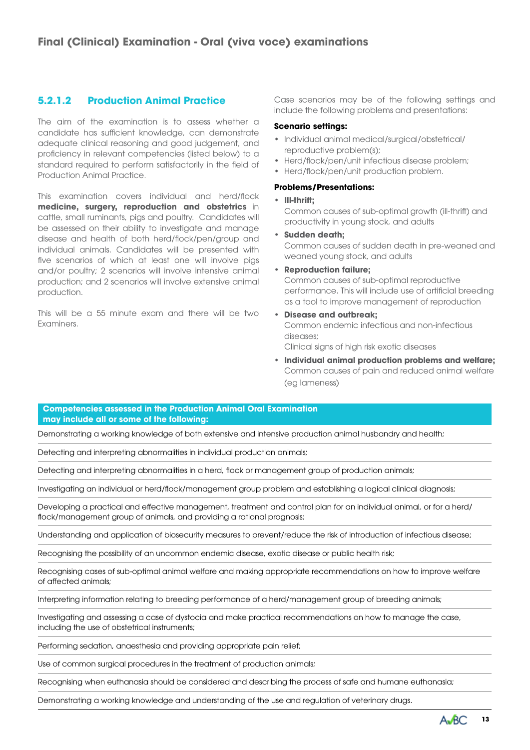# Final (Clinical) Examination - Oral (viva voce) examinations

### 5.2.1.2 Production Animal Practice

The aim of the examination is to assess whether a candidate has sufficient knowledge, can demonstrate adequate clinical reasoning and good judgement, and proficiency in relevant competencies (listed below) to a standard required to perform satisfactorily in the field of Production Animal Practice.

This examination covers individual and herd/flock **medicine, surgery, reproduction and obstetrics** in cattle, small ruminants, pigs and poultry. Candidates will be assessed on their ability to investigate and manage disease and health of both herd/flock/pen/group and individual animals. Candidates will be presented with five scenarios of which at least one will involve pigs and/or poultry; 2 scenarios will involve intensive animal production; and 2 scenarios will involve extensive animal production.

This will be a 55 minute exam and there will be two Examiners.

Case scenarios may be of the following settings and include the following problems and presentations:

**Scenario settings:**

- Individual animal medical/surgical/obstetrical/reproductive problem(s);
- Herd/flock/pen/unit infectious disease problem;
- Herd/flock/pen/unit production problem.

**Problems/Presentations:**

- **Ill-thrift;**
  Common causes of sub-optimal growth (ill-thrift) and productivity in young stock, and adults
- **Sudden death;**
  Common causes of sudden death in pre-weaned and weaned young stock, and adults
- **Reproduction failure;**
  Common causes of sub-optimal reproductive performance. This will include use of artificial breeding as a tool to improve management of reproduction
- **Disease and outbreak;**
  Common endemic infectious and non-infectious diseases;
  Clinical signs of high risk exotic diseases
- **Individual animal production problems and welfare;**
  Common causes of pain and reduced animal welfare (eg lameness)

| Competencies assessed in the Production Animal Oral Examination may include all or some of the following: |
|---|
| Demonstrating a working knowledge of both extensive and intensive production animal husbandry and health; |
| Detecting and interpreting abnormalities in individual production animals; |
| Detecting and interpreting abnormalities in a herd, flock or management group of production animals; |
| Investigating an individual or herd/flock/management group problem and establishing a logical clinical diagnosis; |
| Developing a practical and effective management, treatment and control plan for an individual animal, or for a herd/flock/management group of animals, and providing a rational prognosis; |
| Understanding and application of biosecurity measures to prevent/reduce the risk of introduction of infectious disease; |
| Recognising the possibility of an uncommon endemic disease, exotic disease or public health risk; |
| Recognising cases of sub-optimal animal welfare and making appropriate recommendations on how to improve welfare of affected animals; |
| Interpreting information relating to breeding performance of a herd/management group of breeding animals; |
| Investigating and assessing a case of dystocia and make practical recommendations on how to manage the case, including the use of obstetrical instruments; |
| Performing sedation, anaesthesia and providing appropriate pain relief; |
| Use of common surgical procedures in the treatment of production animals; |
| Recognising when euthanasia should be considered and describing the process of safe and humane euthanasia; |
| Demonstrating a working knowledge and understanding of the use and regulation of veterinary drugs. |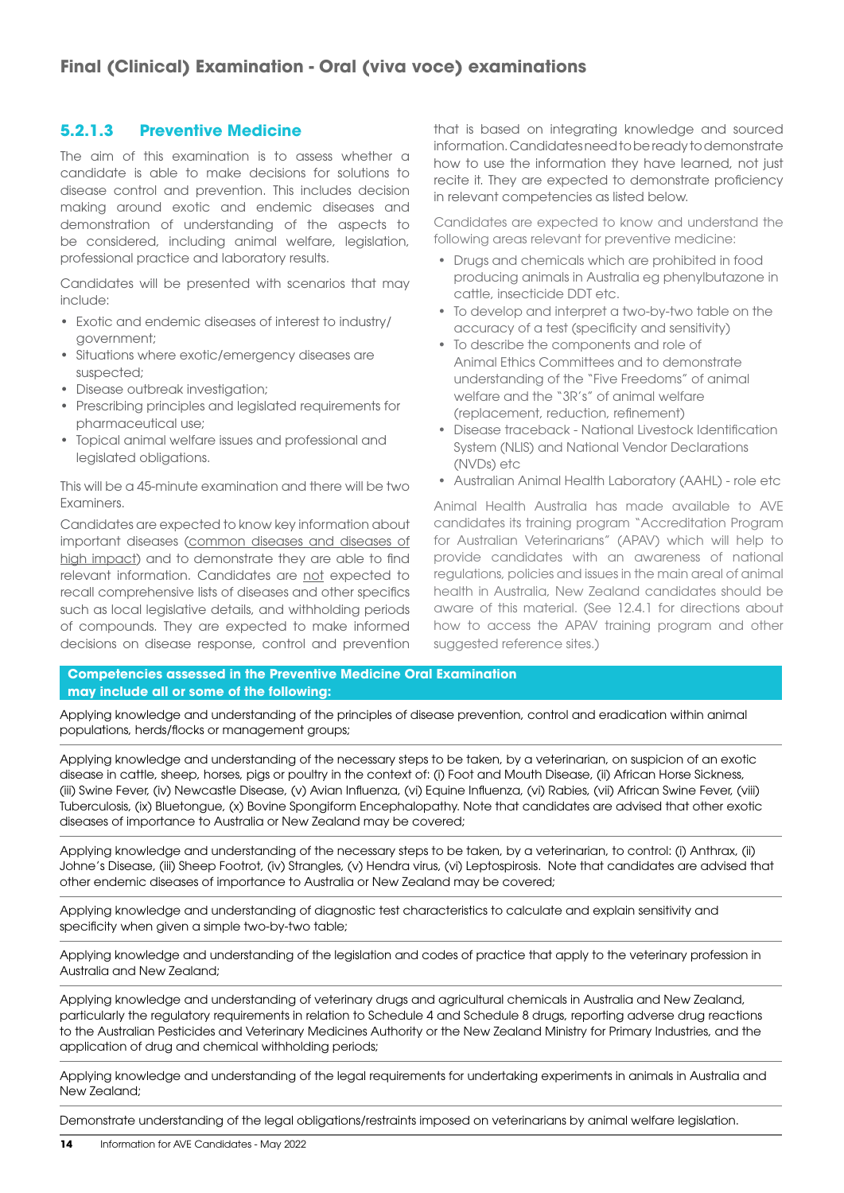## Final (Clinical) Examination - Oral (viva voce) examinations

### 5.2.1.3 Preventive Medicine

The aim of this examination is to assess whether a candidate is able to make decisions for solutions to disease control and prevention. This includes decision making around exotic and endemic diseases and demonstration of understanding of the aspects to be considered, including animal welfare, legislation, professional practice and laboratory results.

Candidates will be presented with scenarios that may include:

- Exotic and endemic diseases of interest to industry/ government;
- Situations where exotic/emergency diseases are suspected;
- Disease outbreak investigation;
- Prescribing principles and legislated requirements for pharmaceutical use;
- Topical animal welfare issues and professional and legislated obligations.

This will be a 45-minute examination and there will be two Examiners.

Candidates are expected to know key information about important diseases (common diseases and diseases of high impact) and to demonstrate they are able to find relevant information. Candidates are not expected to recall comprehensive lists of diseases and other specifics such as local legislative details, and withholding periods of compounds. They are expected to make informed decisions on disease response, control and prevention that is based on integrating knowledge and sourced information. Candidates need to be ready to demonstrate how to use the information they have learned, not just recite it. They are expected to demonstrate proficiency in relevant competencies as listed below.

Candidates are expected to know and understand the following areas relevant for preventive medicine:

- Drugs and chemicals which are prohibited in food producing animals in Australia eg phenylbutazone in cattle, insecticide DDT etc.
- To develop and interpret a two-by-two table on the accuracy of a test (specificity and sensitivity)
- To describe the components and role of Animal Ethics Committees and to demonstrate understanding of the "Five Freedoms" of animal welfare and the "3R's" of animal welfare (replacement, reduction, refinement)
- Disease traceback - National Livestock Identification System (NLIS) and National Vendor Declarations (NVDs) etc
- Australian Animal Health Laboratory (AAHL) - role etc

Animal Health Australia has made available to AVE candidates its training program "Accreditation Program for Australian Veterinarians" (APAV) which will help to provide candidates with an awareness of national regulations, policies and issues in the main areal of animal health in Australia, New Zealand candidates should be aware of this material. (See 12.4.1 for directions about how to access the APAV training program and other suggested reference sites.)

**Competencies assessed in the Preventive Medicine Oral Examination may include all or some of the following:**

Applying knowledge and understanding of the principles of disease prevention, control and eradication within animal populations, herds/flocks or management groups;

Applying knowledge and understanding of the necessary steps to be taken, by a veterinarian, on suspicion of an exotic disease in cattle, sheep, horses, pigs or poultry in the context of: (i) Foot and Mouth Disease, (ii) African Horse Sickness, (iii) Swine Fever, (iv) Newcastle Disease, (v) Avian Influenza, (vi) Equine Influenza, (vi) Rabies, (vii) African Swine Fever, (viii) Tuberculosis, (ix) Bluetongue, (x) Bovine Spongiform Encephalopathy. Note that candidates are advised that other exotic diseases of importance to Australia or New Zealand may be covered;

Applying knowledge and understanding of the necessary steps to be taken, by a veterinarian, to control: (i) Anthrax, (ii) Johne's Disease, (iii) Sheep Footrot, (iv) Strangles, (v) Hendra virus, (vi) Leptospirosis. Note that candidates are advised that other endemic diseases of importance to Australia or New Zealand may be covered;

Applying knowledge and understanding of diagnostic test characteristics to calculate and explain sensitivity and specificity when given a simple two-by-two table;

Applying knowledge and understanding of the legislation and codes of practice that apply to the veterinary profession in Australia and New Zealand;

Applying knowledge and understanding of veterinary drugs and agricultural chemicals in Australia and New Zealand, particularly the regulatory requirements in relation to Schedule 4 and Schedule 8 drugs, reporting adverse drug reactions to the Australian Pesticides and Veterinary Medicines Authority or the New Zealand Ministry for Primary Industries, and the application of drug and chemical withholding periods;

Applying knowledge and understanding of the legal requirements for undertaking experiments in animals in Australia and New Zealand;

Demonstrate understanding of the legal obligations/restraints imposed on veterinarians by animal welfare legislation.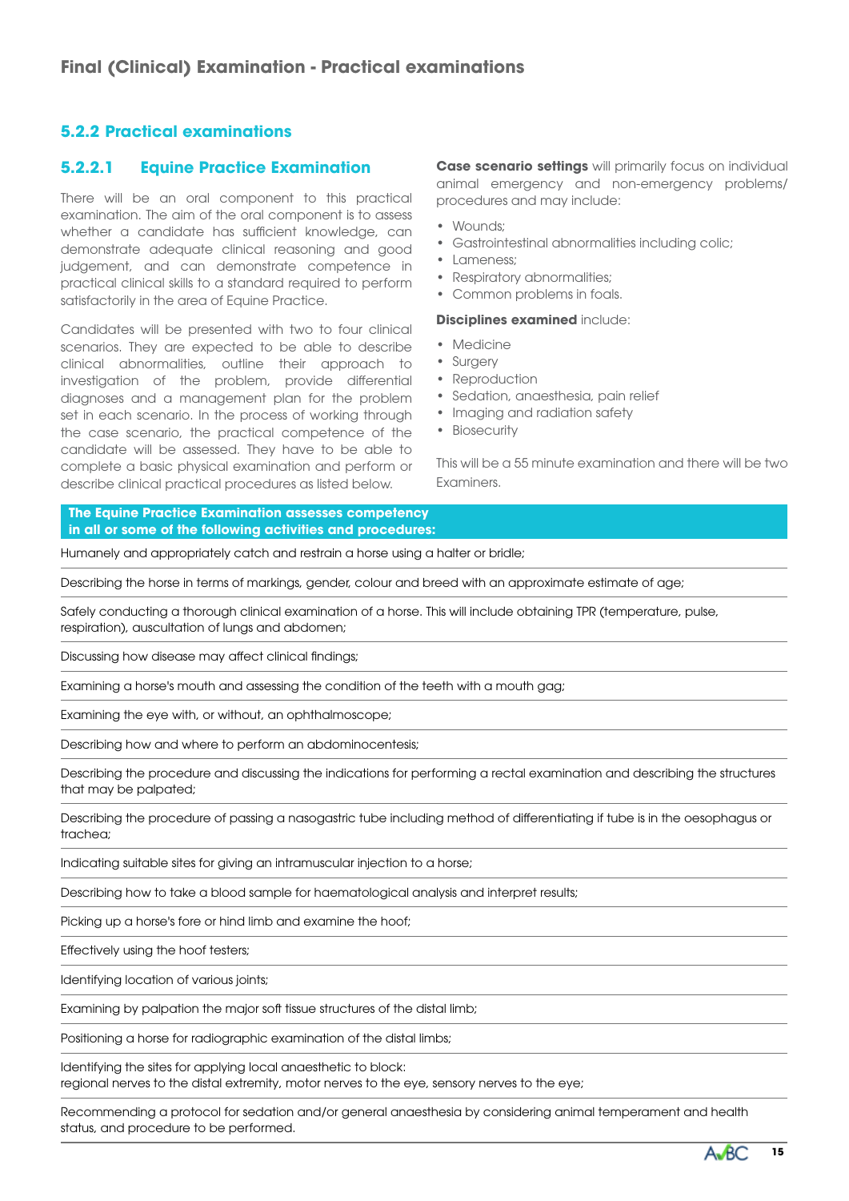# Final (Clinical) Examination - Practical examinations

## 5.2.2 Practical examinations

### 5.2.2.1 Equine Practice Examination

There will be an oral component to this practical examination. The aim of the oral component is to assess whether a candidate has sufficient knowledge, can demonstrate adequate clinical reasoning and good judgement, and can demonstrate competence in practical clinical skills to a standard required to perform satisfactorily in the area of Equine Practice.

Candidates will be presented with two to four clinical scenarios. They are expected to be able to describe clinical abnormalities, outline their approach to investigation of the problem, provide differential diagnoses and a management plan for the problem set in each scenario. In the process of working through the case scenario, the practical competence of the candidate will be assessed. They have to be able to complete a basic physical examination and perform or describe clinical practical procedures as listed below.

**Case scenario settings** will primarily focus on individual animal emergency and non-emergency problems/ procedures and may include:

- Wounds;
- Gastrointestinal abnormalities including colic;
- Lameness;
- Respiratory abnormalities;
- Common problems in foals.

**Disciplines examined** include:

- Medicine
- Surgery
- Reproduction
- Sedation, anaesthesia, pain relief
- Imaging and radiation safety
- Biosecurity

This will be a 55 minute examination and there will be two Examiners.

| The Equine Practice Examination assesses competency in all or some of the following activities and procedures: |
| --- |
| Humanely and appropriately catch and restrain a horse using a halter or bridle; |
| Describing the horse in terms of markings, gender, colour and breed with an approximate estimate of age; |
| Safely conducting a thorough clinical examination of a horse. This will include obtaining TPR (temperature, pulse, respiration), auscultation of lungs and abdomen; |
| Discussing how disease may affect clinical findings; |
| Examining a horse's mouth and assessing the condition of the teeth with a mouth gag; |
| Examining the eye with, or without, an ophthalmoscope; |
| Describing how and where to perform an abdominocentesis; |
| Describing the procedure and discussing the indications for performing a rectal examination and describing the structures that may be palpated; |
| Describing the procedure of passing a nasogastric tube including method of differentiating if tube is in the oesophagus or trachea; |
| Indicating suitable sites for giving an intramuscular injection to a horse; |
| Describing how to take a blood sample for haematological analysis and interpret results; |
| Picking up a horse's fore or hind limb and examine the hoof; |
| Effectively using the hoof testers; |
| Identifying location of various joints; |
| Examining by palpation the major soft tissue structures of the distal limb; |
| Positioning a horse for radiographic examination of the distal limbs; |
| Identifying the sites for applying local anaesthetic to block: regional nerves to the distal extremity, motor nerves to the eye, sensory nerves to the eye; |
| Recommending a protocol for sedation and/or general anaesthesia by considering animal temperament and health status, and procedure to be performed. |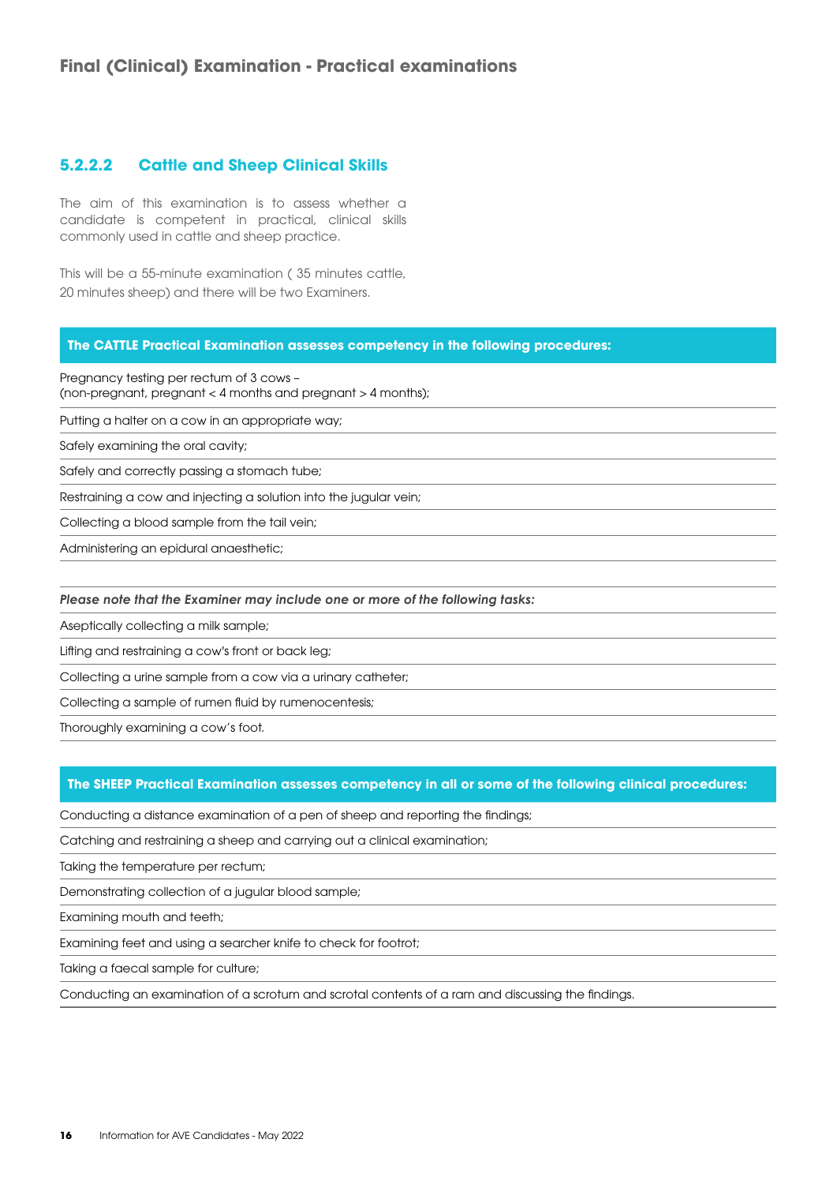## Final (Clinical) Examination - Practical examinations

### 5.2.2.2 Cattle and Sheep Clinical Skills

The aim of this examination is to assess whether a candidate is competent in practical, clinical skills commonly used in cattle and sheep practice.

This will be a 55-minute examination ( 35 minutes cattle, 20 minutes sheep) and there will be two Examiners.

| **The CATTLE Practical Examination assesses competency in the following procedures:** |
|---|
| Pregnancy testing per rectum of 3 cows – (non-pregnant, pregnant < 4 months and pregnant > 4 months); |
| Putting a halter on a cow in an appropriate way; |
| Safely examining the oral cavity; |
| Safely and correctly passing a stomach tube; |
| Restraining a cow and injecting a solution into the jugular vein; |
| Collecting a blood sample from the tail vein; |
| Administering an epidural anaesthetic; |

| ***Please note that the Examiner may include one or more of the following tasks:*** |
|---|
| Aseptically collecting a milk sample; |
| Lifting and restraining a cow's front or back leg; |
| Collecting a urine sample from a cow via a urinary catheter; |
| Collecting a sample of rumen fluid by rumenocentesis; |
| Thoroughly examining a cow's foot. |

| **The SHEEP Practical Examination assesses competency in all or some of the following clinical procedures:** |
|---|
| Conducting a distance examination of a pen of sheep and reporting the findings; |
| Catching and restraining a sheep and carrying out a clinical examination; |
| Taking the temperature per rectum; |
| Demonstrating collection of a jugular blood sample; |
| Examining mouth and teeth; |
| Examining feet and using a searcher knife to check for footrot; |
| Taking a faecal sample for culture; |
| Conducting an examination of a scrotum and scrotal contents of a ram and discussing the findings. |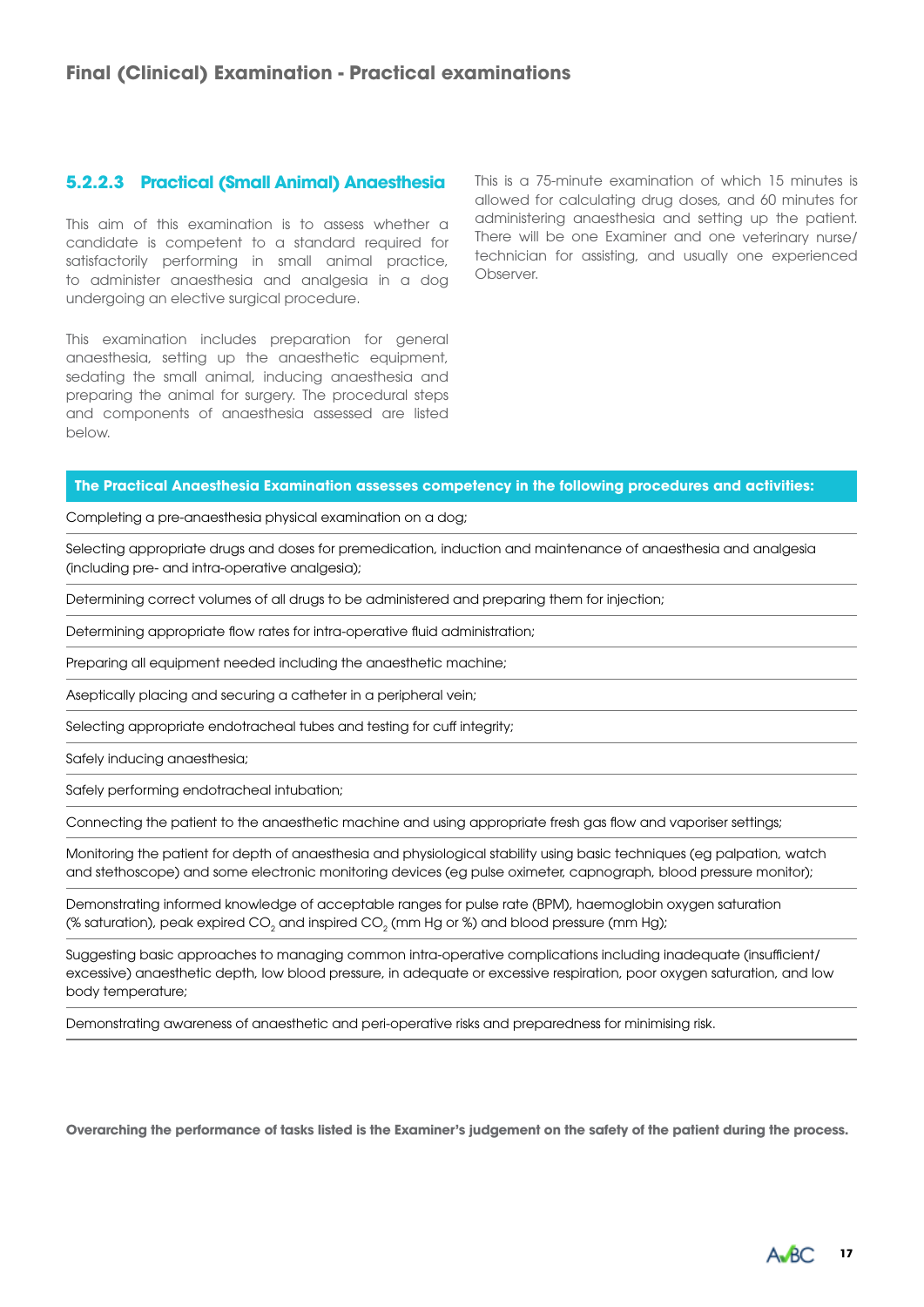## Final (Clinical) Examination - Practical examinations

### 5.2.2.3 Practical (Small Animal) Anaesthesia

This aim of this examination is to assess whether a candidate is competent to a standard required for satisfactorily performing in small animal practice, to administer anaesthesia and analgesia in a dog undergoing an elective surgical procedure.

This examination includes preparation for general anaesthesia, setting up the anaesthetic equipment, sedating the small animal, inducing anaesthesia and preparing the animal for surgery. The procedural steps and components of anaesthesia assessed are listed below.

This is a 75-minute examination of which 15 minutes is allowed for calculating drug doses, and 60 minutes for administering anaesthesia and setting up the patient. There will be one Examiner and one veterinary nurse/ technician for assisting, and usually one experienced Observer.

| The Practical Anaesthesia Examination assesses competency in the following procedures and activities: |
|---|
| Completing a pre-anaesthesia physical examination on a dog; |
| Selecting appropriate drugs and doses for premedication, induction and maintenance of anaesthesia and analgesia (including pre- and intra-operative analgesia); |
| Determining correct volumes of all drugs to be administered and preparing them for injection; |
| Determining appropriate flow rates for intra-operative fluid administration; |
| Preparing all equipment needed including the anaesthetic machine; |
| Aseptically placing and securing a catheter in a peripheral vein; |
| Selecting appropriate endotracheal tubes and testing for cuff integrity; |
| Safely inducing anaesthesia; |
| Safely performing endotracheal intubation; |
| Connecting the patient to the anaesthetic machine and using appropriate fresh gas flow and vaporiser settings; |
| Monitoring the patient for depth of anaesthesia and physiological stability using basic techniques (eg palpation, watch and stethoscope) and some electronic monitoring devices (eg pulse oximeter, capnograph, blood pressure monitor); |
| Demonstrating informed knowledge of acceptable ranges for pulse rate (BPM), haemoglobin oxygen saturation (% saturation), peak expired $CO_2$ and inspired $CO_2$ (mm Hg or %) and blood pressure (mm Hg); |
| Suggesting basic approaches to managing common intra-operative complications including inadequate (insufficient/ excessive) anaesthetic depth, low blood pressure, in adequate or excessive respiration, poor oxygen saturation, and low body temperature; |
| Demonstrating awareness of anaesthetic and peri-operative risks and preparedness for minimising risk. |

**Overarching the performance of tasks listed is the Examiner's judgement on the safety of the patient during the process.**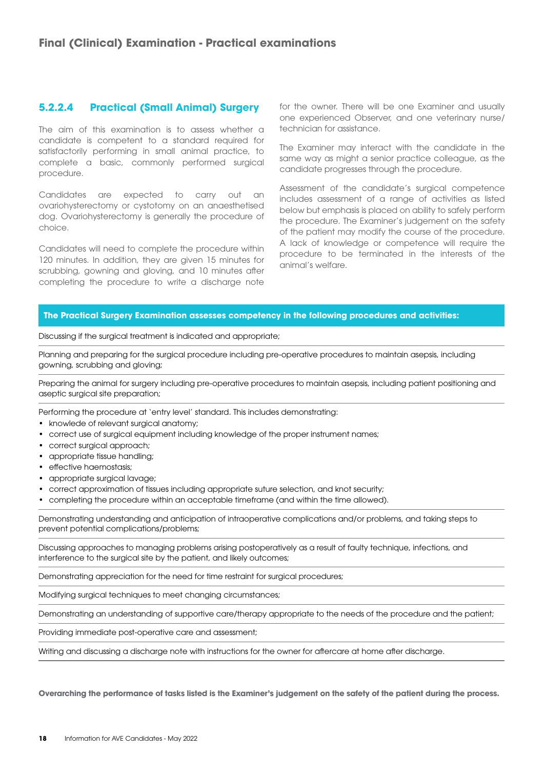## Final (Clinical) Examination - Practical examinations

### 5.2.2.4 Practical (Small Animal) Surgery

The aim of this examination is to assess whether a candidate is competent to a standard required for satisfactorily performing in small animal practice, to complete a basic, commonly performed surgical procedure.

Candidates are expected to carry out an ovariohysterectomy or cystotomy on an anaesthetised dog. Ovariohysterectomy is generally the procedure of choice.

Candidates will need to complete the procedure within 120 minutes. In addition, they are given 15 minutes for scrubbing, gowning and gloving, and 10 minutes after completing the procedure to write a discharge note for the owner. There will be one Examiner and usually one experienced Observer, and one veterinary nurse/technician for assistance.

The Examiner may interact with the candidate in the same way as might a senior practice colleague, as the candidate progresses through the procedure.

Assessment of the candidate's surgical competence includes assessment of a range of activities as listed below but emphasis is placed on ability to safely perform the procedure. The Examiner's judgement on the safety of the patient may modify the course of the procedure. A lack of knowledge or competence will require the procedure to be terminated in the interests of the animal's welfare.

| The Practical Surgery Examination assesses competency in the following procedures and activities: |
|---|
| Discussing if the surgical treatment is indicated and appropriate; |
| Planning and preparing for the surgical procedure including pre-operative procedures to maintain asepsis, including gowning, scrubbing and gloving; |
| Preparing the animal for surgery including pre-operative procedures to maintain asepsis, including patient positioning and aseptic surgical site preparation; |
| Performing the procedure at 'entry level' standard. This includes demonstrating:<br>• knowlede of relevant surgical anatomy;<br>• correct use of surgical equipment including knowledge of the proper instrument names;<br>• correct surgical approach;<br>• appropriate tissue handling;<br>• effective haemostasis;<br>• appropriate surgical lavage;<br>• correct approximation of tissues including appropriate suture selection, and knot security;<br>• completing the procedure within an acceptable timeframe (and within the time allowed). |
| Demonstrating understanding and anticipation of intraoperative complications and/or problems, and taking steps to prevent potential complications/problems; |
| Discussing approaches to managing problems arising postoperatively as a result of faulty technique, infections, and interference to the surgical site by the patient, and likely outcomes; |
| Demonstrating appreciation for the need for time restraint for surgical procedures; |
| Modifying surgical techniques to meet changing circumstances; |
| Demonstrating an understanding of supportive care/therapy appropriate to the needs of the procedure and the patient; |
| Providing immediate post-operative care and assessment; |
| Writing and discussing a discharge note with instructions for the owner for aftercare at home after discharge. |

**Overarching the performance of tasks listed is the Examiner's judgement on the safety of the patient during the process.**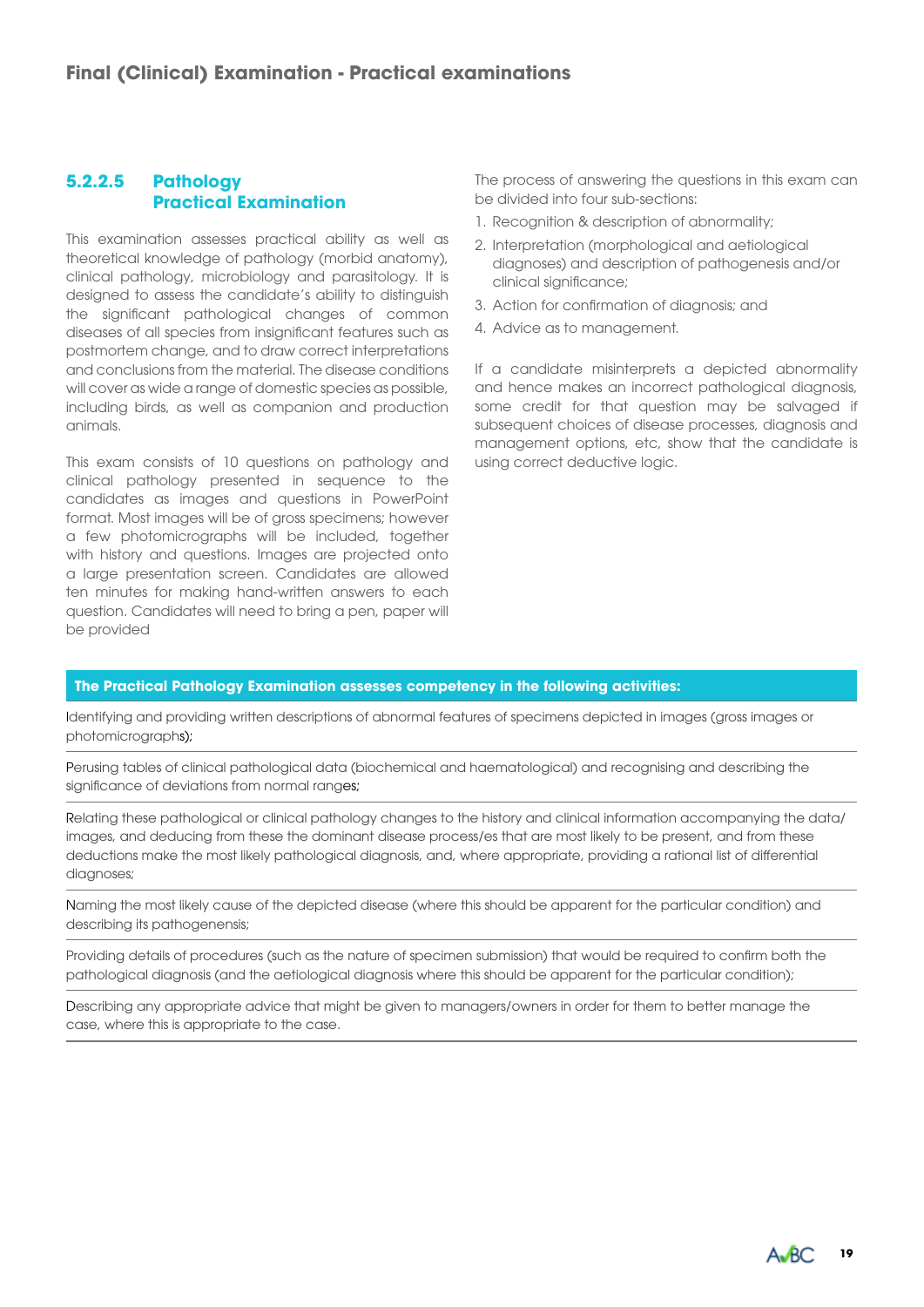## Final (Clinical) Examination - Practical examinations

### 5.2.2.5 Pathology Practical Examination

This examination assesses practical ability as well as theoretical knowledge of pathology (morbid anatomy), clinical pathology, microbiology and parasitology. It is designed to assess the candidate's ability to distinguish the significant pathological changes of common diseases of all species from insignificant features such as postmortem change, and to draw correct interpretations and conclusions from the material. The disease conditions will cover as wide a range of domestic species as possible, including birds, as well as companion and production animals.

This exam consists of 10 questions on pathology and clinical pathology presented in sequence to the candidates as images and questions in PowerPoint format. Most images will be of gross specimens; however a few photomicrographs will be included, together with history and questions. Images are projected onto a large presentation screen. Candidates are allowed ten minutes for making hand-written answers to each question. Candidates will need to bring a pen, paper will be provided

The process of answering the questions in this exam can be divided into four sub-sections:

1. Recognition & description of abnormality;
2. Interpretation (morphological and aetiological diagnoses) and description of pathogenesis and/or clinical significance;
3. Action for confirmation of diagnosis; and
4. Advice as to management.

If a candidate misinterprets a depicted abnormality and hence makes an incorrect pathological diagnosis, some credit for that question may be salvaged if subsequent choices of disease processes, diagnosis and management options, etc, show that the candidate is using correct deductive logic.

| The Practical Pathology Examination assesses competency in the following activities: |
|---|
| Identifying and providing written descriptions of abnormal features of specimens depicted in images (gross images or photomicrographs); |
| Perusing tables of clinical pathological data (biochemical and haematological) and recognising and describing the significance of deviations from normal ranges; |
| Relating these pathological or clinical pathology changes to the history and clinical information accompanying the data/images, and deducing from these the dominant disease process/es that are most likely to be present, and from these deductions make the most likely pathological diagnosis, and, where appropriate, providing a rational list of differential diagnoses; |
| Naming the most likely cause of the depicted disease (where this should be apparent for the particular condition) and describing its pathogenesis; |
| Providing details of procedures (such as the nature of specimen submission) that would be required to confirm both the pathological diagnosis (and the aetiological diagnosis where this should be apparent for the particular condition); |
| Describing any appropriate advice that might be given to managers/owners in order for them to better manage the case, where this is appropriate to the case. |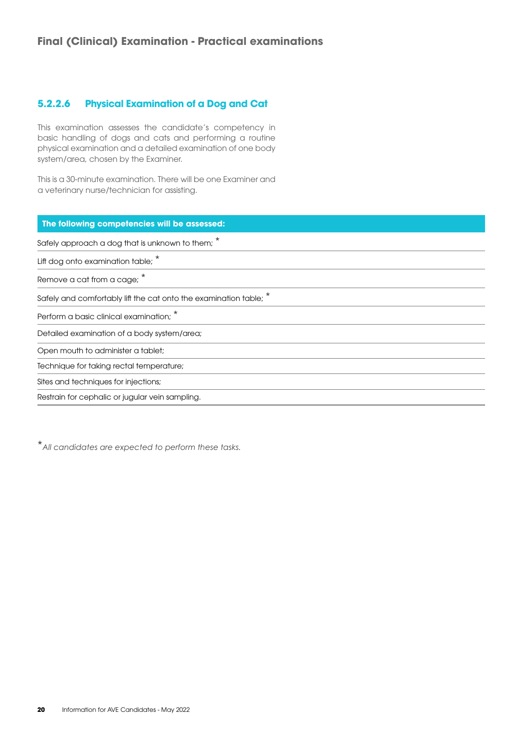## Final (Clinical) Examination - Practical examinations

### 5.2.2.6 Physical Examination of a Dog and Cat

This examination assesses the candidate's competency in basic handling of dogs and cats and performing a routine physical examination and a detailed examination of one body system/area, chosen by the Examiner.

This is a 30-minute examination. There will be one Examiner and a veterinary nurse/technician for assisting.

| The following competencies will be assessed: |
|---|
| Safely approach a dog that is unknown to them; * |
| Lift dog onto examination table; * |
| Remove a cat from a cage; * |
| Safely and comfortably lift the cat onto the examination table; * |
| Perform a basic clinical examination; * |
| Detailed examination of a body system/area; |
| Open mouth to administer a tablet; |
| Technique for taking rectal temperature; |
| Sites and techniques for injections; |
| Restrain for cephalic or jugular vein sampling. |

**All candidates are expected to perform these tasks.*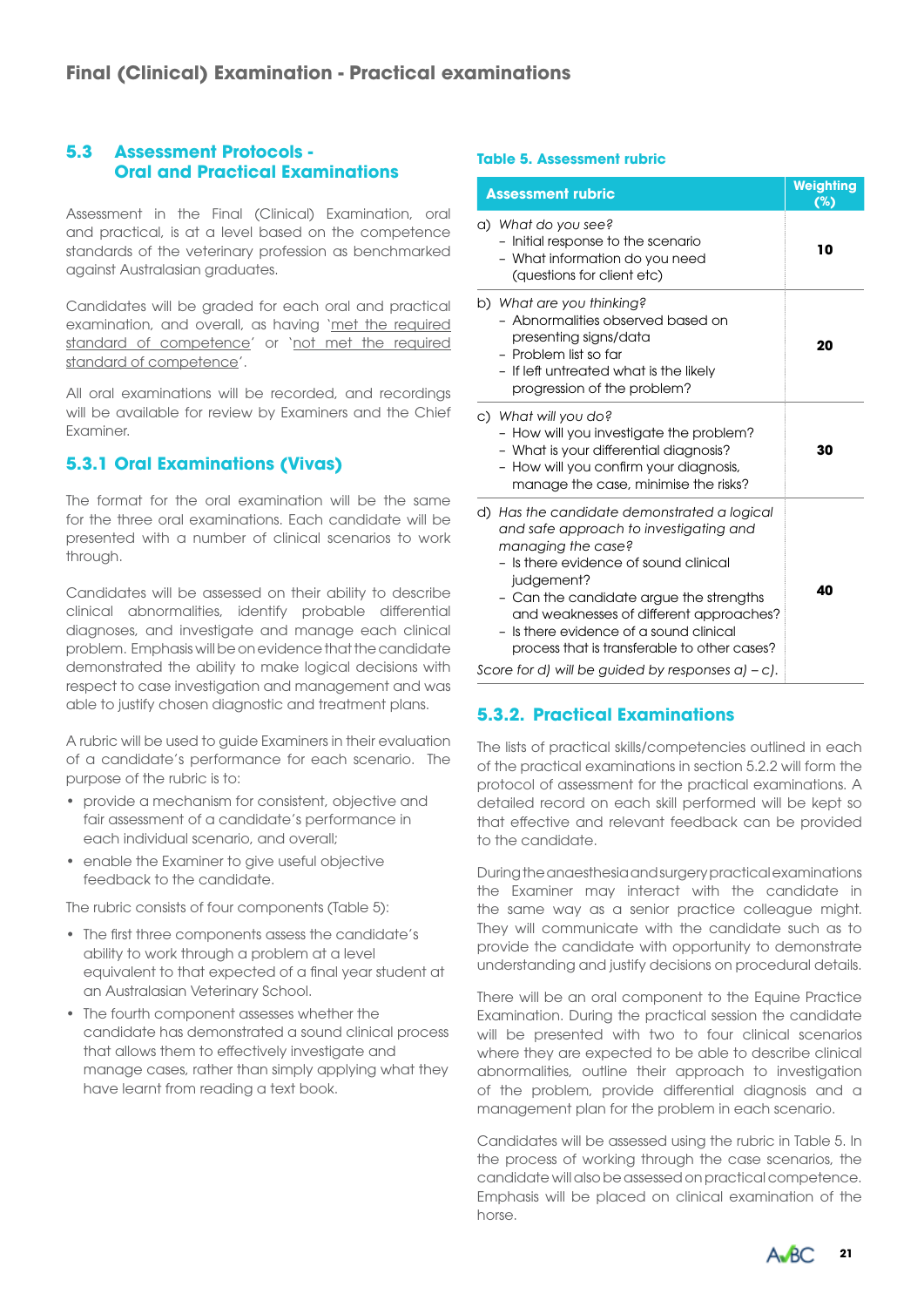# Final (Clinical) Examination - Practical examinations

## 5.3 Assessment Protocols - Oral and Practical Examinations

Assessment in the Final (Clinical) Examination, oral and practical, is at a level based on the competence standards of the veterinary profession as benchmarked against Australasian graduates.

Candidates will be graded for each oral and practical examination, and overall, as having '<u>met the required standard of competence</u>' or '<u>not met the required standard of competence</u>'.

All oral examinations will be recorded, and recordings will be available for review by Examiners and the Chief Examiner.

### 5.3.1 Oral Examinations (Vivas)

The format for the oral examination will be the same for the three oral examinations. Each candidate will be presented with a number of clinical scenarios to work through.

Candidates will be assessed on their ability to describe clinical abnormalities, identify probable differential diagnoses, and investigate and manage each clinical problem. Emphasis will be on evidence that the candidate demonstrated the ability to make logical decisions with respect to case investigation and management and was able to justify chosen diagnostic and treatment plans.

A rubric will be used to guide Examiners in their evaluation of a candidate's performance for each scenario. The purpose of the rubric is to:

- provide a mechanism for consistent, objective and fair assessment of a candidate's performance in each individual scenario, and overall;
- enable the Examiner to give useful objective feedback to the candidate.

The rubric consists of four components (Table 5):

- The first three components assess the candidate's ability to work through a problem at a level equivalent to that expected of a final year student at an Australasian Veterinary School.
- The fourth component assesses whether the candidate has demonstrated a sound clinical process that allows them to effectively investigate and manage cases, rather than simply applying what they have learnt from reading a text book.

**Table 5. Assessment rubric**

| Assessment rubric | Weighting (%) |
|---|---|
| a) *What do you see?*<br>– Initial response to the scenario<br>– What information do you need (questions for client etc) | 10 |
| b) *What are you thinking?*<br>– Abnormalities observed based on presenting signs/data<br>– Problem list so far<br>– If left untreated what is the likely progression of the problem? | 20 |
| c) *What will you do?*<br>– How will you investigate the problem?<br>– What is your differential diagnosis?<br>– How will you confirm your diagnosis, manage the case, minimise the risks? | 30 |
| d) *Has the candidate demonstrated a logical and safe approach to investigating and managing the case?*<br>– Is there evidence of sound clinical judgement?<br>– Can the candidate argue the strengths and weaknesses of different approaches?<br>– Is there evidence of a sound clinical process that is transferable to other cases?<br>*Score for d) will be guided by responses a) – c).* | 40 |

### 5.3.2. Practical Examinations

The lists of practical skills/competencies outlined in each of the practical examinations in section 5.2.2 will form the protocol of assessment for the practical examinations. A detailed record on each skill performed will be kept so that effective and relevant feedback can be provided to the candidate.

During the anaesthesia and surgery practical examinations the Examiner may interact with the candidate in the same way as a senior practice colleague might. They will communicate with the candidate such as to provide the candidate with opportunity to demonstrate understanding and justify decisions on procedural details.

There will be an oral component to the Equine Practice Examination. During the practical session the candidate will be presented with two to four clinical scenarios where they are expected to be able to describe clinical abnormalities, outline their approach to investigation of the problem, provide differential diagnosis and a management plan for the problem in each scenario.

Candidates will be assessed using the rubric in Table 5. In the process of working through the case scenarios, the candidate will also be assessed on practical competence. Emphasis will be placed on clinical examination of the horse.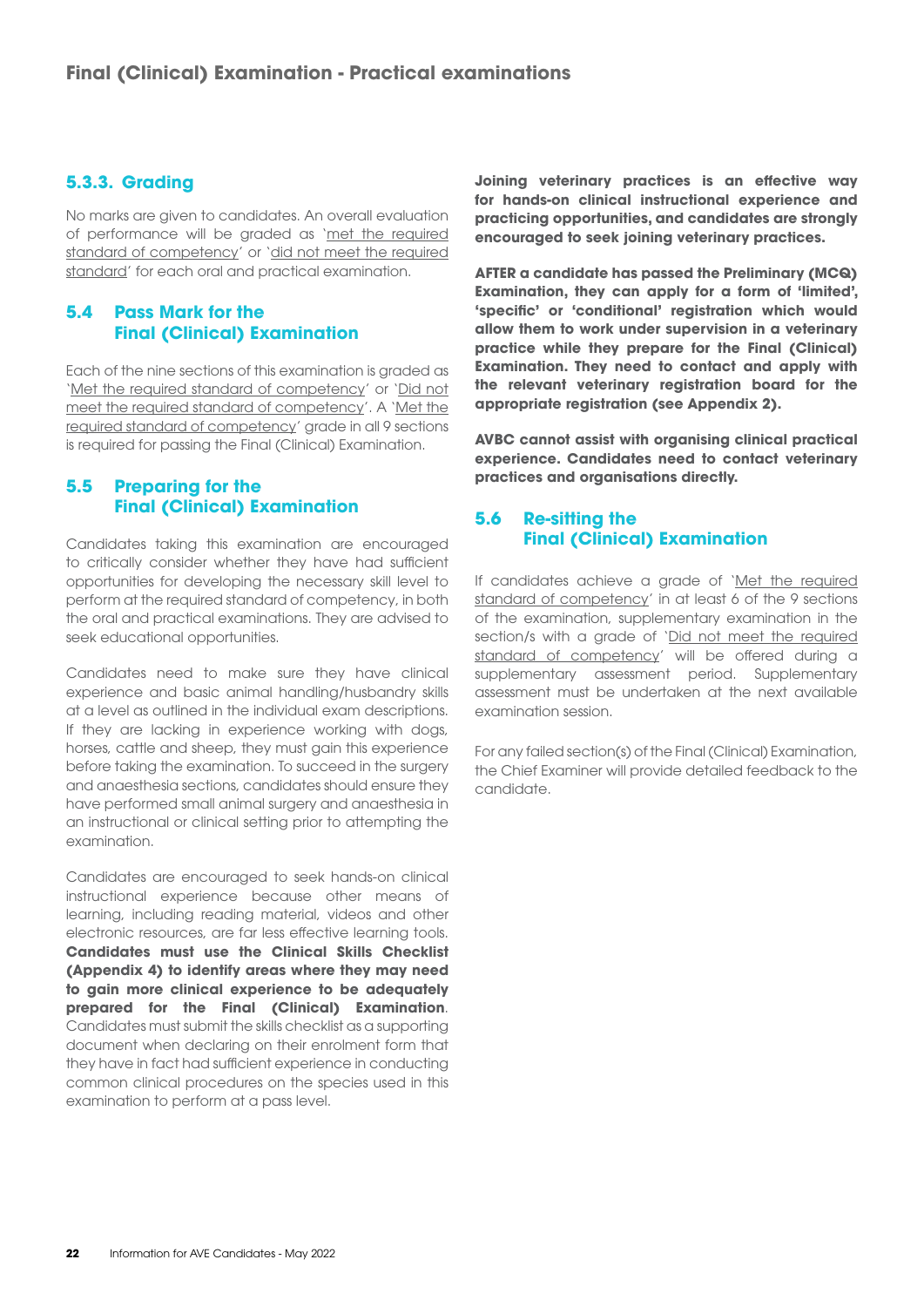## Final (Clinical) Examination - Practical examinations

### 5.3.3. Grading

No marks are given to candidates. An overall evaluation of performance will be graded as 'met the required standard of competency' or 'did not meet the required standard' for each oral and practical examination.

### 5.4 Pass Mark for the Final (Clinical) Examination

Each of the nine sections of this examination is graded as 'Met the required standard of competency' or 'Did not meet the required standard of competency'. A 'Met the required standard of competency' grade in all 9 sections is required for passing the Final (Clinical) Examination.

### 5.5 Preparing for the Final (Clinical) Examination

Candidates taking this examination are encouraged to critically consider whether they have had sufficient opportunities for developing the necessary skill level to perform at the required standard of competency, in both the oral and practical examinations. They are advised to seek educational opportunities.

Candidates need to make sure they have clinical experience and basic animal handling/husbandry skills at a level as outlined in the individual exam descriptions. If they are lacking in experience working with dogs, horses, cattle and sheep, they must gain this experience before taking the examination. To succeed in the surgery and anaesthesia sections, candidates should ensure they have performed small animal surgery and anaesthesia in an instructional or clinical setting prior to attempting the examination.

Candidates are encouraged to seek hands-on clinical instructional experience because other means of learning, including reading material, videos and other electronic resources, are far less effective learning tools. **Candidates must use the Clinical Skills Checklist (Appendix 4) to identify areas where they may need to gain more clinical experience to be adequately prepared for the Final (Clinical) Examination**. Candidates must submit the skills checklist as a supporting document when declaring on their enrolment form that they have in fact had sufficient experience in conducting common clinical procedures on the species used in this examination to perform at a pass level.

**Joining veterinary practices is an effective way for hands-on clinical instructional experience and practicing opportunities, and candidates are strongly encouraged to seek joining veterinary practices.**

**AFTER a candidate has passed the Preliminary (MCQ) Examination, they can apply for a form of 'limited', 'specific' or 'conditional' registration which would allow them to work under supervision in a veterinary practice while they prepare for the Final (Clinical) Examination. They need to contact and apply with the relevant veterinary registration board for the appropriate registration (see Appendix 2).**

**AVBC cannot assist with organising clinical practical experience. Candidates need to contact veterinary practices and organisations directly.**

### 5.6 Re-sitting the Final (Clinical) Examination

If candidates achieve a grade of 'Met the required standard of competency' in at least 6 of the 9 sections of the examination, supplementary examination in the section/s with a grade of 'Did not meet the required standard of competency' will be offered during a supplementary assessment period. Supplementary assessment must be undertaken at the next available examination session.

For any failed section(s) of the Final (Clinical) Examination, the Chief Examiner will provide detailed feedback to the candidate.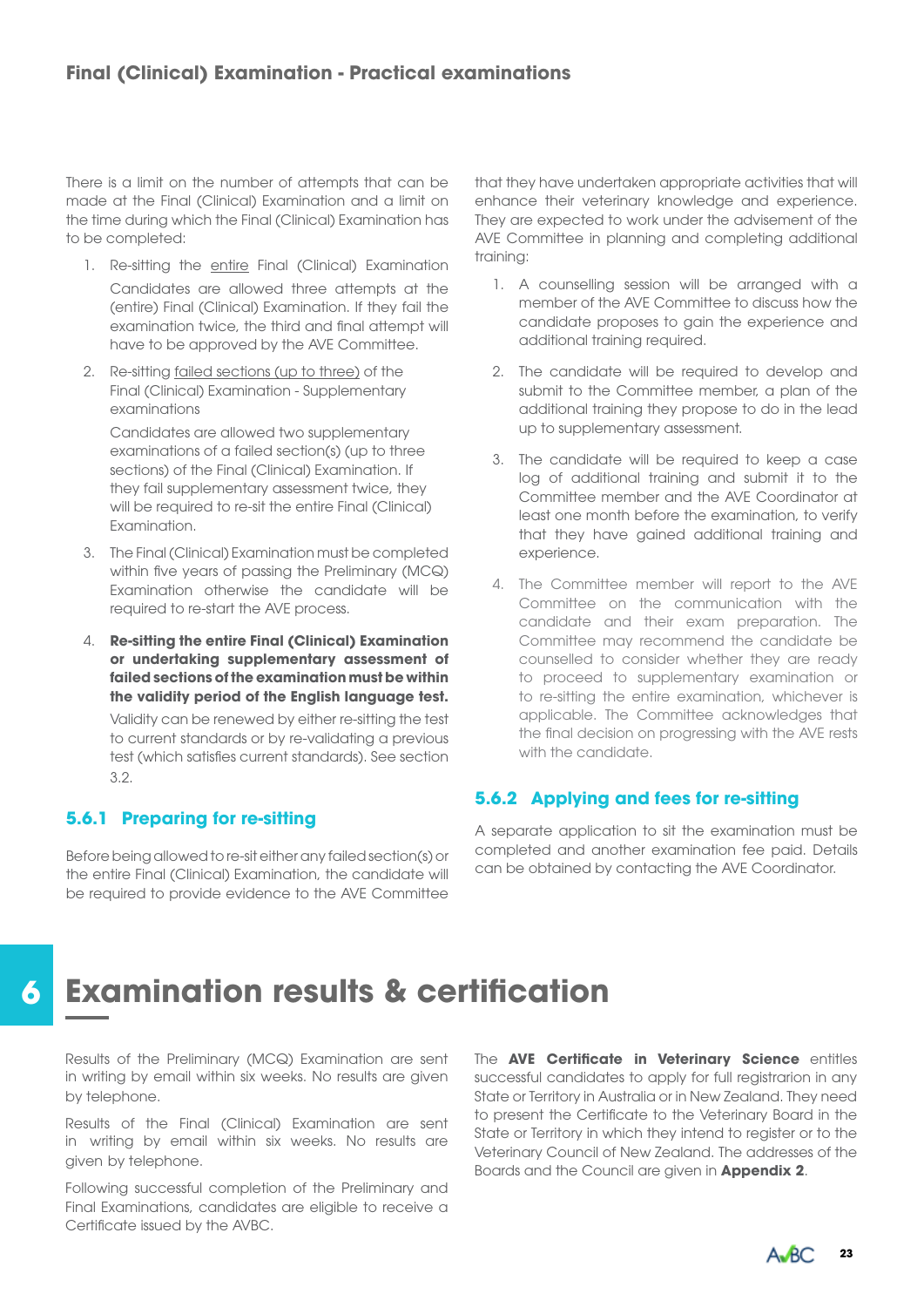## Final (Clinical) Examination - Practical examinations

There is a limit on the number of attempts that can be made at the Final (Clinical) Examination and a limit on the time during which the Final (Clinical) Examination has to be completed:

1. Re-sitting the entire Final (Clinical) Examination

   Candidates are allowed three attempts at the (entire) Final (Clinical) Examination. If they fail the examination twice, the third and final attempt will have to be approved by the AVE Committee.

2. Re-sitting failed sections (up to three) of the Final (Clinical) Examination - Supplementary examinations

   Candidates are allowed two supplementary examinations of a failed section(s) (up to three sections) of the Final (Clinical) Examination. If they fail supplementary assessment twice, they will be required to re-sit the entire Final (Clinical) Examination.

3. The Final (Clinical) Examination must be completed within five years of passing the Preliminary (MCQ) Examination otherwise the candidate will be required to re-start the AVE process.

4. **Re-sitting the entire Final (Clinical) Examination or undertaking supplementary assessment of failed sections of the examination must be within the validity period of the English language test.**

   Validity can be renewed by either re-sitting the test to current standards or by re-validating a previous test (which satisfies current standards). See section 3.2.

### 5.6.1 Preparing for re-sitting

Before being allowed to re-sit either any failed section(s) or the entire Final (Clinical) Examination, the candidate will be required to provide evidence to the AVE Committee that they have undertaken appropriate activities that will enhance their veterinary knowledge and experience. They are expected to work under the advisement of the AVE Committee in planning and completing additional training:

1. A counselling session will be arranged with a member of the AVE Committee to discuss how the candidate proposes to gain the experience and additional training required.

2. The candidate will be required to develop and submit to the Committee member, a plan of the additional training they propose to do in the lead up to supplementary assessment.

3. The candidate will be required to keep a case log of additional training and submit it to the Committee member and the AVE Coordinator at least one month before the examination, to verify that they have gained additional training and experience.

4. The Committee member will report to the AVE Committee on the communication with the candidate and their exam preparation. The Committee may recommend the candidate be counselled to consider whether they are ready to proceed to supplementary examination or to re-sitting the entire examination, whichever is applicable. The Committee acknowledges that the final decision on progressing with the AVE rests with the candidate.

### 5.6.2 Applying and fees for re-sitting

A separate application to sit the examination must be completed and another examination fee paid. Details can be obtained by contacting the AVE Coordinator.

# 6 Examination results & certification

Results of the Preliminary (MCQ) Examination are sent in writing by email within six weeks. No results are given by telephone.

Results of the Final (Clinical) Examination are sent in writing by email within six weeks. No results are given by telephone.

Following successful completion of the Preliminary and Final Examinations, candidates are eligible to receive a Certificate issued by the AVBC.

The **AVE Certificate in Veterinary Science** entitles successful candidates to apply for full registration in any State or Territory in Australia or in New Zealand. They need to present the Certificate to the Veterinary Board in the State or Territory in which they intend to register or to the Veterinary Council of New Zealand. The addresses of the Boards and the Council are given in **Appendix 2**.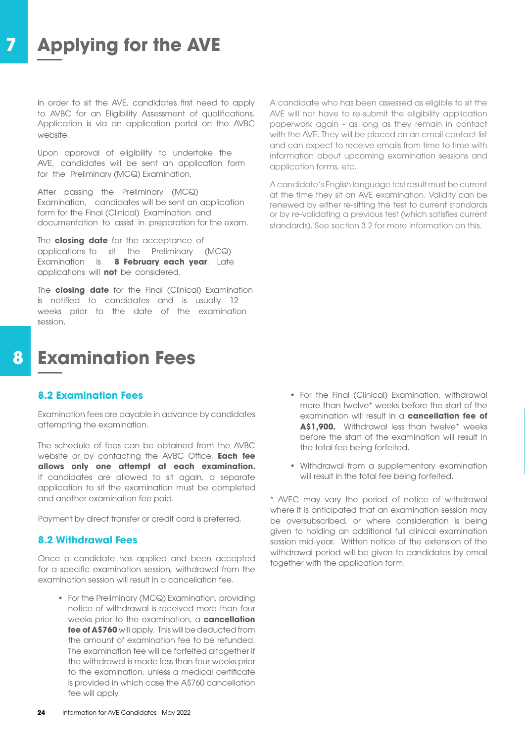# 7 Applying for the AVE

In order to sit the AVE, candidates first need to apply to AVBC for an Eligibility Assessment of qualifications. Application is via an application portal on the AVBC website.

Upon approval of eligibility to undertake the AVE, candidates will be sent an application form for the Preliminary (MCQ) Examination.

After passing the Preliminary (MCQ) Examination, candidates will be sent an application form for the Final (Clinical) Examination and documentation to assist in preparation for the exam.

The **closing date** for the acceptance of applications to sit the Preliminary (MCQ) Examination is **8 February each year**. Late applications will **not** be considered.

The **closing date** for the Final (Clinical) Examination is notified to candidates and is usually 12 weeks prior to the date of the examination session.

A candidate who has been assessed as eligible to sit the AVE will not have to re-submit the eligibility application paperwork again - as long as they remain in contact with the AVE. They will be placed on an email contact list and can expect to receive emails from time to time with information about upcoming examination sessions and application forms, etc.

A candidate's English language test result must be current at the time they sit an AVE examination. Validity can be renewed by either re-sitting the test to current standards or by re-validating a previous test (which satisfies current standards). See section 3.2 for more information on this.

# 8 Examination Fees

## 8.2 Examination Fees

Examination fees are payable in advance by candidates attempting the examination.

The schedule of fees can be obtained from the AVBC website or by contacting the AVBC Office. **Each fee allows only one attempt at each examination.** If candidates are allowed to sit again, a separate application to sit the examination must be completed and another examination fee paid.

Payment by direct transfer or credit card is preferred.

## 8.2 Withdrawal Fees

Once a candidate has applied and been accepted for a specific examination session, withdrawal from the examination session will result in a cancellation fee.

- For the Preliminary (MCQ) Examination, providing notice of withdrawal is received more than four weeks prior to the examination, a **cancellation fee of A$760** will apply. This will be deducted from the amount of examination fee to be refunded. The examination fee will be forfeited altogether if the withdrawal is made less than four weeks prior to the examination, unless a medical certificate is provided in which case the A$760 cancellation fee will apply.
- For the Final (Clinical) Examination, withdrawal more than twelve* weeks before the start of the examination will result in a **cancellation fee of A$1,900.** Withdrawal less than twelve* weeks before the start of the examination will result in the total fee being forfeited.
- Withdrawal from a supplementary examination will result in the total fee being forfeited.

\* AVEC may vary the period of notice of withdrawal where it is anticipated that an examination session may be oversubscribed, or where consideration is being given to holding an additional full clinical examination session mid-year. Written notice of the extension of the withdrawal period will be given to candidates by email together with the application form.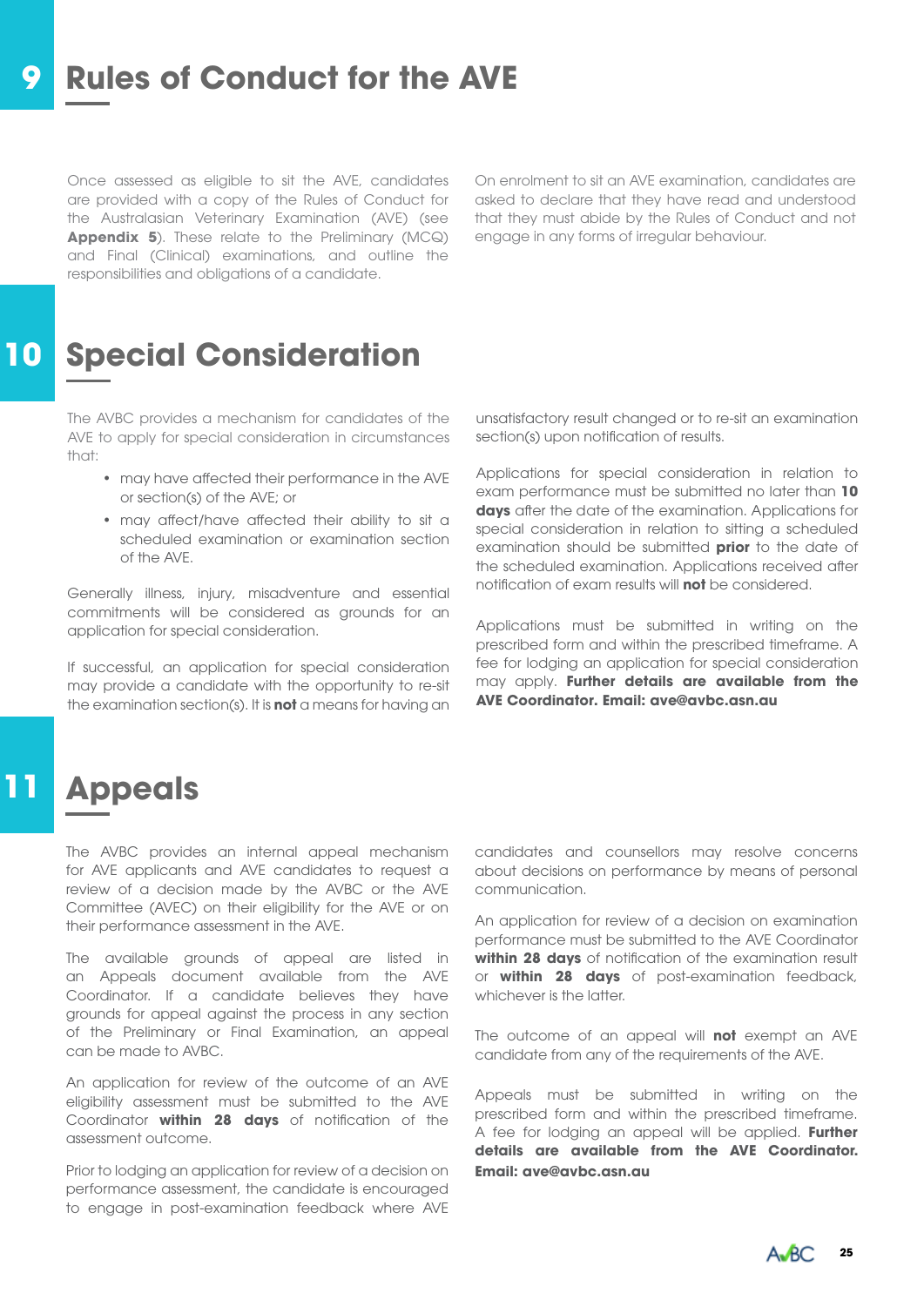# 9 Rules of Conduct for the AVE

Once assessed as eligible to sit the AVE, candidates are provided with a copy of the Rules of Conduct for the Australasian Veterinary Examination (AVE) (see **Appendix 5**). These relate to the Preliminary (MCQ) and Final (Clinical) examinations, and outline the responsibilities and obligations of a candidate.

On enrolment to sit an AVE examination, candidates are asked to declare that they have read and understood that they must abide by the Rules of Conduct and not engage in any forms of irregular behaviour.

# 10 Special Consideration

The AVBC provides a mechanism for candidates of the AVE to apply for special consideration in circumstances that:

- may have affected their performance in the AVE or section(s) of the AVE; or
- may affect/have affected their ability to sit a scheduled examination or examination section of the AVE.

Generally illness, injury, misadventure and essential commitments will be considered as grounds for an application for special consideration.

If successful, an application for special consideration may provide a candidate with the opportunity to re-sit the examination section(s). It is **not** a means for having an unsatisfactory result changed or to re-sit an examination section(s) upon notification of results.

Applications for special consideration in relation to exam performance must be submitted no later than **10 days** after the date of the examination. Applications for special consideration in relation to sitting a scheduled examination should be submitted **prior** to the date of the scheduled examination. Applications received after notification of exam results will **not** be considered.

Applications must be submitted in writing on the prescribed form and within the prescribed timeframe. A fee for lodging an application for special consideration may apply. **Further details are available from the AVE Coordinator. Email: ave@avbc.asn.au**

# 11 Appeals

The AVBC provides an internal appeal mechanism for AVE applicants and AVE candidates to request a review of a decision made by the AVBC or the AVE Committee (AVEC) on their eligibility for the AVE or on their performance assessment in the AVE.

The available grounds of appeal are listed in an Appeals document available from the AVE Coordinator. If a candidate believes they have grounds for appeal against the process in any section of the Preliminary or Final Examination, an appeal can be made to AVBC.

An application for review of the outcome of an AVE eligibility assessment must be submitted to the AVE Coordinator **within 28 days** of notification of the assessment outcome.

Prior to lodging an application for review of a decision on performance assessment, the candidate is encouraged to engage in post-examination feedback where AVE candidates and counsellors may resolve concerns about decisions on performance by means of personal communication.

An application for review of a decision on examination performance must be submitted to the AVE Coordinator **within 28 days** of notification of the examination result or **within 28 days** of post-examination feedback, whichever is the latter.

The outcome of an appeal will **not** exempt an AVE candidate from any of the requirements of the AVE.

Appeals must be submitted in writing on the prescribed form and within the prescribed timeframe. A fee for lodging an appeal will be applied. **Further details are available from the AVE Coordinator. Email: ave@avbc.asn.au**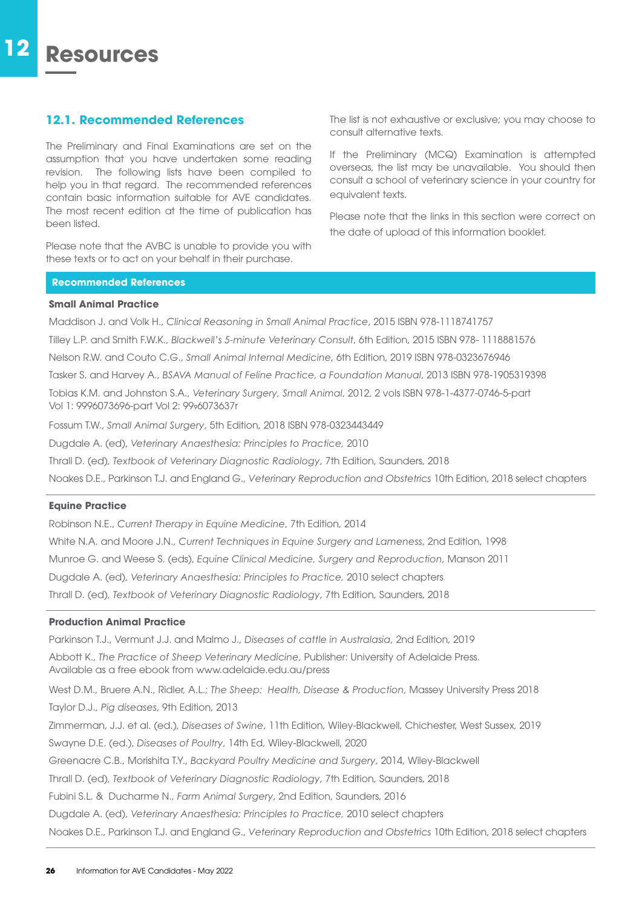# 12 Resources

## 12.1. Recommended References

The Preliminary and Final Examinations are set on the assumption that you have undertaken some reading revision. The following lists have been compiled to help you in that regard. The recommended references contain basic information suitable for AVE candidates. The most recent edition at the time of publication has been listed.

Please note that the AVBC is unable to provide you with these texts or to act on your behalf in their purchase.

The list is not exhaustive or exclusive; you may choose to consult alternative texts.

If the Preliminary (MCQ) Examination is attempted overseas, the list may be unavailable. You should then consult a school of veterinary science in your country for equivalent texts.

Please note that the links in this section were correct on the date of upload of this information booklet.

### Recommended References

**Small Animal Practice**

Maddison J. and Volk H., *Clinical Reasoning in Small Animal Practice*, 2015 ISBN 978-1118741757

Tilley L.P. and Smith F.W.K., *Blackwell's 5-minute Veterinary Consult*, 6th Edition, 2015 ISBN 978- 1118881576

Nelson R.W. and Couto C.G., *Small Animal Internal Medicine*, 6th Edition, 2019 ISBN 978-0323676946

Tasker S. and Harvey A., *BSAVA Manual of Feline Practice, a Foundation Manual*, 2013 ISBN 978-1905319398

Tobias K.M. and Johnston S.A., *Veterinary Surgery, Small Animal*, 2012, 2 vols ISBN 978-1-4377-0746-5-part Vol 1: 9996073696-part Vol 2: 99₉6073637r

Fossum T.W., *Small Animal Surgery*, 5th Edition, 2018 ISBN 978-0323443449

Dugdale A. (ed), *Veterinary Anaesthesia: Principles to Practice,* 2010

Thrall D. (ed), *Textbook of Veterinary Diagnostic Radiology*, 7th Edition, Saunders, 2018

Noakes D.E., Parkinson T.J. and England G., *Veterinary Reproduction and Obstetrics* 10th Edition, 2018 select chapters

**Equine Practice**

Robinson N.E., *Current Therapy in Equine Medicine*, 7th Edition, 2014

White N.A. and Moore J.N., *Current Techniques in Equine Surgery and Lameness*, 2nd Edition, 1998

Munroe G. and Weese S. (eds), *Equine Clinical Medicine, Surgery and Reproduction*, Manson 2011

Dugdale A. (ed), *Veterinary Anaesthesia: Principles to Practice,* 2010 select chapters

Thrall D. (ed), *Textbook of Veterinary Diagnostic Radiology*, 7th Edition, Saunders, 2018

**Production Animal Practice**

Parkinson T.J., Vermunt J.J. and Malmo J., *Diseases of cattle in Australasia*, 2nd Edition, 2019

Abbott K., *The Practice of Sheep Veterinary Medicine*, Publisher: University of Adelaide Press. Available as a free ebook from www.adelaide.edu.au/press

West D.M., Bruere A.N., Ridler, A.L.; *The Sheep: Health, Disease & Production*, Massey University Press 2018

Taylor D.J., *Pig diseases*, 9th Edition, 2013

Zimmerman, J.J. et al. (ed.), *Diseases of Swine*, 11th Edition, Wiley-Blackwell, Chichester, West Sussex, 2019

Swayne D.E. (ed.), *Diseases of Poultry*, 14th Ed, Wiley-Blackwell, 2020

Greenacre C.B., Morishita T.Y., *Backyard Poultry Medicine and Surgery*, 2014, Wiley-Blackwell

Thrall D. (ed), *Textbook of Veterinary Diagnostic Radiology*, 7th Edition, Saunders, 2018

Fubini S.L. & Ducharme N., *Farm Animal Surgery*, 2nd Edition, Saunders, 2016

Dugdale A. (ed), *Veterinary Anaesthesia: Principles to Practice,* 2010 select chapters

Noakes D.E., Parkinson T.J. and England G., *Veterinary Reproduction and Obstetrics* 10th Edition, 2018 select chapters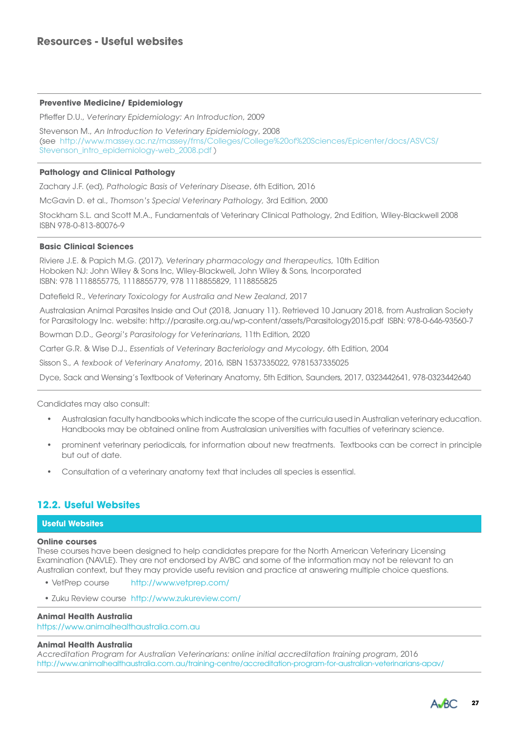## Resources - Useful websites

---

**Preventive Medicine/ Epidemiology**

Pfieffer D.U., *Veterinary Epidemiology: An Introduction*, 2009

Stevenson M., *An Introduction to Veterinary Epidemiology*, 2008
(see http://www.massey.ac.nz/massey/fms/Colleges/College%20of%20Sciences/Epicenter/docs/ASVCS/Stevenson_intro_epidemiology-web_2008.pdf )

---

**Pathology and Clinical Pathology**

Zachary J.F. (ed), *Pathologic Basis of Veterinary Disease*, 6th Edition, 2016

McGavin D. et al., *Thomson's Special Veterinary Pathology*, 3rd Edition, 2000

Stockham S.L. and Scott M.A., Fundamentals of Veterinary Clinical Pathology, 2nd Edition, Wiley-Blackwell 2008
ISBN 978-0-813-80076-9

---

**Basic Clinical Sciences**

Riviere J.E. & Papich M.G. (2017), *Veterinary pharmacology and therapeutics*, 10th Edition
Hoboken NJ: John Wiley & Sons Inc, Wiley-Blackwell, John Wiley & Sons, Incorporated
ISBN: 978 1118855775, 1118855779, 978 1118855829, 1118855825

Datefield R., *Veterinary Toxicology for Australia and New Zealand*, 2017

Australasian Animal Parasites Inside and Out (2018, January 11). Retrieved 10 January 2018, from Australian Society for Parasitology Inc. website: http://parasite.org.au/wp-content/assets/Parasitology2015.pdf ISBN: 978-0-646-93560-7

Bowman D.D., *Georgi's Parasitology for Veterinarians*, 11th Edition, 2020

Carter G.R. & Wise D.J., *Essentials of Veterinary Bacteriology and Mycology*, 6th Edition, 2004

Sisson S., *A texbook of Veterinary Anatomy*, 2016, ISBN 1537335022, 9781537335025

Dyce, Sack and Wensing's Textbook of Veterinary Anatomy, 5th Edition, Saunders, 2017, 0323442641, 978-0323442640

---

Candidates may also consult:

- Australasian faculty handbooks which indicate the scope of the curricula used in Australian veterinary education. Handbooks may be obtained online from Australasian universities with faculties of veterinary science.
- prominent veterinary periodicals, for information about new treatments. Textbooks can be correct in principle but out of date.
- Consultation of a veterinary anatomy text that includes all species is essential.

## 12.2. Useful Websites

**Useful Websites**

**Online courses**
These courses have been designed to help candidates prepare for the North American Veterinary Licensing Examination (NAVLE). They are not endorsed by AVBC and some of the information may not be relevant to an Australian context, but they may provide usefu revision and practice at answering multiple choice questions.

- VetPrep course http://www.vetprep.com/
- Zuku Review course http://www.zukureview.com/

---

**Animal Health Australia**
https://www.animalhealthaustralia.com.au

---

**Animal Health Australia**
*Accreditation Program for Australian Veterinarians: online initial accreditation training program*, 2016
http://www.animalhealthaustralia.com.au/training-centre/accreditation-program-for-australian-veterinarians-apav/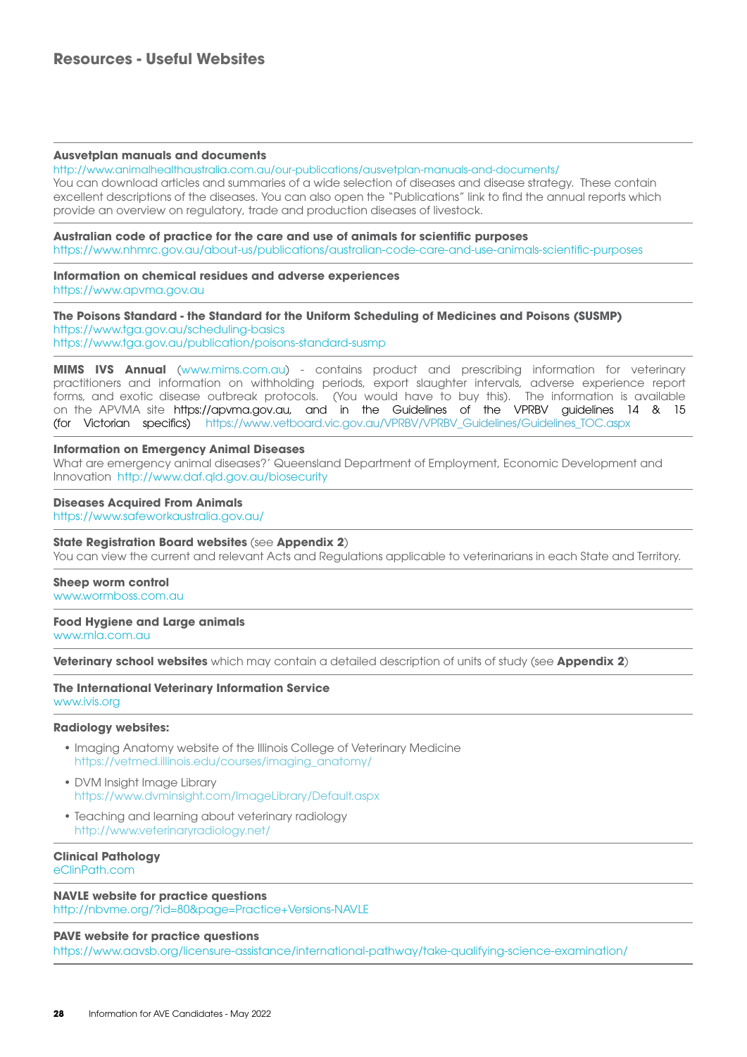## Resources - Useful Websites

**Ausvetplan manuals and documents**
http://www.animalhealthaustralia.com.au/our-publications/ausvetplan-manuals-and-documents/
You can download articles and summaries of a wide selection of diseases and disease strategy. These contain excellent descriptions of the diseases. You can also open the "Publications" link to find the annual reports which provide an overview on regulatory, trade and production diseases of livestock.

**Australian code of practice for the care and use of animals for scientific purposes**
https://www.nhmrc.gov.au/about-us/publications/australian-code-care-and-use-animals-scientific-purposes

**Information on chemical residues and adverse experiences**
https://www.apvma.gov.au

**The Poisons Standard - the Standard for the Uniform Scheduling of Medicines and Poisons (SUSMP)**
https://www.tga.gov.au/scheduling-basics
https://www.tga.gov.au/publication/poisons-standard-susmp

**MIMS IVS Annual** (www.mims.com.au) - contains product and prescribing information for veterinary practitioners and information on withholding periods, export slaughter intervals, adverse experience report forms, and exotic disease outbreak protocols. (You would have to buy this). The information is available on the APVMA site https://apvma.gov.au, and in the Guidelines of the VPRBV guidelines 14 & 15 (for Victorian specifics) https://www.vetboard.vic.gov.au/VPRBV/VPRBV_Guidelines/Guidelines_TOC.aspx

**Information on Emergency Animal Diseases**
What are emergency animal diseases?' Queensland Department of Employment, Economic Development and Innovation http://www.daf.qld.gov.au/biosecurity

**Diseases Acquired From Animals**
https://www.safeworkaustralia.gov.au/

**State Registration Board websites** (see **Appendix 2**)
You can view the current and relevant Acts and Regulations applicable to veterinarians in each State and Territory.

**Sheep worm control**
www.wormboss.com.au

**Food Hygiene and Large animals**
www.mla.com.au

**Veterinary school websites** which may contain a detailed description of units of study (see **Appendix 2**)

**The International Veterinary Information Service**
www.ivis.org

**Radiology websites:**

- Imaging Anatomy website of the Illinois College of Veterinary Medicine
  https://vetmed.illinois.edu/courses/imaging_anatomy/
- DVM Insight Image Library
  https://www.dvminsight.com/ImageLibrary/Default.aspx
- Teaching and learning about veterinary radiology
  http://www.veterinaryradiology.net/

**Clinical Pathology**
eClinPath.com

**NAVLE website for practice questions**
http://nbvme.org/?id=80&page=Practice+Versions-NAVLE

**PAVE website for practice questions**
https://www.aavsb.org/licensure-assistance/international-pathway/take-qualifying-science-examination/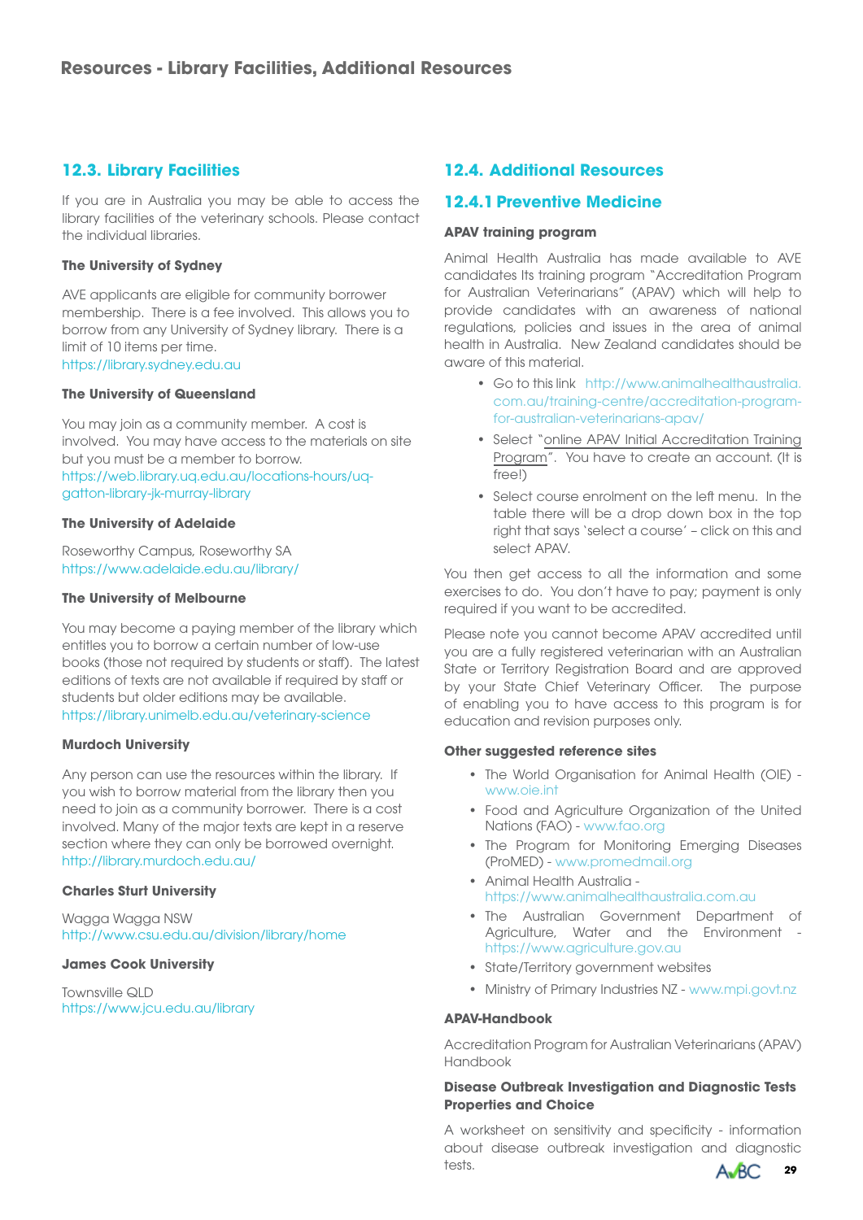## 12.3. Library Facilities

If you are in Australia you may be able to access the library facilities of the veterinary schools. Please contact the individual libraries.

**The University of Sydney**

AVE applicants are eligible for community borrower membership. There is a fee involved. This allows you to borrow from any University of Sydney library. There is a limit of 10 items per time.
https://library.sydney.edu.au

**The University of Queensland**

You may join as a community member. A cost is involved. You may have access to the materials on site but you must be a member to borrow.
https://web.library.uq.edu.au/locations-hours/uq-gatton-library-jk-murray-library

**The University of Adelaide**

Roseworthy Campus, Roseworthy SA
https://www.adelaide.edu.au/library/

**The University of Melbourne**

You may become a paying member of the library which entitles you to borrow a certain number of low-use books (those not required by students or staff). The latest editions of texts are not available if required by staff or students but older editions may be available.
https://library.unimelb.edu.au/veterinary-science

**Murdoch University**

Any person can use the resources within the library. If you wish to borrow material from the library then you need to join as a community borrower. There is a cost involved. Many of the major texts are kept in a reserve section where they can only be borrowed overnight.
http://library.murdoch.edu.au/

**Charles Sturt University**

Wagga Wagga NSW
http://www.csu.edu.au/division/library/home

**James Cook University**

Townsville QLD
https://www.jcu.edu.au/library

## 12.4. Additional Resources

### 12.4.1 Preventive Medicine

**APAV training program**

Animal Health Australia has made available to AVE candidates Its training program "Accreditation Program for Australian Veterinarians" (APAV) which will help to provide candidates with an awareness of national regulations, policies and issues in the area of animal health in Australia. New Zealand candidates should be aware of this material.

- Go to this link http://www.animalhealthaustralia.com.au/training-centre/accreditation-program-for-australian-veterinarians-apav/
- Select "online APAV Initial Accreditation Training Program". You have to create an account. (It is free!)
- Select course enrolment on the left menu. In the table there will be a drop down box in the top right that says 'select a course' – click on this and select APAV.

You then get access to all the information and some exercises to do. You don't have to pay; payment is only required if you want to be accredited.

Please note you cannot become APAV accredited until you are a fully registered veterinarian with an Australian State or Territory Registration Board and are approved by your State Chief Veterinary Officer. The purpose of enabling you to have access to this program is for education and revision purposes only.

**Other suggested reference sites**

- The World Organisation for Animal Health (OIE) - www.oie.int
- Food and Agriculture Organization of the United Nations (FAO) - www.fao.org
- The Program for Monitoring Emerging Diseases (ProMED) - www.promedmail.org
- Animal Health Australia - https://www.animalhealthaustralia.com.au
- The Australian Government Department of Agriculture, Water and the Environment - https://www.agriculture.gov.au
- State/Territory government websites
- Ministry of Primary Industries NZ - www.mpi.govt.nz

**APAV-Handbook**

Accreditation Program for Australian Veterinarians (APAV) Handbook

**Disease Outbreak Investigation and Diagnostic Tests Properties and Choice**

A worksheet on sensitivity and specificity - information about disease outbreak investigation and diagnostic tests.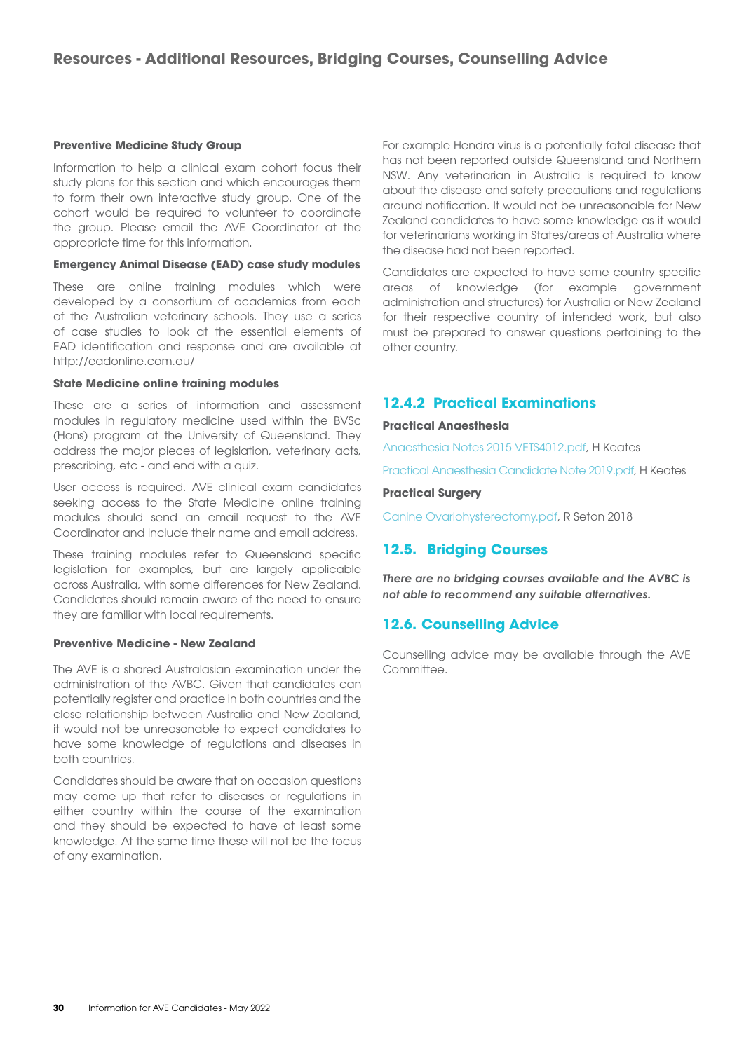## Resources - Additional Resources, Bridging Courses, Counselling Advice

**Preventive Medicine Study Group**

Information to help a clinical exam cohort focus their study plans for this section and which encourages them to form their own interactive study group. One of the cohort would be required to volunteer to coordinate the group. Please email the AVE Coordinator at the appropriate time for this information.

**Emergency Animal Disease (EAD) case study modules**

These are online training modules which were developed by a consortium of academics from each of the Australian veterinary schools. They use a series of case studies to look at the essential elements of EAD identification and response and are available at http://eadonline.com.au/

**State Medicine online training modules**

These are a series of information and assessment modules in regulatory medicine used within the BVSc (Hons) program at the University of Queensland. They address the major pieces of legislation, veterinary acts, prescribing, etc - and end with a quiz.

User access is required. AVE clinical exam candidates seeking access to the State Medicine online training modules should send an email request to the AVE Coordinator and include their name and email address.

These training modules refer to Queensland specific legislation for examples, but are largely applicable across Australia, with some differences for New Zealand. Candidates should remain aware of the need to ensure they are familiar with local requirements.

**Preventive Medicine - New Zealand**

The AVE is a shared Australasian examination under the administration of the AVBC. Given that candidates can potentially register and practice in both countries and the close relationship between Australia and New Zealand, it would not be unreasonable to expect candidates to have some knowledge of regulations and diseases in both countries.

Candidates should be aware that on occasion questions may come up that refer to diseases or regulations in either country within the course of the examination and they should be expected to have at least some knowledge. At the same time these will not be the focus of any examination.

For example Hendra virus is a potentially fatal disease that has not been reported outside Queensland and Northern NSW. Any veterinarian in Australia is required to know about the disease and safety precautions and regulations around notification. It would not be unreasonable for New Zealand candidates to have some knowledge as it would for veterinarians working in States/areas of Australia where the disease had not been reported.

Candidates are expected to have some country specific areas of knowledge (for example government administration and structures) for Australia or New Zealand for their respective country of intended work, but also must be prepared to answer questions pertaining to the other country.

### 12.4.2 Practical Examinations

**Practical Anaesthesia**

Anaesthesia Notes 2015 VETS4012.pdf, H Keates

Practical Anaesthesia Candidate Note 2019.pdf, H Keates

**Practical Surgery**

Canine Ovariohysterectomy.pdf, R Seton 2018

### 12.5. Bridging Courses

***There are no bridging courses available and the AVBC is not able to recommend any suitable alternatives.***

### 12.6. Counselling Advice

Counselling advice may be available through the AVE Committee.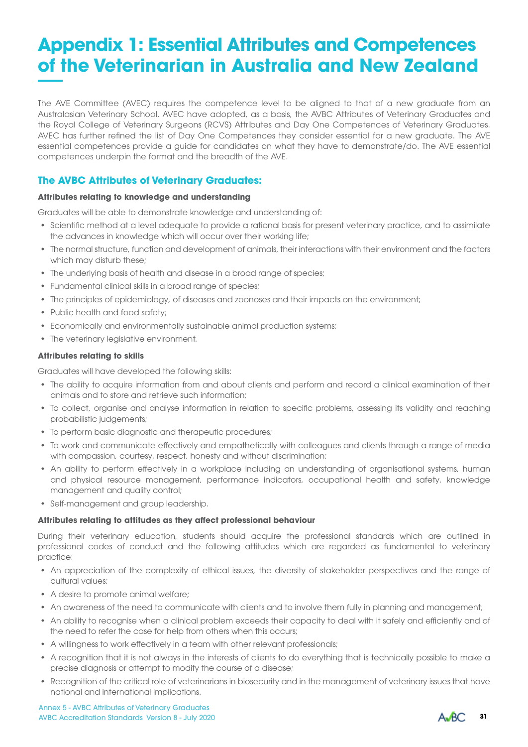# Appendix 1: Essential Attributes and Competences of the Veterinarian in Australia and New Zealand

The AVE Committee (AVEC) requires the competence level to be aligned to that of a new graduate from an Australasian Veterinary School. AVEC have adopted, as a basis, the AVBC Attributes of Veterinary Graduates and the Royal College of Veterinary Surgeons (RCVS) Attributes and Day One Competences of Veterinary Graduates. AVEC has further refined the list of Day One Competences they consider essential for a new graduate. The AVE essential competences provide a guide for candidates on what they have to demonstrate/do. The AVE essential competences underpin the format and the breadth of the AVE.

## The AVBC Attributes of Veterinary Graduates:

**Attributes relating to knowledge and understanding**

Graduates will be able to demonstrate knowledge and understanding of:

- Scientific method at a level adequate to provide a rational basis for present veterinary practice, and to assimilate the advances in knowledge which will occur over their working life;
- The normal structure, function and development of animals, their interactions with their environment and the factors which may disturb these;
- The underlying basis of health and disease in a broad range of species;
- Fundamental clinical skills in a broad range of species;
- The principles of epidemiology, of diseases and zoonoses and their impacts on the environment;
- Public health and food safety;
- Economically and environmentally sustainable animal production systems;
- The veterinary legislative environment.

**Attributes relating to skills**

Graduates will have developed the following skills:

- The ability to acquire information from and about clients and perform and record a clinical examination of their animals and to store and retrieve such information;
- To collect, organise and analyse information in relation to specific problems, assessing its validity and reaching probabilistic judgements;
- To perform basic diagnostic and therapeutic procedures;
- To work and communicate effectively and empathetically with colleagues and clients through a range of media with compassion, courtesy, respect, honesty and without discrimination;
- An ability to perform effectively in a workplace including an understanding of organisational systems, human and physical resource management, performance indicators, occupational health and safety, knowledge management and quality control;
- Self-management and group leadership.

**Attributes relating to attitudes as they affect professional behaviour**

During their veterinary education, students should acquire the professional standards which are outlined in professional codes of conduct and the following attitudes which are regarded as fundamental to veterinary practice:

- An appreciation of the complexity of ethical issues, the diversity of stakeholder perspectives and the range of cultural values;
- A desire to promote animal welfare;
- An awareness of the need to communicate with clients and to involve them fully in planning and management;
- An ability to recognise when a clinical problem exceeds their capacity to deal with it safely and efficiently and of the need to refer the case for help from others when this occurs;
- A willingness to work effectively in a team with other relevant professionals;
- A recognition that it is not always in the interests of clients to do everything that is technically possible to make a precise diagnosis or attempt to modify the course of a disease;
- Recognition of the critical role of veterinarians in biosecurity and in the management of veterinary issues that have national and international implications.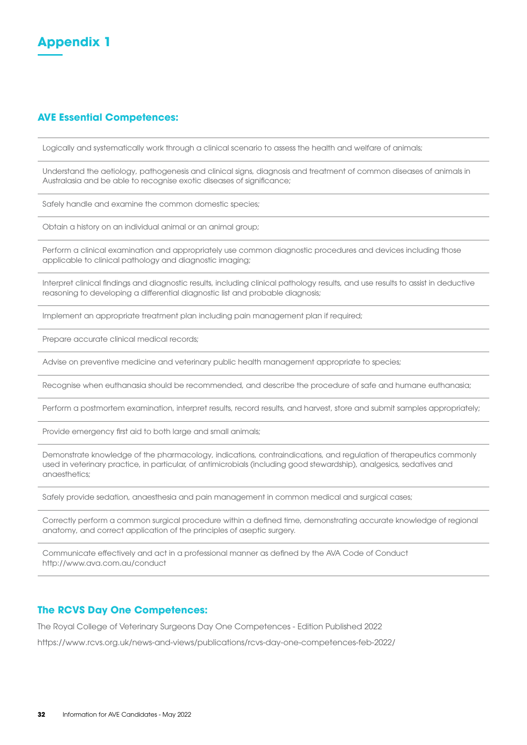# Appendix 1

## AVE Essential Competences:

- Logically and systematically work through a clinical scenario to assess the health and welfare of animals;
- Understand the aetiology, pathogenesis and clinical signs, diagnosis and treatment of common diseases of animals in Australasia and be able to recognise exotic diseases of significance;
- Safely handle and examine the common domestic species;
- Obtain a history on an individual animal or an animal group;
- Perform a clinical examination and appropriately use common diagnostic procedures and devices including those applicable to clinical pathology and diagnostic imaging;
- Interpret clinical findings and diagnostic results, including clinical pathology results, and use results to assist in deductive reasoning to developing a differential diagnostic list and probable diagnosis;
- Implement an appropriate treatment plan including pain management plan if required;
- Prepare accurate clinical medical records;
- Advise on preventive medicine and veterinary public health management appropriate to species;
- Recognise when euthanasia should be recommended, and describe the procedure of safe and humane euthanasia;
- Perform a postmortem examination, interpret results, record results, and harvest, store and submit samples appropriately;
- Provide emergency first aid to both large and small animals;
- Demonstrate knowledge of the pharmacology, indications, contraindications, and regulation of therapeutics commonly used in veterinary practice, in particular, of antimicrobials (including good stewardship), analgesics, sedatives and anaesthetics;
- Safely provide sedation, anaesthesia and pain management in common medical and surgical cases;
- Correctly perform a common surgical procedure within a defined time, demonstrating accurate knowledge of regional anatomy, and correct application of the principles of aseptic surgery.
- Communicate effectively and act in a professional manner as defined by the AVA Code of Conduct http://www.ava.com.au/conduct

## The RCVS Day One Competences:

The Royal College of Veterinary Surgeons Day One Competences - Edition Published 2022

https://www.rcvs.org.uk/news-and-views/publications/rcvs-day-one-competences-feb-2022/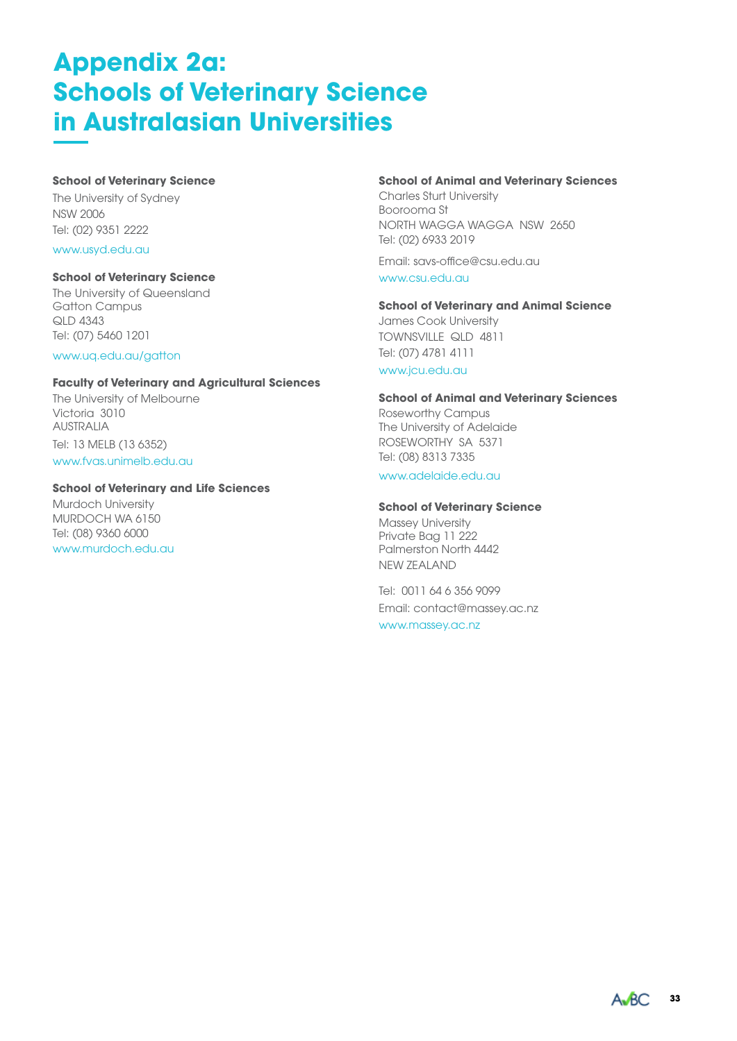# Appendix 2a: Schools of Veterinary Science in Australasian Universities

**School of Veterinary Science**
The University of Sydney
NSW 2006
Tel: (02) 9351 2222

www.usyd.edu.au

**School of Veterinary Science**
The University of Queensland
Gatton Campus
QLD 4343
Tel: (07) 5460 1201

www.uq.edu.au/gatton

**Faculty of Veterinary and Agricultural Sciences**
The University of Melbourne
Victoria 3010
AUSTRALIA

Tel: 13 MELB (13 6352)
www.fvas.unimelb.edu.au

**School of Veterinary and Life Sciences**
Murdoch University
MURDOCH WA 6150
Tel: (08) 9360 6000
www.murdoch.edu.au

**School of Animal and Veterinary Sciences**
Charles Sturt University
Boorooma St
NORTH WAGGA WAGGA NSW 2650
Tel: (02) 6933 2019

Email: savs-office@csu.edu.au
www.csu.edu.au

**School of Veterinary and Animal Science**
James Cook University
TOWNSVILLE QLD 4811
Tel: (07) 4781 4111

www.jcu.edu.au

**School of Animal and Veterinary Sciences**
Roseworthy Campus
The University of Adelaide
ROSEWORTHY SA 5371
Tel: (08) 8313 7335

www.adelaide.edu.au

**School of Veterinary Science**
Massey University
Private Bag 11 222
Palmerston North 4442
NEW ZEALAND

Tel: 0011 64 6 356 9099
Email: contact@massey.ac.nz
www.massey.ac.nz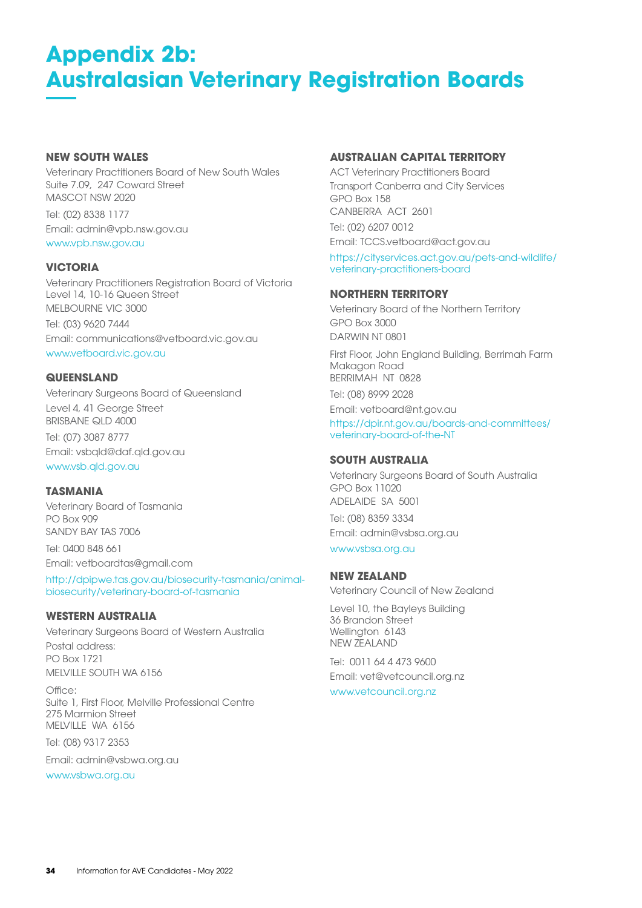# Appendix 2b: Australasian Veterinary Registration Boards

### NEW SOUTH WALES

Veterinary Practitioners Board of New South Wales
Suite 7.09, 247 Coward Street
MASCOT NSW 2020

Tel: (02) 8338 1177

Email: admin@vpb.nsw.gov.au

www.vpb.nsw.gov.au

### VICTORIA

Veterinary Practitioners Registration Board of Victoria
Level 14, 10-16 Queen Street
MELBOURNE VIC 3000

Tel: (03) 9620 7444

Email: communications@vetboard.vic.gov.au

www.vetboard.vic.gov.au

### QUEENSLAND

Veterinary Surgeons Board of Queensland
Level 4, 41 George Street
BRISBANE QLD 4000

Tel: (07) 3087 8777

Email: vsbqld@daf.qld.gov.au

www.vsb.qld.gov.au

### TASMANIA

Veterinary Board of Tasmania
PO Box 909
SANDY BAY TAS 7006

Tel: 0400 848 661

Email: vetboardtas@gmail.com

http://dpipwe.tas.gov.au/biosecurity-tasmania/animal-biosecurity/veterinary-board-of-tasmania

### WESTERN AUSTRALIA

Veterinary Surgeons Board of Western Australia

Postal address:
PO Box 1721
MELVILLE SOUTH WA 6156

Office:
Suite 1, First Floor, Melville Professional Centre
275 Marmion Street
MELVILLE WA 6156

Tel: (08) 9317 2353

Email: admin@vsbwa.org.au

www.vsbwa.org.au

### AUSTRALIAN CAPITAL TERRITORY

ACT Veterinary Practitioners Board
Transport Canberra and City Services
GPO Box 158
CANBERRA ACT 2601

Tel: (02) 6207 0012

Email: TCCS.vetboard@act.gov.au

https://cityservices.act.gov.au/pets-and-wildlife/veterinary-practitioners-board

### NORTHERN TERRITORY

Veterinary Board of the Northern Territory
GPO Box 3000
DARWIN NT 0801

First Floor, John England Building, Berrimah Farm
Makagon Road
BERRIMAH NT 0828

Tel: (08) 8999 2028

Email: vetboard@nt.gov.au

https://dpir.nt.gov.au/boards-and-committees/veterinary-board-of-the-NT

### SOUTH AUSTRALIA

Veterinary Surgeons Board of South Australia
GPO Box 11020
ADELAIDE SA 5001

Tel: (08) 8359 3334

Email: admin@vsbsa.org.au

www.vsbsa.org.au

### NEW ZEALAND

Veterinary Council of New Zealand

Level 10, the Bayleys Building
36 Brandon Street
Wellington 6143
NEW ZEALAND

Tel: 0011 64 4 473 9600

Email: vet@vetcouncil.org.nz

www.vetcouncil.org.nz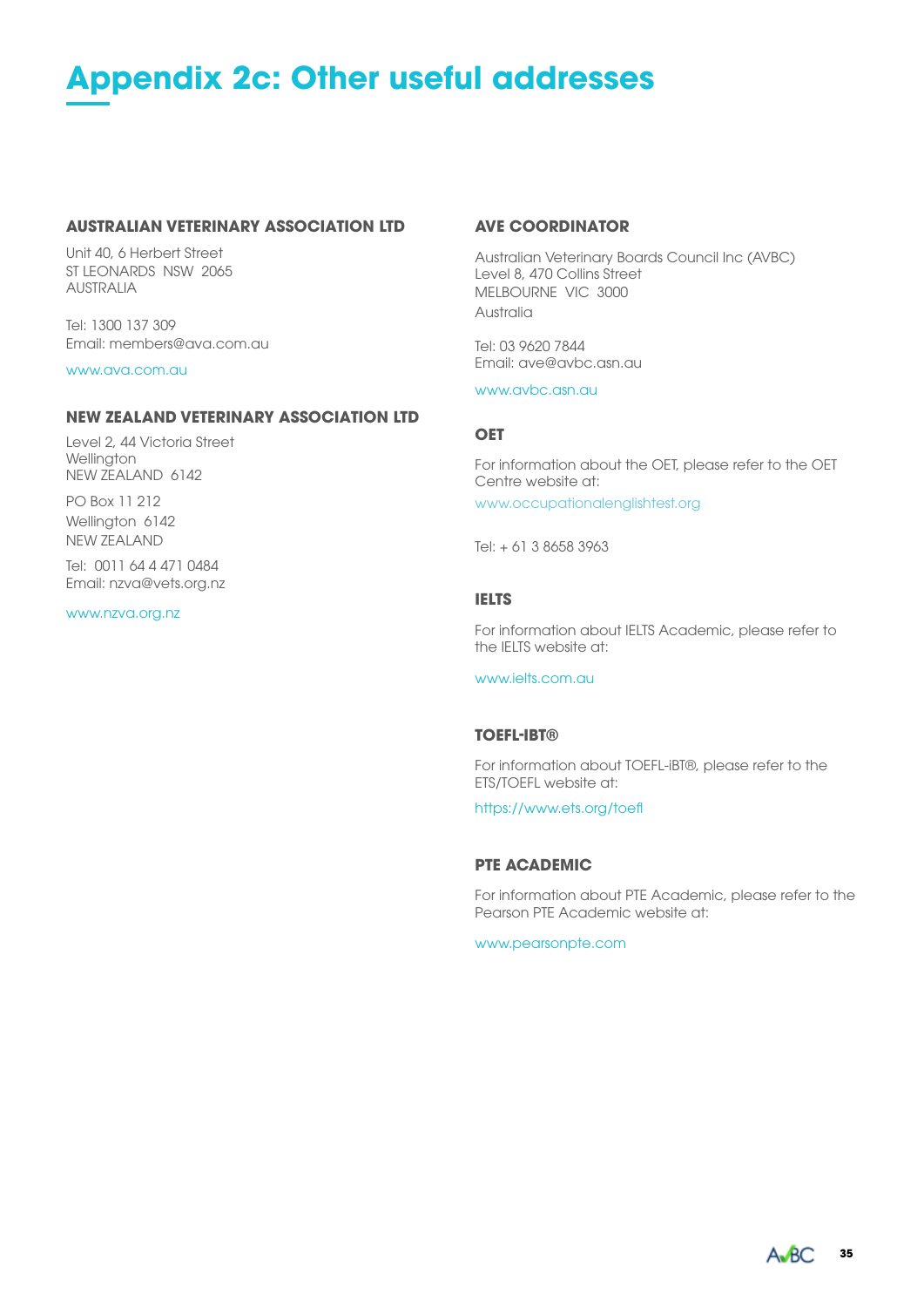# Appendix 2c: Other useful addresses

### AUSTRALIAN VETERINARY ASSOCIATION LTD

Unit 40, 6 Herbert Street
ST LEONARDS NSW 2065
AUSTRALIA

Tel: 1300 137 309
Email: members@ava.com.au

www.ava.com.au

### NEW ZEALAND VETERINARY ASSOCIATION LTD

Level 2, 44 Victoria Street
Wellington
NEW ZEALAND 6142

PO Box 11 212
Wellington 6142
NEW ZEALAND

Tel: 0011 64 4 471 0484
Email: nzva@vets.org.nz

www.nzva.org.nz

### AVE COORDINATOR

Australian Veterinary Boards Council Inc (AVBC)
Level 8, 470 Collins Street
MELBOURNE VIC 3000
Australia

Tel: 03 9620 7844
Email: ave@avbc.asn.au

www.avbc.asn.au

### OET

For information about the OET, please refer to the OET Centre website at:

www.occupationalenglishtest.org

Tel: + 61 3 8658 3963

### IELTS

For information about IELTS Academic, please refer to the IELTS website at:

www.ielts.com.au

### TOEFL-IBT®

For information about TOEFL-iBT®, please refer to the ETS/TOEFL website at:

https://www.ets.org/toefl

### PTE ACADEMIC

For information about PTE Academic, please refer to the Pearson PTE Academic website at:

www.pearsonpte.com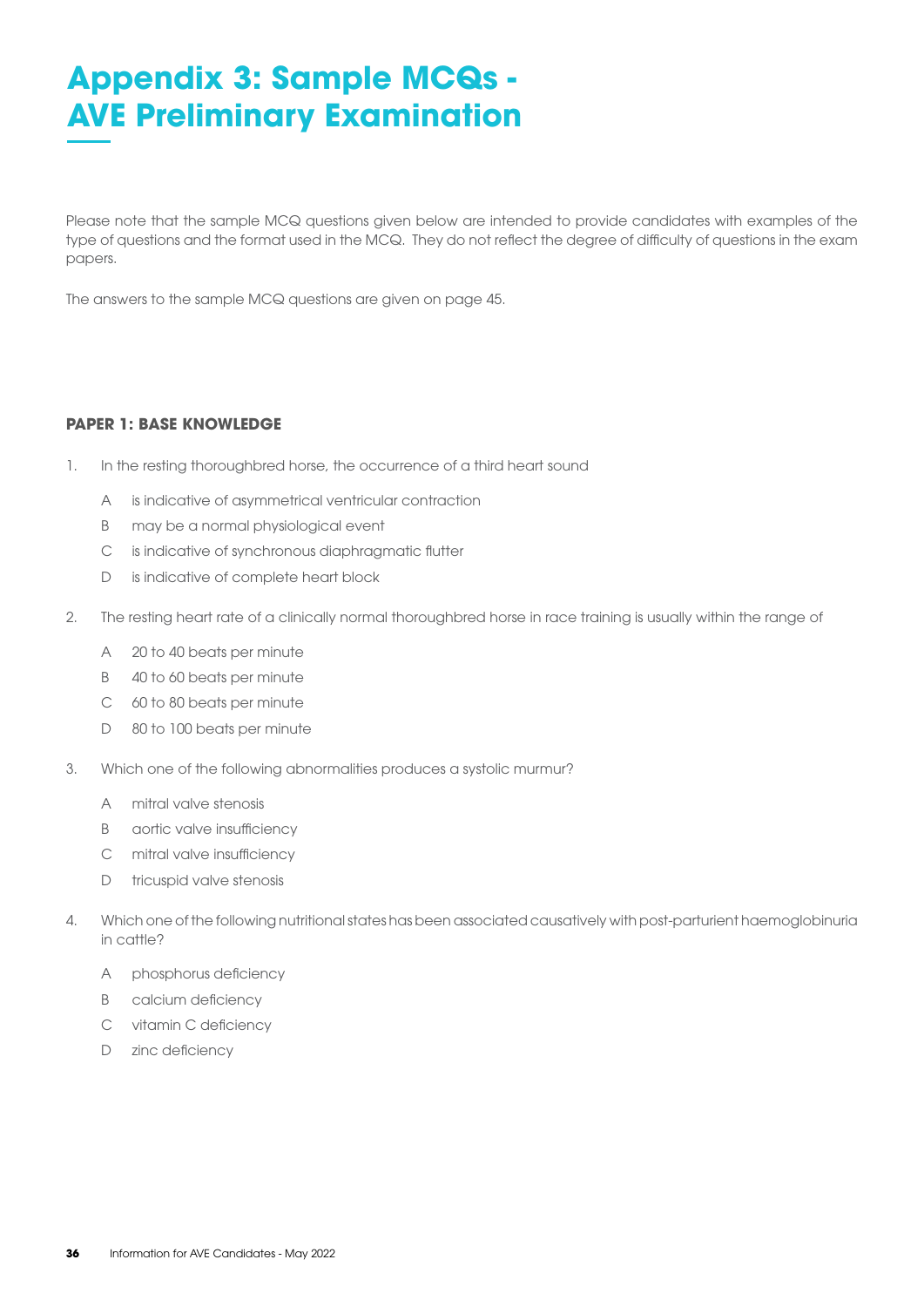# Appendix 3: Sample MCQs - AVE Preliminary Examination

Please note that the sample MCQ questions given below are intended to provide candidates with examples of the type of questions and the format used in the MCQ. They do not reflect the degree of difficulty of questions in the exam papers.

The answers to the sample MCQ questions are given on page 45.

**PAPER 1: BASE KNOWLEDGE**

1. In the resting thoroughbred horse, the occurrence of a third heart sound

   A is indicative of asymmetrical ventricular contraction

   B may be a normal physiological event

   C is indicative of synchronous diaphragmatic flutter

   D is indicative of complete heart block

2. The resting heart rate of a clinically normal thoroughbred horse in race training is usually within the range of

   A 20 to 40 beats per minute

   B 40 to 60 beats per minute

   C 60 to 80 beats per minute

   D 80 to 100 beats per minute

3. Which one of the following abnormalities produces a systolic murmur?

   A mitral valve stenosis

   B aortic valve insufficiency

   C mitral valve insufficiency

   D tricuspid valve stenosis

4. Which one of the following nutritional states has been associated causatively with post-parturient haemoglobinuria in cattle?

   A phosphorus deficiency

   B calcium deficiency

   C vitamin C deficiency

   D zinc deficiency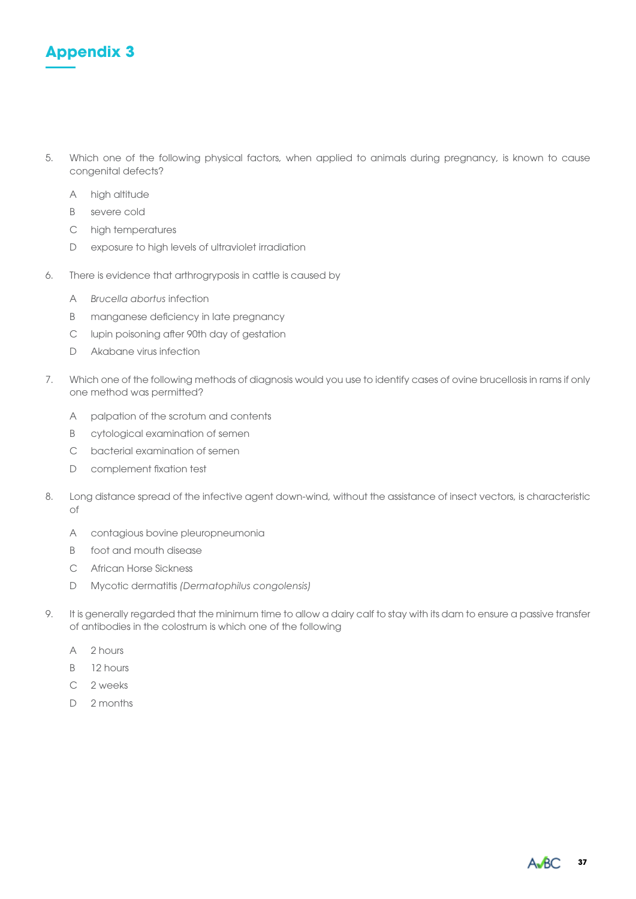# Appendix 3

5. Which one of the following physical factors, when applied to animals during pregnancy, is known to cause congenital defects?

   A high altitude
   
   B severe cold
   
   C high temperatures
   
   D exposure to high levels of ultraviolet irradiation

6. There is evidence that arthrogryposis in cattle is caused by

   A *Brucella abortus* infection
   
   B manganese deficiency in late pregnancy
   
   C lupin poisoning after 90th day of gestation
   
   D Akabane virus infection

7. Which one of the following methods of diagnosis would you use to identify cases of ovine brucellosis in rams if only one method was permitted?

   A palpation of the scrotum and contents
   
   B cytological examination of semen
   
   C bacterial examination of semen
   
   D complement fixation test

8. Long distance spread of the infective agent down-wind, without the assistance of insect vectors, is characteristic of

   A contagious bovine pleuropneumonia
   
   B foot and mouth disease
   
   C African Horse Sickness
   
   D Mycotic dermatitis *(Dermatophilus congolensis)*

9. It is generally regarded that the minimum time to allow a dairy calf to stay with its dam to ensure a passive transfer of antibodies in the colostrum is which one of the following

   A 2 hours
   
   B 12 hours
   
   C 2 weeks
   
   D 2 months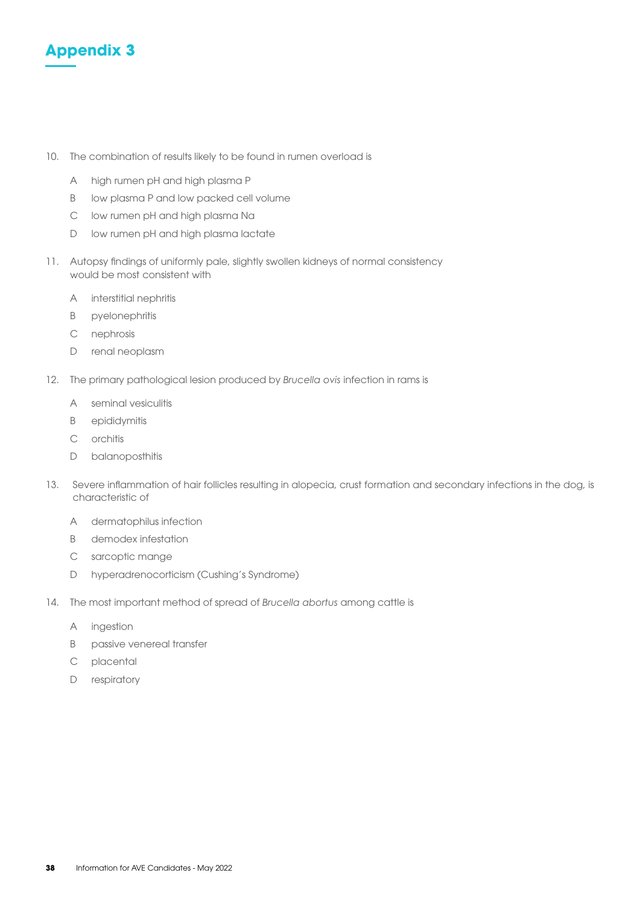## Appendix 3

10. The combination of results likely to be found in rumen overload is

    A high rumen pH and high plasma P

    B low plasma P and low packed cell volume

    C low rumen pH and high plasma Na

    D low rumen pH and high plasma lactate

11. Autopsy findings of uniformly pale, slightly swollen kidneys of normal consistency would be most consistent with

    A interstitial nephritis

    B pyelonephritis

    C nephrosis

    D renal neoplasm

12. The primary pathological lesion produced by *Brucella ovis* infection in rams is

    A seminal vesiculitis

    B epididymitis

    C orchitis

    D balanoposthitis

13. Severe inflammation of hair follicles resulting in alopecia, crust formation and secondary infections in the dog, is characteristic of

    A dermatophilus infection

    B demodex infestation

    C sarcoptic mange

    D hyperadrenocorticism (Cushing's Syndrome)

14. The most important method of spread of *Brucella abortus* among cattle is

    A ingestion

    B passive venereal transfer

    C placental

    D respiratory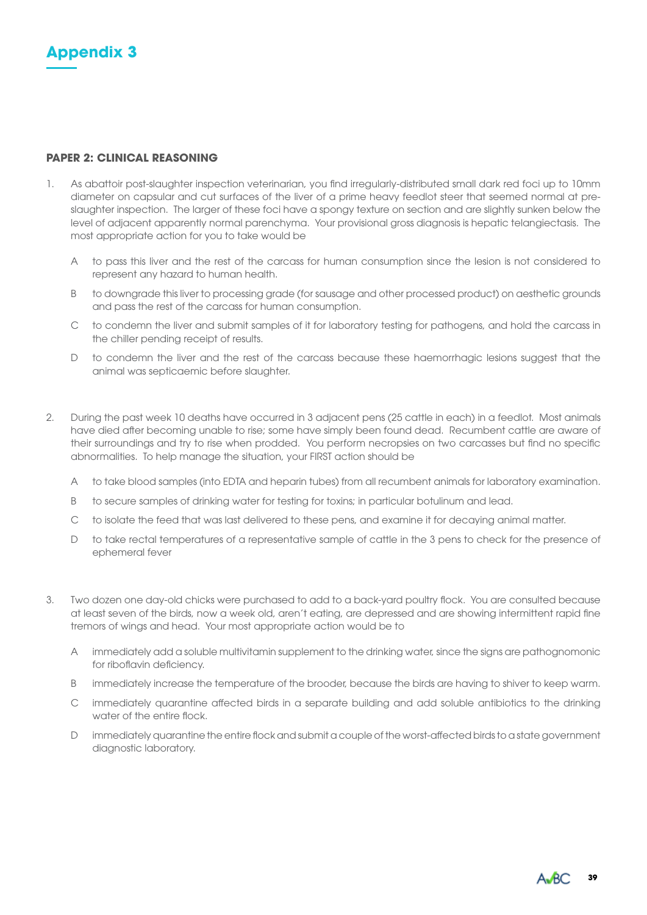# Appendix 3

**PAPER 2: CLINICAL REASONING**

1. As abattoir post-slaughter inspection veterinarian, you find irregularly-distributed small dark red foci up to 10mm diameter on capsular and cut surfaces of the liver of a prime heavy feedlot steer that seemed normal at pre-slaughter inspection. The larger of these foci have a spongy texture on section and are slightly sunken below the level of adjacent apparently normal parenchyma. Your provisional gross diagnosis is hepatic telangiectasis. The most appropriate action for you to take would be

   A to pass this liver and the rest of the carcass for human consumption since the lesion is not considered to represent any hazard to human health.

   B to downgrade this liver to processing grade (for sausage and other processed product) on aesthetic grounds and pass the rest of the carcass for human consumption.

   C to condemn the liver and submit samples of it for laboratory testing for pathogens, and hold the carcass in the chiller pending receipt of results.

   D to condemn the liver and the rest of the carcass because these haemorrhagic lesions suggest that the animal was septicaemic before slaughter.

2. During the past week 10 deaths have occurred in 3 adjacent pens (25 cattle in each) in a feedlot. Most animals have died after becoming unable to rise; some have simply been found dead. Recumbent cattle are aware of their surroundings and try to rise when prodded. You perform necropsies on two carcasses but find no specific abnormalities. To help manage the situation, your FIRST action should be

   A to take blood samples (into EDTA and heparin tubes) from all recumbent animals for laboratory examination.

   B to secure samples of drinking water for testing for toxins; in particular botulinum and lead.

   C to isolate the feed that was last delivered to these pens, and examine it for decaying animal matter.

   D to take rectal temperatures of a representative sample of cattle in the 3 pens to check for the presence of ephemeral fever

3. Two dozen one day-old chicks were purchased to add to a back-yard poultry flock. You are consulted because at least seven of the birds, now a week old, aren't eating, are depressed and are showing intermittent rapid fine tremors of wings and head. Your most appropriate action would be to

   A immediately add a soluble multivitamin supplement to the drinking water, since the signs are pathognomonic for riboflavin deficiency.

   B immediately increase the temperature of the brooder, because the birds are having to shiver to keep warm.

   C immediately quarantine affected birds in a separate building and add soluble antibiotics to the drinking water of the entire flock.

   D immediately quarantine the entire flock and submit a couple of the worst-affected birds to a state government diagnostic laboratory.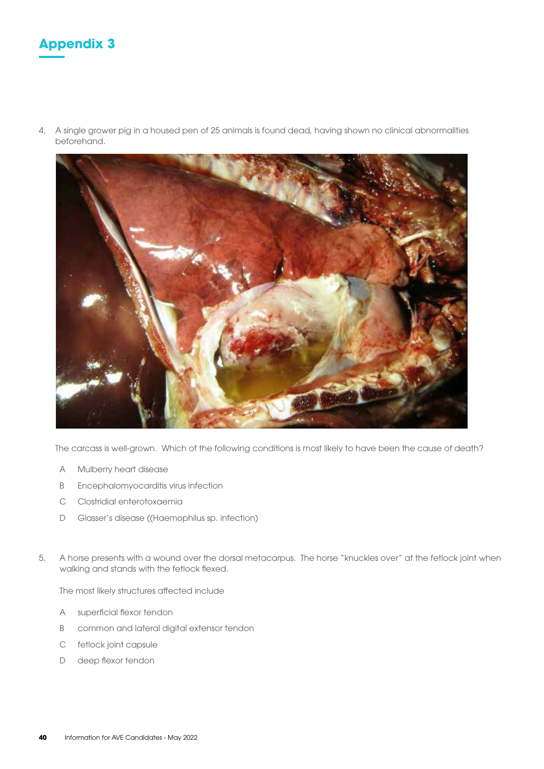## Appendix 3

4. A single grower pig in a housed pen of 25 animals is found dead, having shown no clinical abnormalities beforehand.

   The carcass is well-grown. Which of the following conditions is most likely to have been the cause of death?

   A Mulberry heart disease

   B Encephalomyocarditis virus infection

   C Clostridial enterotoxaemia

   D Glasser's disease ((Haemophilus sp. infection)

5. A horse presents with a wound over the dorsal metacarpus. The horse "knuckles over" at the fetlock joint when walking and stands with the fetlock flexed.

   The most likely structures affected include

   A superficial flexor tendon

   B common and lateral digital extensor tendon

   C fetlock joint capsule

   D deep flexor tendon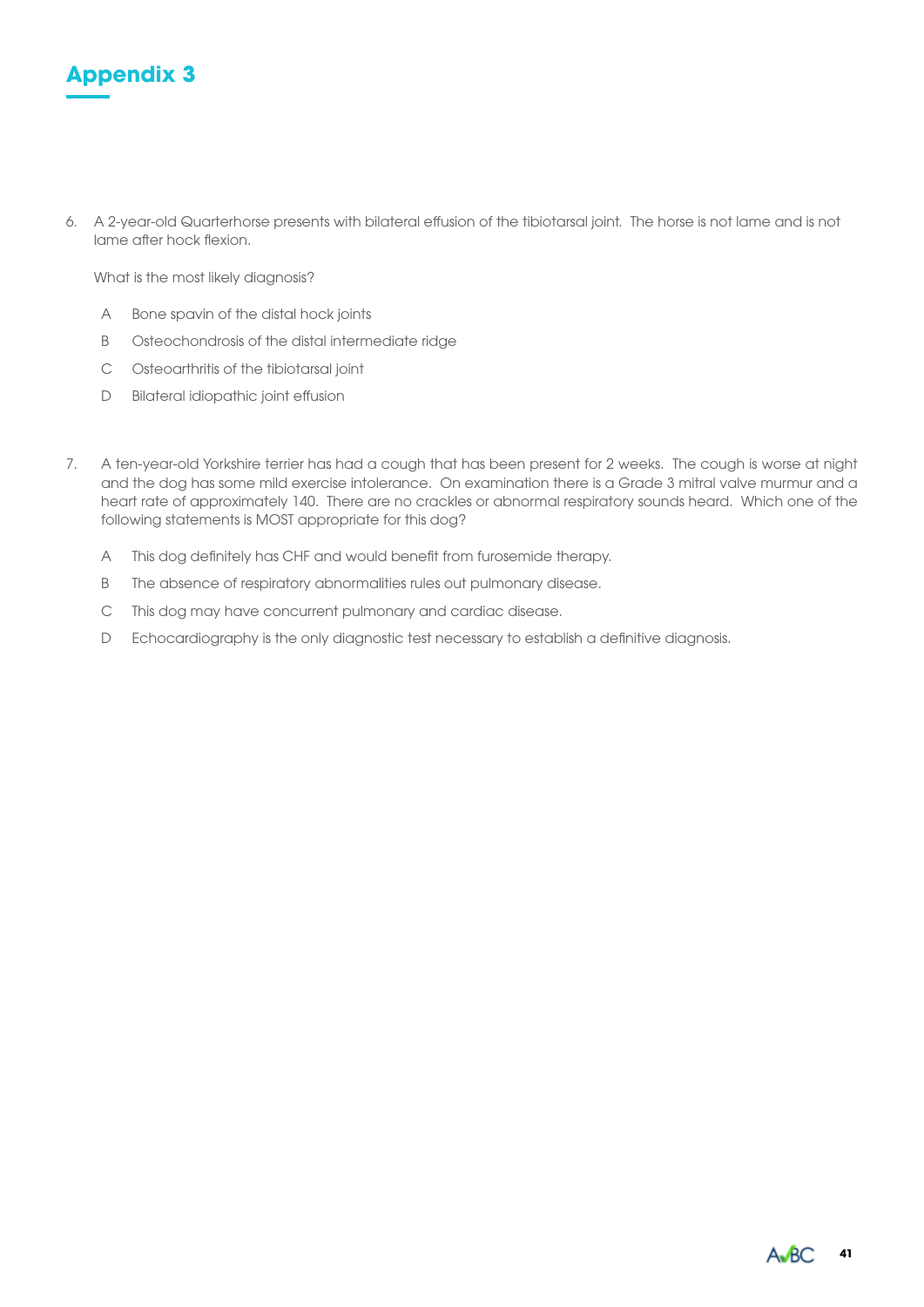## Appendix 3

6. A 2-year-old Quarterhorse presents with bilateral effusion of the tibiotarsal joint. The horse is not lame and is not lame after hock flexion.

   What is the most likely diagnosis?

   A Bone spavin of the distal hock joints

   B Osteochondrosis of the distal intermediate ridge

   C Osteoarthritis of the tibiotarsal joint

   D Bilateral idiopathic joint effusion

7. A ten-year-old Yorkshire terrier has had a cough that has been present for 2 weeks. The cough is worse at night and the dog has some mild exercise intolerance. On examination there is a Grade 3 mitral valve murmur and a heart rate of approximately 140. There are no crackles or abnormal respiratory sounds heard. Which one of the following statements is MOST appropriate for this dog?

   A This dog definitely has CHF and would benefit from furosemide therapy.

   B The absence of respiratory abnormalities rules out pulmonary disease.

   C This dog may have concurrent pulmonary and cardiac disease.

   D Echocardiography is the only diagnostic test necessary to establish a definitive diagnosis.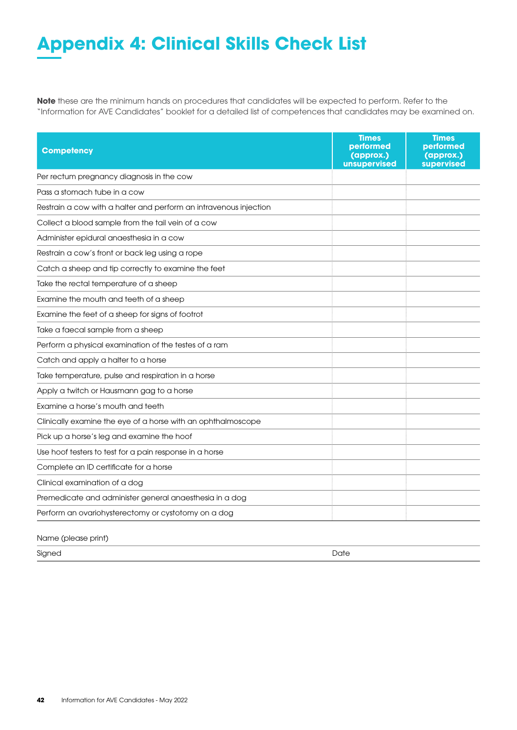# Appendix 4: Clinical Skills Check List

**Note** these are the minimum hands on procedures that candidates will be expected to perform. Refer to the "Information for AVE Candidates" booklet for a detailed list of competences that candidates may be examined on.

| Competency | Times performed (approx.) unsupervised | Times performed (approx.) supervised |
|---|---|---|
| Per rectum pregnancy diagnosis in the cow | | |
| Pass a stomach tube in a cow | | |
| Restrain a cow with a halter and perform an intravenous injection | | |
| Collect a blood sample from the tail vein of a cow | | |
| Administer epidural anaesthesia in a cow | | |
| Restrain a cow's front or back leg using a rope | | |
| Catch a sheep and tip correctly to examine the feet | | |
| Take the rectal temperature of a sheep | | |
| Examine the mouth and teeth of a sheep | | |
| Examine the feet of a sheep for signs of footrot | | |
| Take a faecal sample from a sheep | | |
| Perform a physical examination of the testes of a ram | | |
| Catch and apply a halter to a horse | | |
| Take temperature, pulse and respiration in a horse | | |
| Apply a twitch or Hausmann gag to a horse | | |
| Examine a horse's mouth and teeth | | |
| Clinically examine the eye of a horse with an ophthalmoscope | | |
| Pick up a horse's leg and examine the hoof | | |
| Use hoof testers to test for a pain response in a horse | | |
| Complete an ID certificate for a horse | | |
| Clinical examination of a dog | | |
| Premedicate and administer general anaesthesia in a dog | | |
| Perform an ovariohysterectomy or cystotomy on a dog | | |

Name (please print)

Signed Date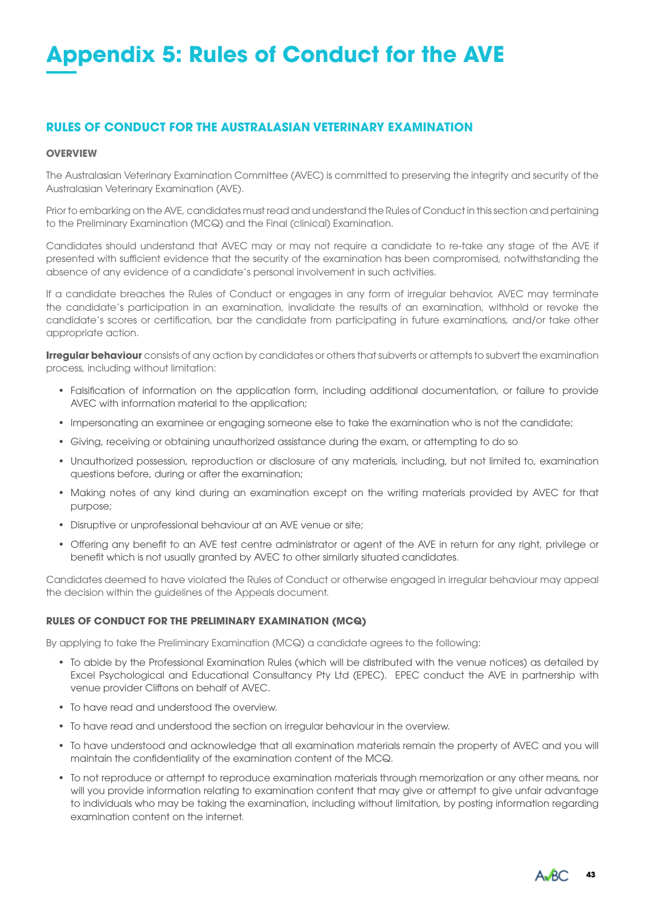# Appendix 5: Rules of Conduct for the AVE

## RULES OF CONDUCT FOR THE AUSTRALASIAN VETERINARY EXAMINATION

### OVERVIEW

The Australasian Veterinary Examination Committee (AVEC) is committed to preserving the integrity and security of the Australasian Veterinary Examination (AVE).

Prior to embarking on the AVE, candidates must read and understand the Rules of Conduct in this section and pertaining to the Preliminary Examination (MCQ) and the Final (clinical) Examination.

Candidates should understand that AVEC may or may not require a candidate to re-take any stage of the AVE if presented with sufficient evidence that the security of the examination has been compromised, notwithstanding the absence of any evidence of a candidate's personal involvement in such activities.

If a candidate breaches the Rules of Conduct or engages in any form of irregular behavior, AVEC may terminate the candidate's participation in an examination, invalidate the results of an examination, withhold or revoke the candidate's scores or certification, bar the candidate from participating in future examinations, and/or take other appropriate action.

**Irregular behaviour** consists of any action by candidates or others that subverts or attempts to subvert the examination process, including without limitation:

- Falsification of information on the application form, including additional documentation, or failure to provide AVEC with information material to the application;
- Impersonating an examinee or engaging someone else to take the examination who is not the candidate;
- Giving, receiving or obtaining unauthorized assistance during the exam, or attempting to do so
- Unauthorized possession, reproduction or disclosure of any materials, including, but not limited to, examination questions before, during or after the examination;
- Making notes of any kind during an examination except on the writing materials provided by AVEC for that purpose;
- Disruptive or unprofessional behaviour at an AVE venue or site;
- Offering any benefit to an AVE test centre administrator or agent of the AVE in return for any right, privilege or benefit which is not usually granted by AVEC to other similarly situated candidates.

Candidates deemed to have violated the Rules of Conduct or otherwise engaged in irregular behaviour may appeal the decision within the guidelines of the Appeals document.

### RULES OF CONDUCT FOR THE PRELIMINARY EXAMINATION (MCQ)

By applying to take the Preliminary Examination (MCQ) a candidate agrees to the following:

- To abide by the Professional Examination Rules (which will be distributed with the venue notices) as detailed by Excel Psychological and Educational Consultancy Pty Ltd (EPEC). EPEC conduct the AVE in partnership with venue provider Cliftons on behalf of AVEC.
- To have read and understood the overview.
- To have read and understood the section on irregular behaviour in the overview.
- To have understood and acknowledge that all examination materials remain the property of AVEC and you will maintain the confidentiality of the examination content of the MCQ.
- To not reproduce or attempt to reproduce examination materials through memorization or any other means, nor will you provide information relating to examination content that may give or attempt to give unfair advantage to individuals who may be taking the examination, including without limitation, by posting information regarding examination content on the internet.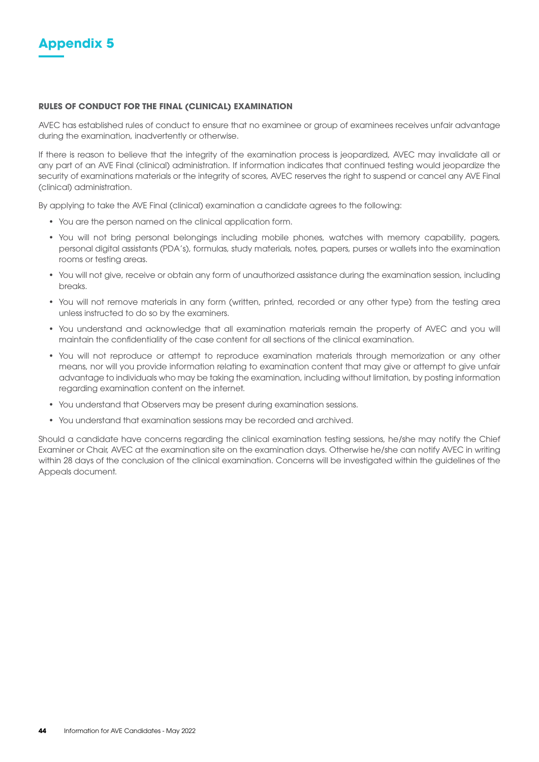# Appendix 5

**RULES OF CONDUCT FOR THE FINAL (CLINICAL) EXAMINATION**

AVEC has established rules of conduct to ensure that no examinee or group of examinees receives unfair advantage during the examination, inadvertently or otherwise.

If there is reason to believe that the integrity of the examination process is jeopardized, AVEC may invalidate all or any part of an AVE Final (clinical) administration. If information indicates that continued testing would jeopardize the security of examinations materials or the integrity of scores, AVEC reserves the right to suspend or cancel any AVE Final (clinical) administration.

By applying to take the AVE Final (clinical) examination a candidate agrees to the following:

- You are the person named on the clinical application form.
- You will not bring personal belongings including mobile phones, watches with memory capability, pagers, personal digital assistants (PDA's), formulas, study materials, notes, papers, purses or wallets into the examination rooms or testing areas.
- You will not give, receive or obtain any form of unauthorized assistance during the examination session, including breaks.
- You will not remove materials in any form (written, printed, recorded or any other type) from the testing area unless instructed to do so by the examiners.
- You understand and acknowledge that all examination materials remain the property of AVEC and you will maintain the confidentiality of the case content for all sections of the clinical examination.
- You will not reproduce or attempt to reproduce examination materials through memorization or any other means, nor will you provide information relating to examination content that may give or attempt to give unfair advantage to individuals who may be taking the examination, including without limitation, by posting information regarding examination content on the internet.
- You understand that Observers may be present during examination sessions.
- You understand that examination sessions may be recorded and archived.

Should a candidate have concerns regarding the clinical examination testing sessions, he/she may notify the Chief Examiner or Chair, AVEC at the examination site on the examination days. Otherwise he/she can notify AVEC in writing within 28 days of the conclusion of the clinical examination. Concerns will be investigated within the guidelines of the Appeals document.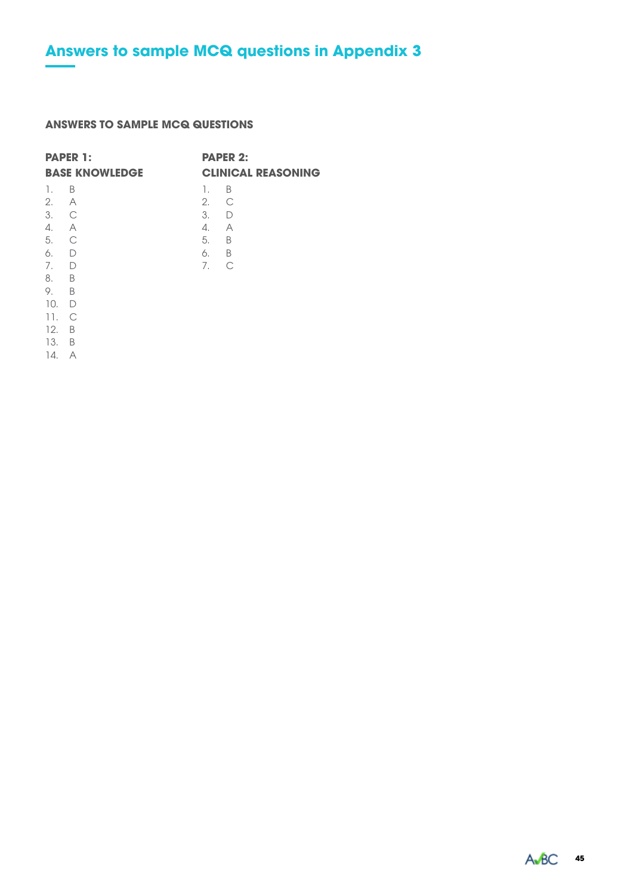# Answers to sample MCQ questions in Appendix 3

**ANSWERS TO SAMPLE MCQ QUESTIONS**

**PAPER 1:**
**BASE KNOWLEDGE**

1. B
2. A
3. C
4. A
5. C
6. D
7. D
8. B
9. B
10. D
11. C
12. B
13. B
14. A

**PAPER 2:**
**CLINICAL REASONING**

1. B
2. C
3. D
4. A
5. B
6. B
7. C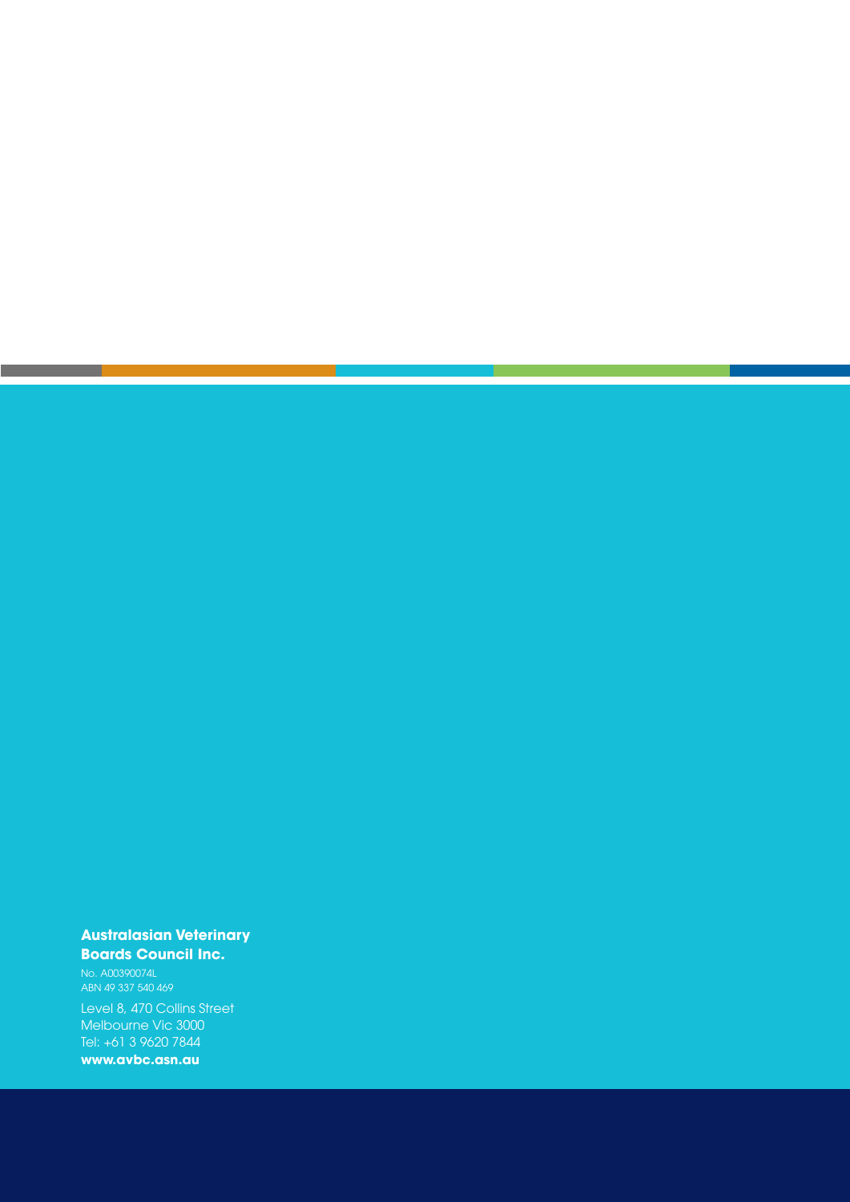**Australasian Veterinary Boards Council Inc.**

No. A00390074L
ABN 49 337 540 469

Level 8, 470 Collins Street
Melbourne Vic 3000
Tel: +61 3 9620 7844
**www.avbc.asn.au**